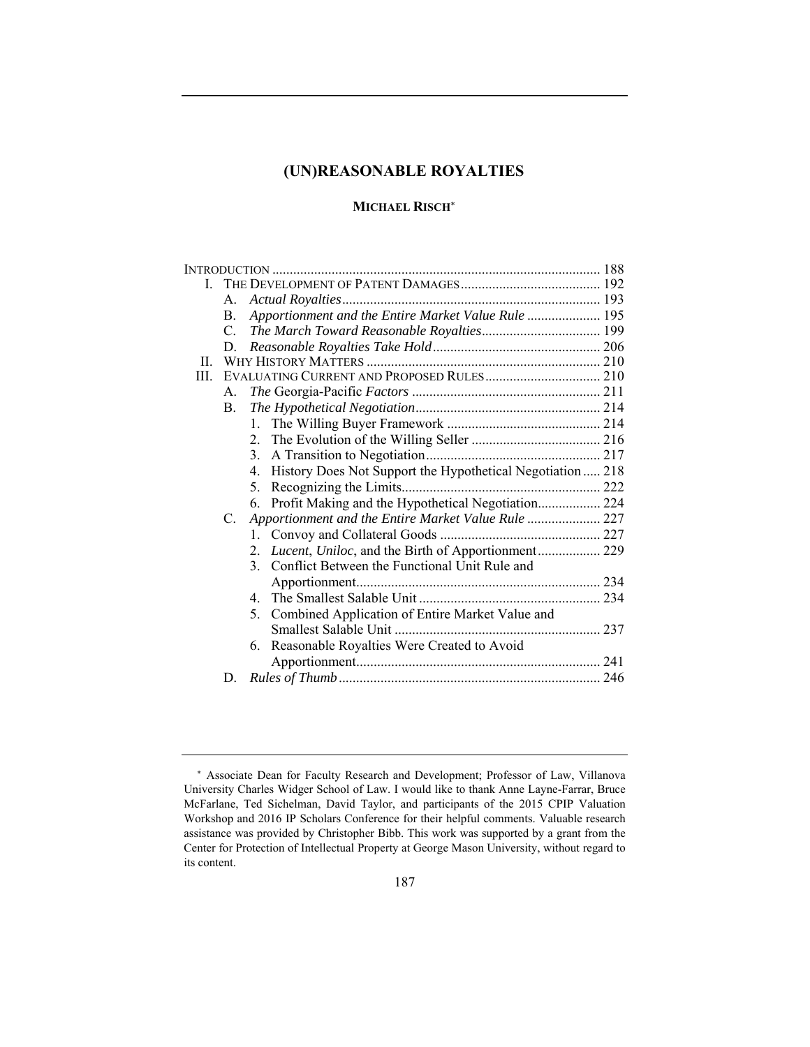# (UN)REASONABLE ROYALTIES

**MICHAEL RISCH***

INTRODUCTION ............................................................................................. 188

I. THE DEVELOPMENT OF PATENT DAMAGES........................................ 192
   - A. *Actual Royalties*........................................................................... 193
   - B. *Apportionment and the Entire Market Value Rule* ..................... 195
   - C. *The March Toward Reasonable Royalties*.................................. 199
   - D. *Reasonable Royalties Take Hold*................................................ 206

II. WHY HISTORY MATTERS ................................................................... 210

III. EVALUATING CURRENT AND PROPOSED RULES................................. 210
   - A. *The* Georgia-Pacific *Factors* ...................................................... 211
   - B. *The Hypothetical Negotiation*..................................................... 214
     1. The Willing Buyer Framework ............................................ 214
     2. The Evolution of the Willing Seller ..................................... 216
     3. A Transition to Negotiation.................................................. 217
     4. History Does Not Support the Hypothetical Negotiation ..... 218
     5. Recognizing the Limits......................................................... 222
     6. Profit Making and the Hypothetical Negotiation.................. 224
   - C. *Apportionment and the Entire Market Value Rule* ..................... 227
     1. Convoy and Collateral Goods .............................................. 227
     2. *Lucent*, *Uniloc*, and the Birth of Apportionment.................. 229
     3. Conflict Between the Functional Unit Rule and Apportionment...................................................................... 234
     4. The Smallest Salable Unit .................................................... 234
     5. Combined Application of Entire Market Value and Smallest Salable Unit ........................................................... 237
     6. Reasonable Royalties Were Created to Avoid Apportionment...................................................................... 241
   - D. *Rules of Thumb*........................................................................... 246

---

\* Associate Dean for Faculty Research and Development; Professor of Law, Villanova University Charles Widger School of Law. I would like to thank Anne Layne-Farrar, Bruce McFarlane, Ted Sichelman, David Taylor, and participants of the 2015 CPIP Valuation Workshop and 2016 IP Scholars Conference for their helpful comments. Valuable research assistance was provided by Christopher Bibb. This work was supported by a grant from the Center for Protection of Intellectual Property at George Mason University, without regard to its content.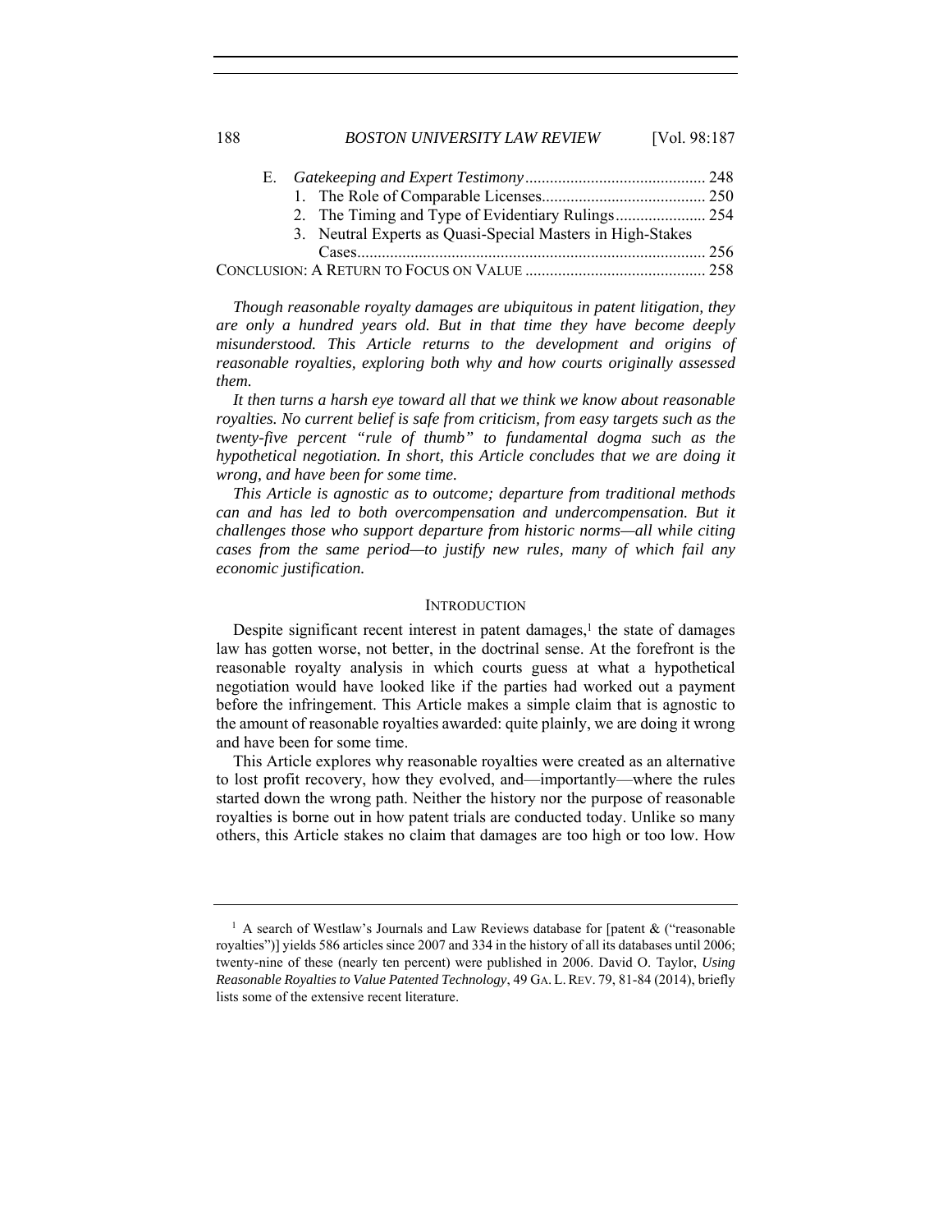E. *Gatekeeping and Expert Testimony* ........................................... 248
   1. The Role of Comparable Licenses........................................ 250
   2. The Timing and Type of Evidentiary Rulings...................... 254
   3. Neutral Experts as Quasi-Special Masters in High-Stakes Cases.................................................................................... 256

CONCLUSION: A RETURN TO FOCUS ON VALUE ............................................ 258

*Though reasonable royalty damages are ubiquitous in patent litigation, they are only a hundred years old. But in that time they have become deeply misunderstood. This Article returns to the development and origins of reasonable royalties, exploring both why and how courts originally assessed them.*

*It then turns a harsh eye toward all that we think we know about reasonable royalties. No current belief is safe from criticism, from easy targets such as the twenty-five percent "rule of thumb" to fundamental dogma such as the hypothetical negotiation. In short, this Article concludes that we are doing it wrong, and have been for some time.*

*This Article is agnostic as to outcome; departure from traditional methods can and has led to both overcompensation and undercompensation. But it challenges those who support departure from historic norms—all while citing cases from the same period—to justify new rules, many of which fail any economic justification.*

## INTRODUCTION

Despite significant recent interest in patent damages,[1] the state of damages law has gotten worse, not better, in the doctrinal sense. At the forefront is the reasonable royalty analysis in which courts guess at what a hypothetical negotiation would have looked like if the parties had worked out a payment before the infringement. This Article makes a simple claim that is agnostic to the amount of reasonable royalties awarded: quite plainly, we are doing it wrong and have been for some time.

This Article explores why reasonable royalties were created as an alternative to lost profit recovery, how they evolved, and—importantly—where the rules started down the wrong path. Neither the history nor the purpose of reasonable royalties is borne out in how patent trials are conducted today. Unlike so many others, this Article stakes no claim that damages are too high or too low. How

---

[1] A search of Westlaw's Journals and Law Reviews database for [patent & ("reasonable royalties")] yields 586 articles since 2007 and 334 in the history of all its databases until 2006; twenty-nine of these (nearly ten percent) were published in 2006. David O. Taylor, *Using Reasonable Royalties to Value Patented Technology*, 49 GA. L. REV. 79, 81-84 (2014), briefly lists some of the extensive recent literature.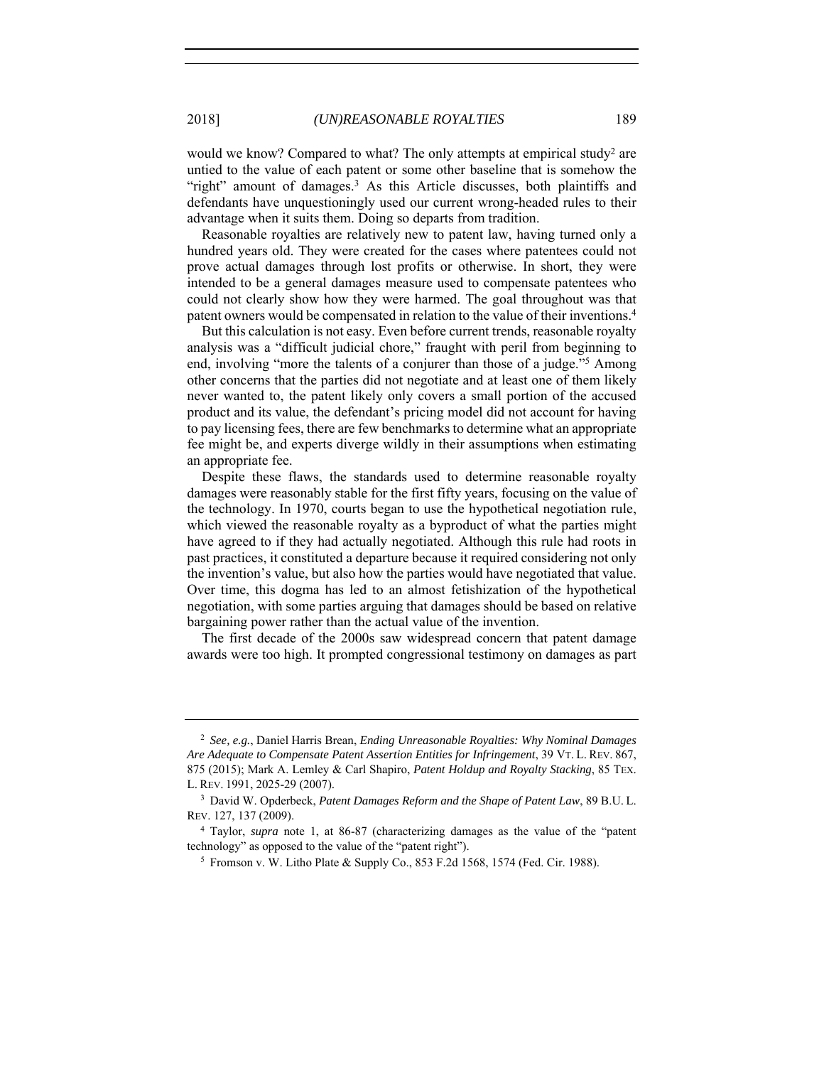would we know? Compared to what? The only attempts at empirical study[2] are untied to the value of each patent or some other baseline that is somehow the "right" amount of damages.[3] As this Article discusses, both plaintiffs and defendants have unquestioningly used our current wrong-headed rules to their advantage when it suits them. Doing so departs from tradition.

Reasonable royalties are relatively new to patent law, having turned only a hundred years old. They were created for the cases where patentees could not prove actual damages through lost profits or otherwise. In short, they were intended to be a general damages measure used to compensate patentees who could not clearly show how they were harmed. The goal throughout was that patent owners would be compensated in relation to the value of their inventions.[4]

But this calculation is not easy. Even before current trends, reasonable royalty analysis was a "difficult judicial chore," fraught with peril from beginning to end, involving "more the talents of a conjurer than those of a judge."[5] Among other concerns that the parties did not negotiate and at least one of them likely never wanted to, the patent likely only covers a small portion of the accused product and its value, the defendant's pricing model did not account for having to pay licensing fees, there are few benchmarks to determine what an appropriate fee might be, and experts diverge wildly in their assumptions when estimating an appropriate fee.

Despite these flaws, the standards used to determine reasonable royalty damages were reasonably stable for the first fifty years, focusing on the value of the technology. In 1970, courts began to use the hypothetical negotiation rule, which viewed the reasonable royalty as a byproduct of what the parties might have agreed to if they had actually negotiated. Although this rule had roots in past practices, it constituted a departure because it required considering not only the invention's value, but also how the parties would have negotiated that value. Over time, this dogma has led to an almost fetishization of the hypothetical negotiation, with some parties arguing that damages should be based on relative bargaining power rather than the actual value of the invention.

The first decade of the 2000s saw widespread concern that patent damage awards were too high. It prompted congressional testimony on damages as part

---

[2] *See, e.g.*, Daniel Harris Brean, *Ending Unreasonable Royalties: Why Nominal Damages Are Adequate to Compensate Patent Assertion Entities for Infringement*, 39 VT. L. REV. 867, 875 (2015); Mark A. Lemley & Carl Shapiro, *Patent Holdup and Royalty Stacking*, 85 TEX. L. REV. 1991, 2025-29 (2007).

[3] David W. Opderbeck, *Patent Damages Reform and the Shape of Patent Law*, 89 B.U. L. REV. 127, 137 (2009).

[4] Taylor, *supra* note 1, at 86-87 (characterizing damages as the value of the "patent technology" as opposed to the value of the "patent right").

[5] Fromson v. W. Litho Plate & Supply Co., 853 F.2d 1568, 1574 (Fed. Cir. 1988).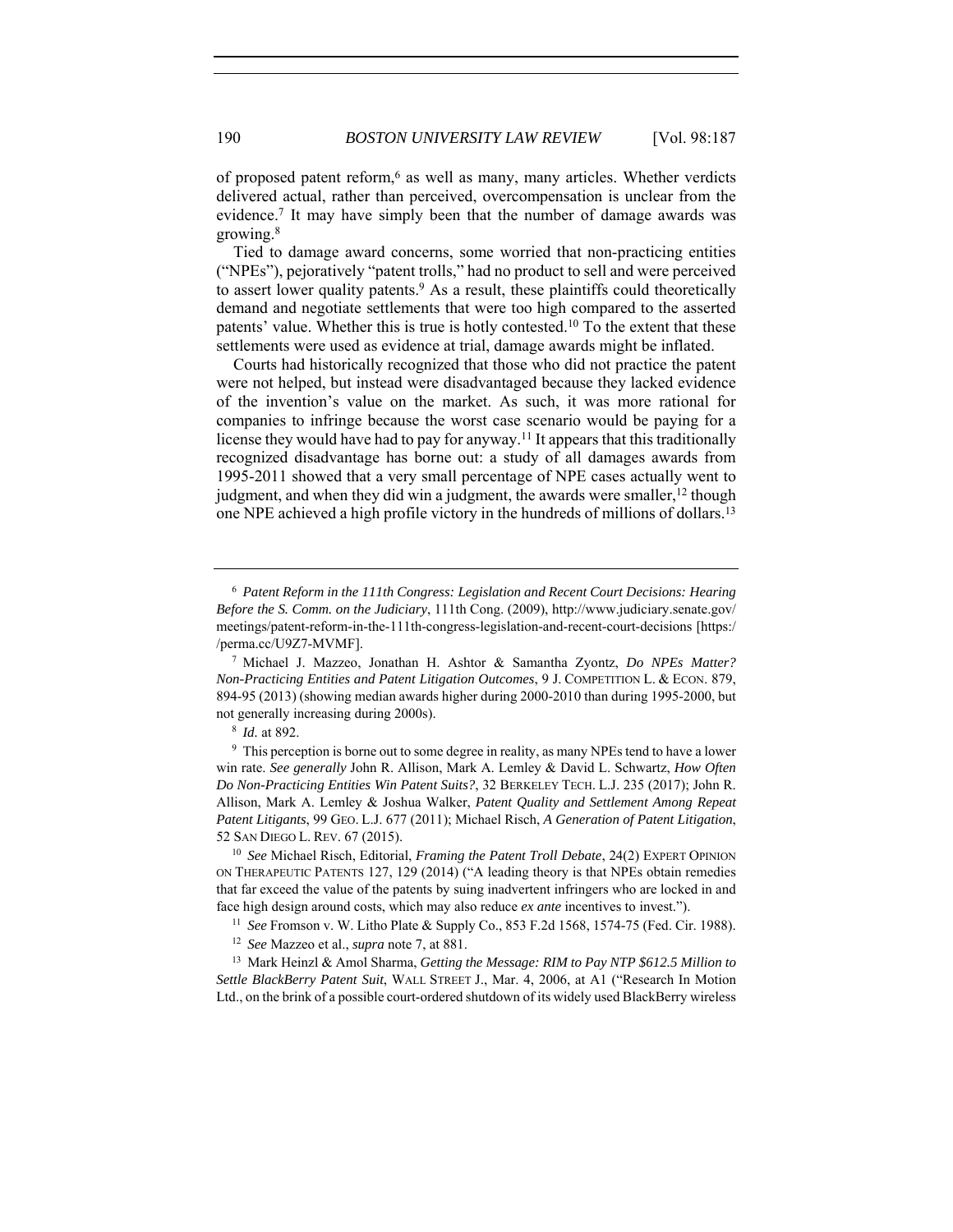of proposed patent reform,[6] as well as many, many articles. Whether verdicts delivered actual, rather than perceived, overcompensation is unclear from the evidence.[7] It may have simply been that the number of damage awards was growing.[8]

Tied to damage award concerns, some worried that non-practicing entities ("NPEs"), pejoratively "patent trolls," had no product to sell and were perceived to assert lower quality patents.[9] As a result, these plaintiffs could theoretically demand and negotiate settlements that were too high compared to the asserted patents' value. Whether this is true is hotly contested.[10] To the extent that these settlements were used as evidence at trial, damage awards might be inflated.

Courts had historically recognized that those who did not practice the patent were not helped, but instead were disadvantaged because they lacked evidence of the invention's value on the market. As such, it was more rational for companies to infringe because the worst case scenario would be paying for a license they would have had to pay for anyway.[11] It appears that this traditionally recognized disadvantage has borne out: a study of all damages awards from 1995-2011 showed that a very small percentage of NPE cases actually went to judgment, and when they did win a judgment, the awards were smaller,[12] though one NPE achieved a high profile victory in the hundreds of millions of dollars.[13]

---

[6] *Patent Reform in the 111th Congress: Legislation and Recent Court Decisions: Hearing Before the S. Comm. on the Judiciary*, 111th Cong. (2009), http://www.judiciary.senate.gov/meetings/patent-reform-in-the-111th-congress-legislation-and-recent-court-decisions [https://perma.cc/U9Z7-MVMF].

[7] Michael J. Mazzeo, Jonathan H. Ashtor & Samantha Zyontz, *Do NPEs Matter? Non-Practicing Entities and Patent Litigation Outcomes*, 9 J. COMPETITION L. & ECON. 879, 894-95 (2013) (showing median awards higher during 2000-2010 than during 1995-2000, but not generally increasing during 2000s).

[8] *Id.* at 892.

[9] This perception is borne out to some degree in reality, as many NPEs tend to have a lower win rate. *See generally* John R. Allison, Mark A. Lemley & David L. Schwartz, *How Often Do Non-Practicing Entities Win Patent Suits?*, 32 BERKELEY TECH. L.J. 235 (2017); John R. Allison, Mark A. Lemley & Joshua Walker, *Patent Quality and Settlement Among Repeat Patent Litigants*, 99 GEO. L.J. 677 (2011); Michael Risch, *A Generation of Patent Litigation*, 52 SAN DIEGO L. REV. 67 (2015).

[10] *See* Michael Risch, Editorial, *Framing the Patent Troll Debate*, 24(2) EXPERT OPINION ON THERAPEUTIC PATENTS 127, 129 (2014) ("A leading theory is that NPEs obtain remedies that far exceed the value of the patents by suing inadvertent infringers who are locked in and face high design around costs, which may also reduce *ex ante* incentives to invest.").

[11] *See* Fromson v. W. Litho Plate & Supply Co., 853 F.2d 1568, 1574-75 (Fed. Cir. 1988).

[12] *See* Mazzeo et al., *supra* note 7, at 881.

[13] Mark Heinzl & Amol Sharma, *Getting the Message: RIM to Pay NTP $612.5 Million to Settle BlackBerry Patent Suit*, WALL STREET J., Mar. 4, 2006, at A1 ("Research In Motion Ltd., on the brink of a possible court-ordered shutdown of its widely used BlackBerry wireless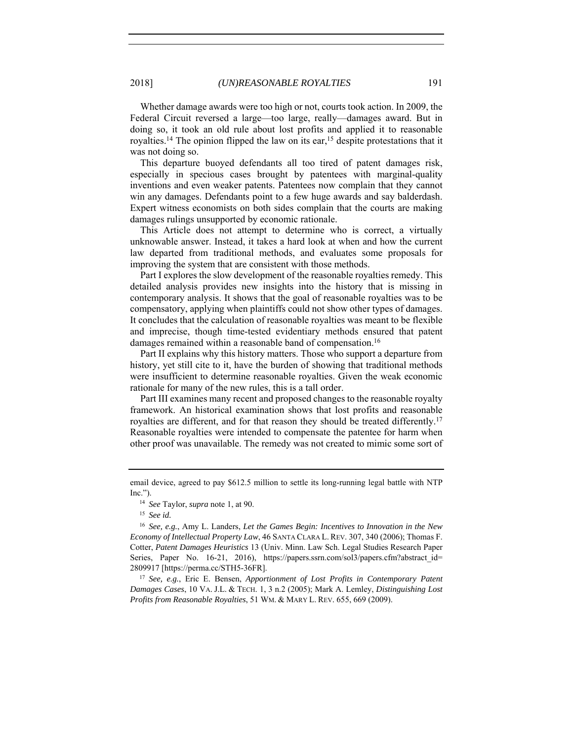Whether damage awards were too high or not, courts took action. In 2009, the Federal Circuit reversed a large—too large, really—damages award. But in doing so, it took an old rule about lost profits and applied it to reasonable royalties.[14] The opinion flipped the law on its ear,[15] despite protestations that it was not doing so.

This departure buoyed defendants all too tired of patent damages risk, especially in specious cases brought by patentees with marginal-quality inventions and even weaker patents. Patentees now complain that they cannot win any damages. Defendants point to a few huge awards and say balderdash. Expert witness economists on both sides complain that the courts are making damages rulings unsupported by economic rationale.

This Article does not attempt to determine who is correct, a virtually unknowable answer. Instead, it takes a hard look at when and how the current law departed from traditional methods, and evaluates some proposals for improving the system that are consistent with those methods.

Part I explores the slow development of the reasonable royalties remedy. This detailed analysis provides new insights into the history that is missing in contemporary analysis. It shows that the goal of reasonable royalties was to be compensatory, applying when plaintiffs could not show other types of damages. It concludes that the calculation of reasonable royalties was meant to be flexible and imprecise, though time-tested evidentiary methods ensured that patent damages remained within a reasonable band of compensation.[16]

Part II explains why this history matters. Those who support a departure from history, yet still cite to it, have the burden of showing that traditional methods were insufficient to determine reasonable royalties. Given the weak economic rationale for many of the new rules, this is a tall order.

Part III examines many recent and proposed changes to the reasonable royalty framework. An historical examination shows that lost profits and reasonable royalties are different, and for that reason they should be treated differently.[17] Reasonable royalties were intended to compensate the patentee for harm when other proof was unavailable. The remedy was not created to mimic some sort of

---

email device, agreed to pay $612.5 million to settle its long-running legal battle with NTP Inc.").

[14] *See* Taylor, *supra* note 1, at 90.

[15] *See id.*

[16] *See, e.g.*, Amy L. Landers, *Let the Games Begin: Incentives to Innovation in the New Economy of Intellectual Property Law*, 46 SANTA CLARA L. REV. 307, 340 (2006); Thomas F. Cotter, *Patent Damages Heuristics* 13 (Univ. Minn. Law Sch. Legal Studies Research Paper Series, Paper No. 16-21, 2016), https://papers.ssrn.com/sol3/papers.cfm?abstract_id=2809917 [https://perma.cc/STH5-36FR].

[17] *See, e.g.*, Eric E. Bensen, *Apportionment of Lost Profits in Contemporary Patent Damages Cases*, 10 VA. J.L. & TECH. 1, 3 n.2 (2005); Mark A. Lemley, *Distinguishing Lost Profits from Reasonable Royalties*, 51 WM. & MARY L. REV. 655, 669 (2009).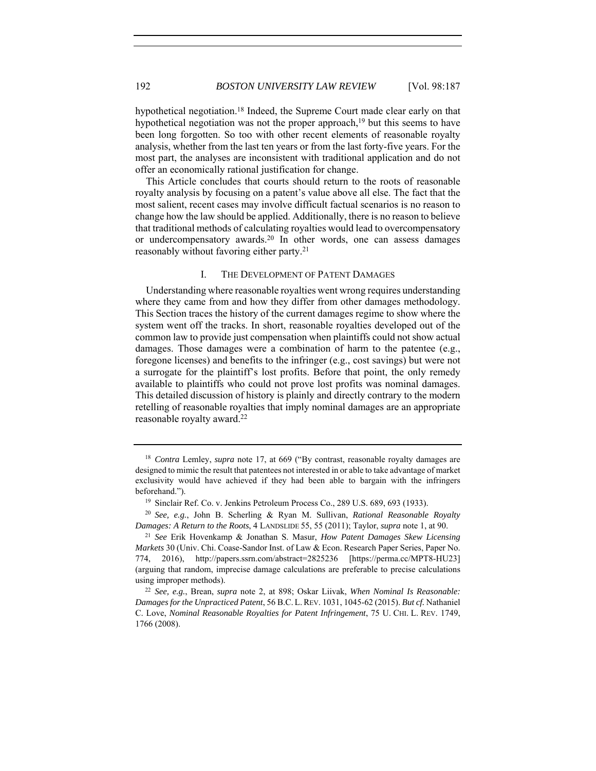hypothetical negotiation.[18] Indeed, the Supreme Court made clear early on that hypothetical negotiation was not the proper approach,[19] but this seems to have been long forgotten. So too with other recent elements of reasonable royalty analysis, whether from the last ten years or from the last forty-five years. For the most part, the analyses are inconsistent with traditional application and do not offer an economically rational justification for change.

This Article concludes that courts should return to the roots of reasonable royalty analysis by focusing on a patent's value above all else. The fact that the most salient, recent cases may involve difficult factual scenarios is no reason to change how the law should be applied. Additionally, there is no reason to believe that traditional methods of calculating royalties would lead to overcompensatory or undercompensatory awards.[20] In other words, one can assess damages reasonably without favoring either party.[21]

## I. THE DEVELOPMENT OF PATENT DAMAGES

Understanding where reasonable royalties went wrong requires understanding where they came from and how they differ from other damages methodology. This Section traces the history of the current damages regime to show where the system went off the tracks. In short, reasonable royalties developed out of the common law to provide just compensation when plaintiffs could not show actual damages. Those damages were a combination of harm to the patentee (e.g., foregone licenses) and benefits to the infringer (e.g., cost savings) but were not a surrogate for the plaintiff's lost profits. Before that point, the only remedy available to plaintiffs who could not prove lost profits was nominal damages. This detailed discussion of history is plainly and directly contrary to the modern retelling of reasonable royalties that imply nominal damages are an appropriate reasonable royalty award.[22]

---

[18] *Contra* Lemley, *supra* note 17, at 669 ("By contrast, reasonable royalty damages are designed to mimic the result that patentees not interested in or able to take advantage of market exclusivity would have achieved if they had been able to bargain with the infringers beforehand.").

[19] Sinclair Ref. Co. v. Jenkins Petroleum Process Co., 289 U.S. 689, 693 (1933).

[20] *See, e.g.*, John B. Scherling & Ryan M. Sullivan, *Rational Reasonable Royalty Damages: A Return to the Roots*, 4 LANDSLIDE 55, 55 (2011); Taylor, *supra* note 1, at 90.

[21] *See* Erik Hovenkamp & Jonathan S. Masur, *How Patent Damages Skew Licensing Markets* 30 (Univ. Chi. Coase-Sandor Inst. of Law & Econ. Research Paper Series, Paper No. 774, 2016), http://papers.ssrn.com/abstract=2825236 [https://perma.cc/MPT8-HU23] (arguing that random, imprecise damage calculations are preferable to precise calculations using improper methods).

[22] *See, e.g.*, Brean, *supra* note 2, at 898; Oskar Liivak, *When Nominal Is Reasonable: Damages for the Unpracticed Patent*, 56 B.C. L. REV. 1031, 1045-62 (2015). *But cf.* Nathaniel C. Love, *Nominal Reasonable Royalties for Patent Infringement*, 75 U. CHI. L. REV. 1749, 1766 (2008).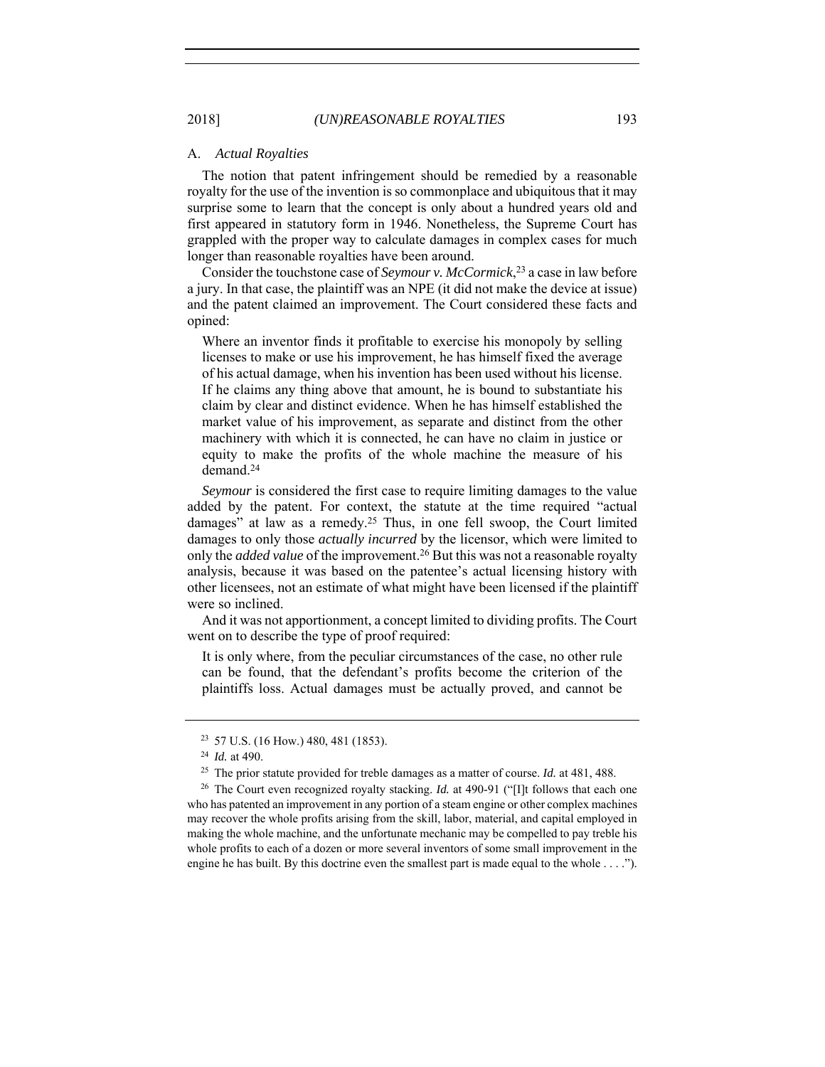### A. *Actual Royalties*

The notion that patent infringement should be remedied by a reasonable royalty for the use of the invention is so commonplace and ubiquitous that it may surprise some to learn that the concept is only about a hundred years old and first appeared in statutory form in 1946. Nonetheless, the Supreme Court has grappled with the proper way to calculate damages in complex cases for much longer than reasonable royalties have been around.

Consider the touchstone case of *Seymour v. McCormick*,[23] a case in law before a jury. In that case, the plaintiff was an NPE (it did not make the device at issue) and the patent claimed an improvement. The Court considered these facts and opined:

> Where an inventor finds it profitable to exercise his monopoly by selling licenses to make or use his improvement, he has himself fixed the average of his actual damage, when his invention has been used without his license. If he claims any thing above that amount, he is bound to substantiate his claim by clear and distinct evidence. When he has himself established the market value of his improvement, as separate and distinct from the other machinery with which it is connected, he can have no claim in justice or equity to make the profits of the whole machine the measure of his demand.[24]

*Seymour* is considered the first case to require limiting damages to the value added by the patent. For context, the statute at the time required "actual damages" at law as a remedy.[25] Thus, in one fell swoop, the Court limited damages to only those *actually incurred* by the licensor, which were limited to only the *added value* of the improvement.[26] But this was not a reasonable royalty analysis, because it was based on the patentee's actual licensing history with other licensees, not an estimate of what might have been licensed if the plaintiff were so inclined.

And it was not apportionment, a concept limited to dividing profits. The Court went on to describe the type of proof required:

> It is only where, from the peculiar circumstances of the case, no other rule can be found, that the defendant's profits become the criterion of the plaintiffs loss. Actual damages must be actually proved, and cannot be

---

[23] 57 U.S. (16 How.) 480, 481 (1853).

[24] *Id.* at 490.

[25] The prior statute provided for treble damages as a matter of course. *Id.* at 481, 488.

[26] The Court even recognized royalty stacking. *Id.* at 490-91 ("[I]t follows that each one who has patented an improvement in any portion of a steam engine or other complex machines may recover the whole profits arising from the skill, labor, material, and capital employed in making the whole machine, and the unfortunate mechanic may be compelled to pay treble his whole profits to each of a dozen or more several inventors of some small improvement in the engine he has built. By this doctrine even the smallest part is made equal to the whole . . . .").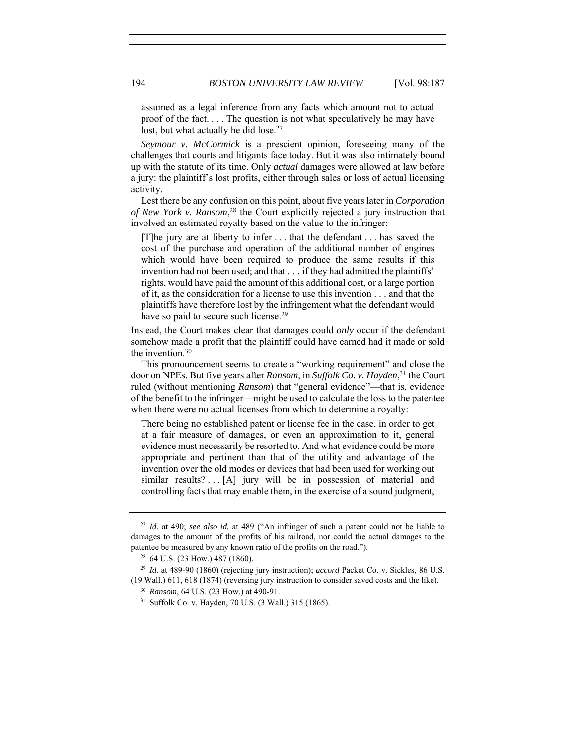> assumed as a legal inference from any facts which amount not to actual proof of the fact. . . . The question is not what speculatively he may have lost, but what actually he did lose.[27]

*Seymour v. McCormick* is a prescient opinion, foreseeing many of the challenges that courts and litigants face today. But it was also intimately bound up with the statute of its time. Only *actual* damages were allowed at law before a jury: the plaintiff's lost profits, either through sales or loss of actual licensing activity.

Lest there be any confusion on this point, about five years later in *Corporation of New York v. Ransom*,[28] the Court explicitly rejected a jury instruction that involved an estimated royalty based on the value to the infringer:

> [T]he jury are at liberty to infer . . . that the defendant . . . has saved the cost of the purchase and operation of the additional number of engines which would have been required to produce the same results if this invention had not been used; and that . . . if they had admitted the plaintiffs' rights, would have paid the amount of this additional cost, or a large portion of it, as the consideration for a license to use this invention . . . and that the plaintiffs have therefore lost by the infringement what the defendant would have so paid to secure such license.[29]

Instead, the Court makes clear that damages could *only* occur if the defendant somehow made a profit that the plaintiff could have earned had it made or sold the invention.[30]

This pronouncement seems to create a "working requirement" and close the door on NPEs. But five years after *Ransom*, in *Suffolk Co. v. Hayden*,[31] the Court ruled (without mentioning *Ransom*) that "general evidence"—that is, evidence of the benefit to the infringer—might be used to calculate the loss to the patentee when there were no actual licenses from which to determine a royalty:

> There being no established patent or license fee in the case, in order to get at a fair measure of damages, or even an approximation to it, general evidence must necessarily be resorted to. And what evidence could be more appropriate and pertinent than that of the utility and advantage of the invention over the old modes or devices that had been used for working out similar results? . . . [A] jury will be in possession of material and controlling facts that may enable them, in the exercise of a sound judgment,

---

[27] *Id.* at 490; *see also id.* at 489 ("An infringer of such a patent could not be liable to damages to the amount of the profits of his railroad, nor could the actual damages to the patentee be measured by any known ratio of the profits on the road.").

[28] 64 U.S. (23 How.) 487 (1860).

[29] *Id.* at 489-90 (1860) (rejecting jury instruction); *accord* Packet Co. v. Sickles, 86 U.S. (19 Wall.) 611, 618 (1874) (reversing jury instruction to consider saved costs and the like).

[30] *Ransom*, 64 U.S. (23 How.) at 490-91.

[31] Suffolk Co. v. Hayden, 70 U.S. (3 Wall.) 315 (1865).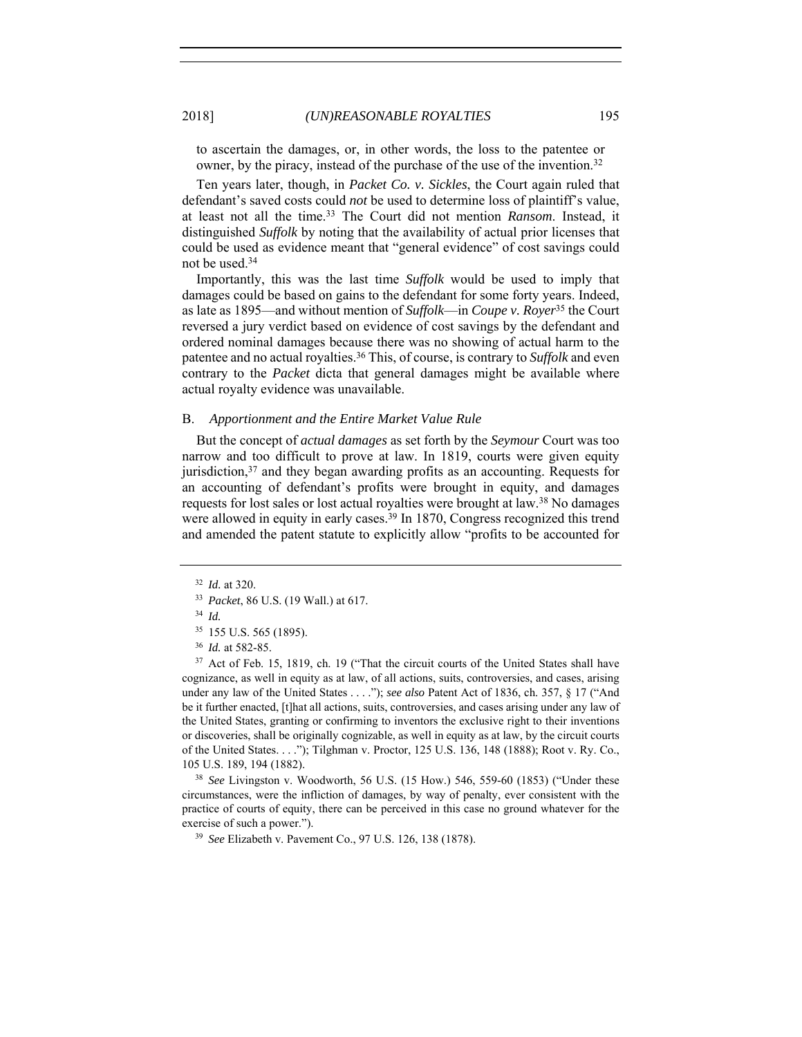to ascertain the damages, or, in other words, the loss to the patentee or owner, by the piracy, instead of the purchase of the use of the invention.[32]

Ten years later, though, in *Packet Co. v. Sickles*, the Court again ruled that defendant's saved costs could *not* be used to determine loss of plaintiff's value, at least not all the time.[33] The Court did not mention *Ransom*. Instead, it distinguished *Suffolk* by noting that the availability of actual prior licenses that could be used as evidence meant that "general evidence" of cost savings could not be used.[34]

Importantly, this was the last time *Suffolk* would be used to imply that damages could be based on gains to the defendant for some forty years. Indeed, as late as 1895—and without mention of *Suffolk*—in *Coupe v. Royer*[35] the Court reversed a jury verdict based on evidence of cost savings by the defendant and ordered nominal damages because there was no showing of actual harm to the patentee and no actual royalties.[36] This, of course, is contrary to *Suffolk* and even contrary to the *Packet* dicta that general damages might be available where actual royalty evidence was unavailable.

### B. *Apportionment and the Entire Market Value Rule*

But the concept of *actual damages* as set forth by the *Seymour* Court was too narrow and too difficult to prove at law. In 1819, courts were given equity jurisdiction,[37] and they began awarding profits as an accounting. Requests for an accounting of defendant's profits were brought in equity, and damages requests for lost sales or lost actual royalties were brought at law.[38] No damages were allowed in equity in early cases.[39] In 1870, Congress recognized this trend and amended the patent statute to explicitly allow "profits to be accounted for

---

[32] *Id.* at 320.

[33] *Packet*, 86 U.S. (19 Wall.) at 617.

[34] *Id.*

[35] 155 U.S. 565 (1895).

[36] *Id.* at 582-85.

[37] Act of Feb. 15, 1819, ch. 19 ("That the circuit courts of the United States shall have cognizance, as well in equity as at law, of all actions, suits, controversies, and cases, arising under any law of the United States . . . ."); *see also* Patent Act of 1836, ch. 357, § 17 ("And be it further enacted, [t]hat all actions, suits, controversies, and cases arising under any law of the United States, granting or confirming to inventors the exclusive right to their inventions or discoveries, shall be originally cognizable, as well in equity as at law, by the circuit courts of the United States. . . ."); Tilghman v. Proctor, 125 U.S. 136, 148 (1888); Root v. Ry. Co., 105 U.S. 189, 194 (1882).

[38] *See* Livingston v. Woodworth, 56 U.S. (15 How.) 546, 559-60 (1853) ("Under these circumstances, were the infliction of damages, by way of penalty, ever consistent with the practice of courts of equity, there can be perceived in this case no ground whatever for the exercise of such a power.").

[39] *See* Elizabeth v. Pavement Co., 97 U.S. 126, 138 (1878).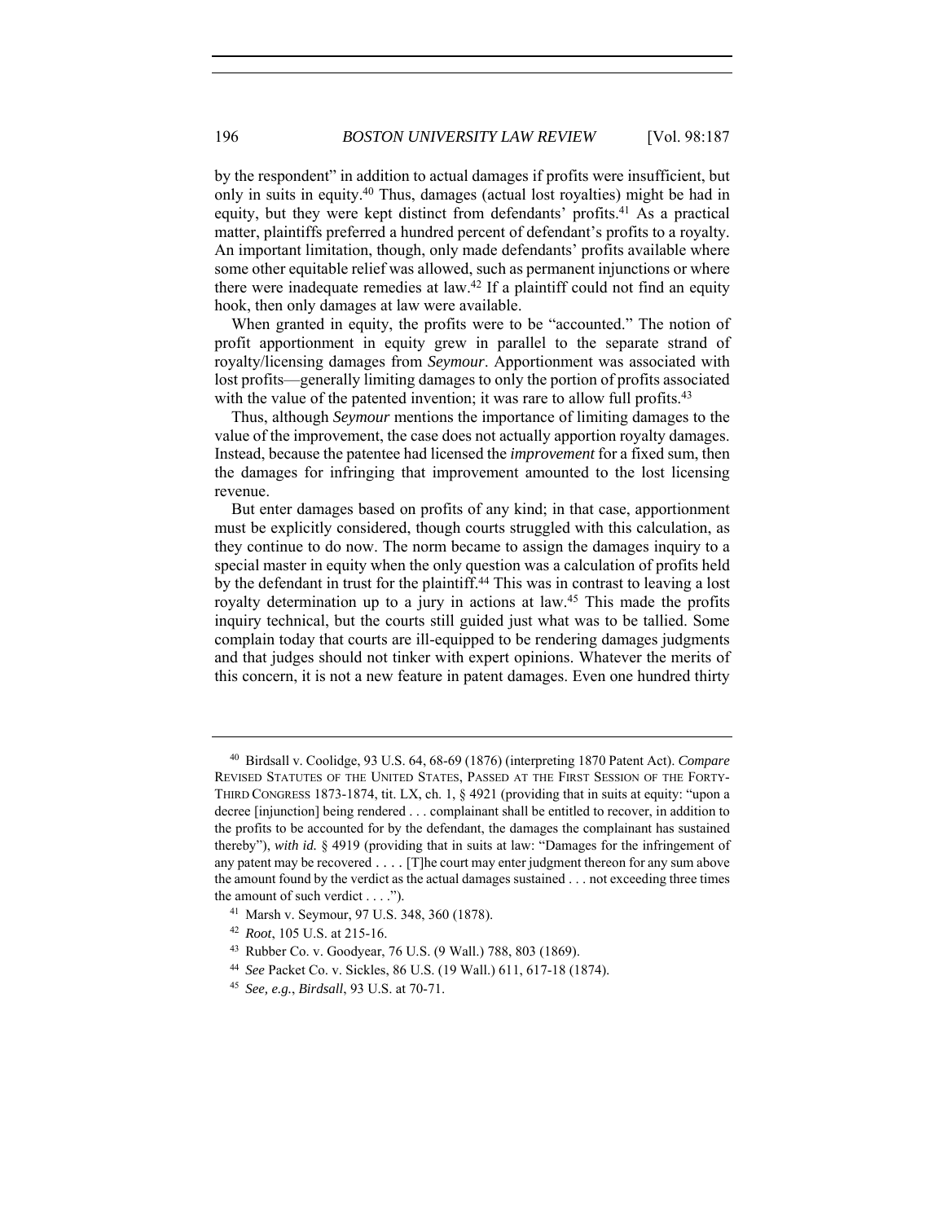by the respondent" in addition to actual damages if profits were insufficient, but only in suits in equity.[40] Thus, damages (actual lost royalties) might be had in equity, but they were kept distinct from defendants' profits.[41] As a practical matter, plaintiffs preferred a hundred percent of defendant's profits to a royalty. An important limitation, though, only made defendants' profits available where some other equitable relief was allowed, such as permanent injunctions or where there were inadequate remedies at law.[42] If a plaintiff could not find an equity hook, then only damages at law were available.

When granted in equity, the profits were to be "accounted." The notion of profit apportionment in equity grew in parallel to the separate strand of royalty/licensing damages from *Seymour*. Apportionment was associated with lost profits—generally limiting damages to only the portion of profits associated with the value of the patented invention; it was rare to allow full profits.[43]

Thus, although *Seymour* mentions the importance of limiting damages to the value of the improvement, the case does not actually apportion royalty damages. Instead, because the patentee had licensed the *improvement* for a fixed sum, then the damages for infringing that improvement amounted to the lost licensing revenue.

But enter damages based on profits of any kind; in that case, apportionment must be explicitly considered, though courts struggled with this calculation, as they continue to do now. The norm became to assign the damages inquiry to a special master in equity when the only question was a calculation of profits held by the defendant in trust for the plaintiff.[44] This was in contrast to leaving a lost royalty determination up to a jury in actions at law.[45] This made the profits inquiry technical, but the courts still guided just what was to be tallied. Some complain today that courts are ill-equipped to be rendering damages judgments and that judges should not tinker with expert opinions. Whatever the merits of this concern, it is not a new feature in patent damages. Even one hundred thirty

---

[40] Birdsall v. Coolidge, 93 U.S. 64, 68-69 (1876) (interpreting 1870 Patent Act). *Compare* REVISED STATUTES OF THE UNITED STATES, PASSED AT THE FIRST SESSION OF THE FORTY-THIRD CONGRESS 1873-1874, tit. LX, ch. 1, § 4921 (providing that in suits at equity: "upon a decree [injunction] being rendered . . . complainant shall be entitled to recover, in addition to the profits to be accounted for by the defendant, the damages the complainant has sustained thereby"), *with id.* § 4919 (providing that in suits at law: "Damages for the infringement of any patent may be recovered . . . . [T]he court may enter judgment thereon for any sum above the amount found by the verdict as the actual damages sustained . . . not exceeding three times the amount of such verdict . . . .").

[41] Marsh v. Seymour, 97 U.S. 348, 360 (1878).

[42] *Root*, 105 U.S. at 215-16.

[43] Rubber Co. v. Goodyear, 76 U.S. (9 Wall.) 788, 803 (1869).

[44] *See* Packet Co. v. Sickles, 86 U.S. (19 Wall.) 611, 617-18 (1874).

[45] *See, e.g.*, *Birdsall*, 93 U.S. at 70-71.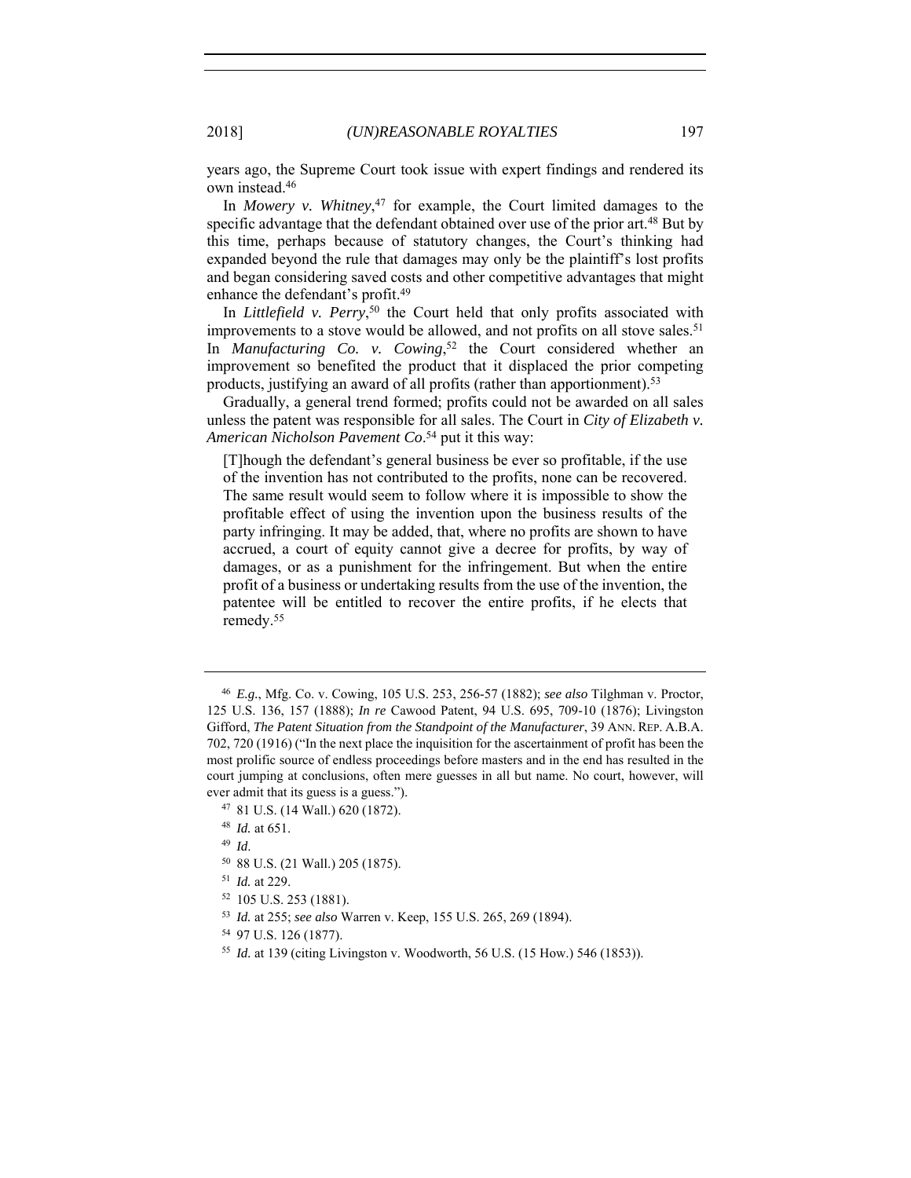years ago, the Supreme Court took issue with expert findings and rendered its own instead.[46]

In *Mowery v. Whitney*,[47] for example, the Court limited damages to the specific advantage that the defendant obtained over use of the prior art.[48] But by this time, perhaps because of statutory changes, the Court's thinking had expanded beyond the rule that damages may only be the plaintiff's lost profits and began considering saved costs and other competitive advantages that might enhance the defendant's profit.[49]

In *Littlefield v. Perry*,[50] the Court held that only profits associated with improvements to a stove would be allowed, and not profits on all stove sales.[51] In *Manufacturing Co. v. Cowing*,[52] the Court considered whether an improvement so benefited the product that it displaced the prior competing products, justifying an award of all profits (rather than apportionment).[53]

Gradually, a general trend formed; profits could not be awarded on all sales unless the patent was responsible for all sales. The Court in *City of Elizabeth v. American Nicholson Pavement Co*.[54] put it this way:

> [T]hough the defendant's general business be ever so profitable, if the use of the invention has not contributed to the profits, none can be recovered. The same result would seem to follow where it is impossible to show the profitable effect of using the invention upon the business results of the party infringing. It may be added, that, where no profits are shown to have accrued, a court of equity cannot give a decree for profits, by way of damages, or as a punishment for the infringement. But when the entire profit of a business or undertaking results from the use of the invention, the patentee will be entitled to recover the entire profits, if he elects that remedy.[55]

---

[46] *E.g.*, Mfg. Co. v. Cowing, 105 U.S. 253, 256-57 (1882); *see also* Tilghman v. Proctor, 125 U.S. 136, 157 (1888); *In re* Cawood Patent, 94 U.S. 695, 709-10 (1876); Livingston Gifford, *The Patent Situation from the Standpoint of the Manufacturer*, 39 ANN. REP. A.B.A. 702, 720 (1916) ("In the next place the inquisition for the ascertainment of profit has been the most prolific source of endless proceedings before masters and in the end has resulted in the court jumping at conclusions, often mere guesses in all but name. No court, however, will ever admit that its guess is a guess.").

[47] 81 U.S. (14 Wall.) 620 (1872).

[48] *Id.* at 651.

[49] *Id*.

[50] 88 U.S. (21 Wall.) 205 (1875).

[51] *Id.* at 229.

[52] 105 U.S. 253 (1881).

[53] *Id.* at 255; *see also* Warren v. Keep, 155 U.S. 265, 269 (1894).

[54] 97 U.S. 126 (1877).

[55] *Id.* at 139 (citing Livingston v. Woodworth, 56 U.S. (15 How.) 546 (1853)).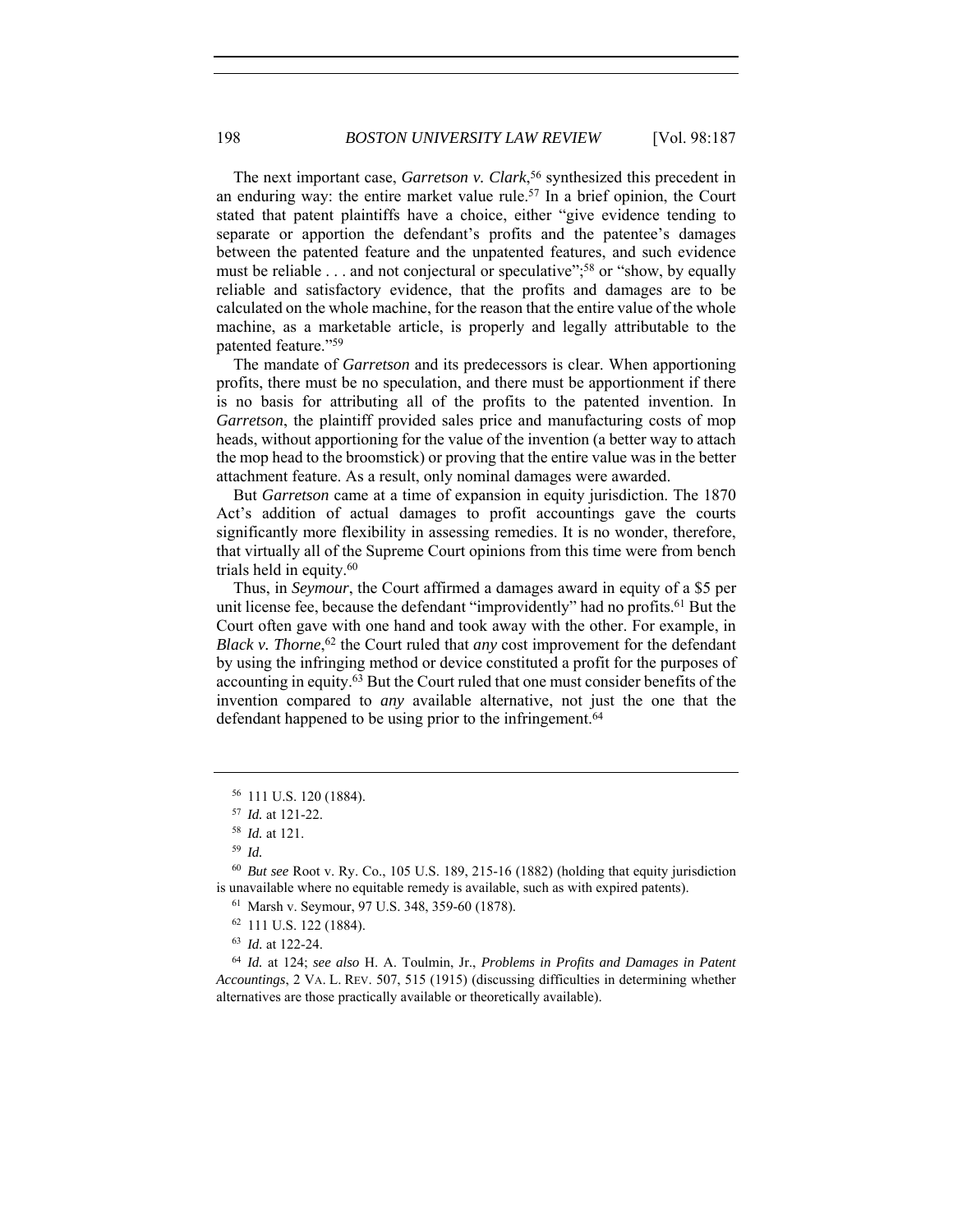The next important case, *Garretson v. Clark*,[56] synthesized this precedent in an enduring way: the entire market value rule.[57] In a brief opinion, the Court stated that patent plaintiffs have a choice, either "give evidence tending to separate or apportion the defendant's profits and the patentee's damages between the patented feature and the unpatented features, and such evidence must be reliable . . . and not conjectural or speculative";[58] or "show, by equally reliable and satisfactory evidence, that the profits and damages are to be calculated on the whole machine, for the reason that the entire value of the whole machine, as a marketable article, is properly and legally attributable to the patented feature."[59]

The mandate of *Garretson* and its predecessors is clear. When apportioning profits, there must be no speculation, and there must be apportionment if there is no basis for attributing all of the profits to the patented invention. In *Garretson*, the plaintiff provided sales price and manufacturing costs of mop heads, without apportioning for the value of the invention (a better way to attach the mop head to the broomstick) or proving that the entire value was in the better attachment feature. As a result, only nominal damages were awarded.

But *Garretson* came at a time of expansion in equity jurisdiction. The 1870 Act's addition of actual damages to profit accountings gave the courts significantly more flexibility in assessing remedies. It is no wonder, therefore, that virtually all of the Supreme Court opinions from this time were from bench trials held in equity.[60]

Thus, in *Seymour*, the Court affirmed a damages award in equity of a $5 per unit license fee, because the defendant "improvidently" had no profits.[61] But the Court often gave with one hand and took away with the other. For example, in *Black v. Thorne*,[62] the Court ruled that *any* cost improvement for the defendant by using the infringing method or device constituted a profit for the purposes of accounting in equity.[63] But the Court ruled that one must consider benefits of the invention compared to *any* available alternative, not just the one that the defendant happened to be using prior to the infringement.[64]

---

[56] 111 U.S. 120 (1884).

[57] *Id.* at 121-22.

[58] *Id.* at 121.

[59] *Id.*

[60] *But see* Root v. Ry. Co., 105 U.S. 189, 215-16 (1882) (holding that equity jurisdiction is unavailable where no equitable remedy is available, such as with expired patents).

[61] Marsh v. Seymour, 97 U.S. 348, 359-60 (1878).

[62] 111 U.S. 122 (1884).

[63] *Id.* at 122-24.

[64] *Id.* at 124; *see also* H. A. Toulmin, Jr., *Problems in Profits and Damages in Patent Accountings*, 2 VA. L. REV. 507, 515 (1915) (discussing difficulties in determining whether alternatives are those practically available or theoretically available).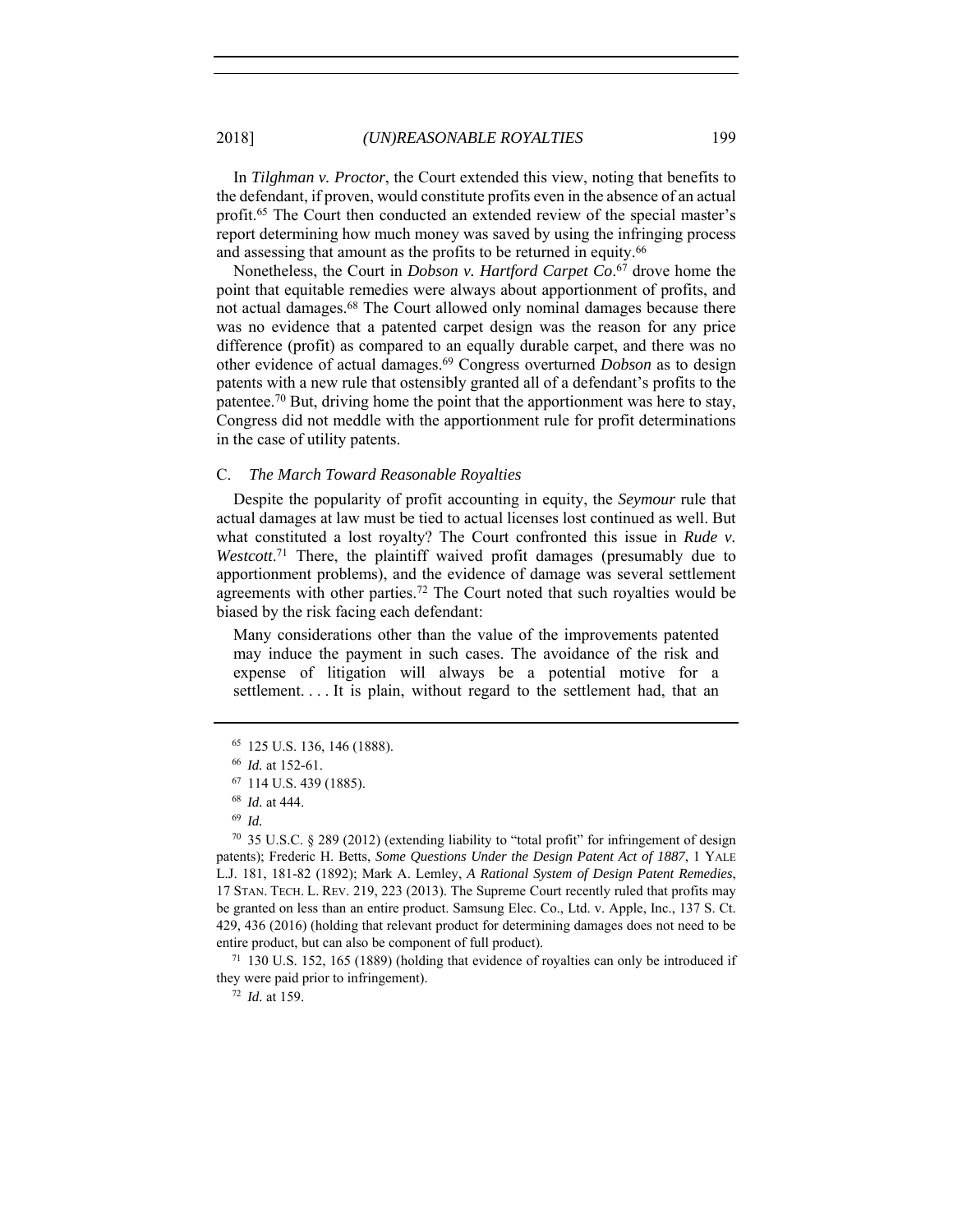In *Tilghman v. Proctor*, the Court extended this view, noting that benefits to the defendant, if proven, would constitute profits even in the absence of an actual profit.[65] The Court then conducted an extended review of the special master's report determining how much money was saved by using the infringing process and assessing that amount as the profits to be returned in equity.[66]

Nonetheless, the Court in *Dobson v. Hartford Carpet Co*.[67] drove home the point that equitable remedies were always about apportionment of profits, and not actual damages.[68] The Court allowed only nominal damages because there was no evidence that a patented carpet design was the reason for any price difference (profit) as compared to an equally durable carpet, and there was no other evidence of actual damages.[69] Congress overturned *Dobson* as to design patents with a new rule that ostensibly granted all of a defendant's profits to the patentee.[70] But, driving home the point that the apportionment was here to stay, Congress did not meddle with the apportionment rule for profit determinations in the case of utility patents.

## C. *The March Toward Reasonable Royalties*

Despite the popularity of profit accounting in equity, the *Seymour* rule that actual damages at law must be tied to actual licenses lost continued as well. But what constituted a lost royalty? The Court confronted this issue in *Rude v. Westcott*.[71] There, the plaintiff waived profit damages (presumably due to apportionment problems), and the evidence of damage was several settlement agreements with other parties.[72] The Court noted that such royalties would be biased by the risk facing each defendant:

> Many considerations other than the value of the improvements patented may induce the payment in such cases. The avoidance of the risk and expense of litigation will always be a potential motive for a settlement. . . . It is plain, without regard to the settlement had, that an

---

[65] 125 U.S. 136, 146 (1888).

[66] *Id.* at 152-61.

[67] 114 U.S. 439 (1885).

[68] *Id.* at 444.

[69] *Id.*

[70] 35 U.S.C. § 289 (2012) (extending liability to "total profit" for infringement of design patents); Frederic H. Betts, *Some Questions Under the Design Patent Act of 1887*, 1 YALE L.J. 181, 181-82 (1892); Mark A. Lemley, *A Rational System of Design Patent Remedies*, 17 STAN. TECH. L. REV. 219, 223 (2013). The Supreme Court recently ruled that profits may be granted on less than an entire product. Samsung Elec. Co., Ltd. v. Apple, Inc., 137 S. Ct. 429, 436 (2016) (holding that relevant product for determining damages does not need to be entire product, but can also be component of full product).

[71] 130 U.S. 152, 165 (1889) (holding that evidence of royalties can only be introduced if they were paid prior to infringement).

[72] *Id.* at 159.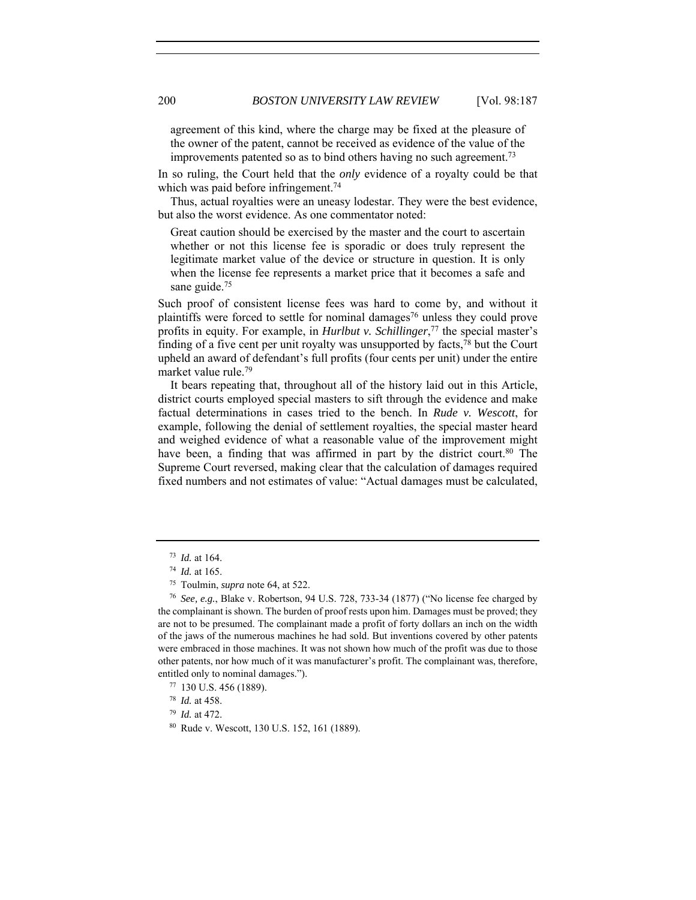> agreement of this kind, where the charge may be fixed at the pleasure of the owner of the patent, cannot be received as evidence of the value of the improvements patented so as to bind others having no such agreement.[73]

In so ruling, the Court held that the *only* evidence of a royalty could be that which was paid before infringement.[74]

Thus, actual royalties were an uneasy lodestar. They were the best evidence, but also the worst evidence. As one commentator noted:

> Great caution should be exercised by the master and the court to ascertain whether or not this license fee is sporadic or does truly represent the legitimate market value of the device or structure in question. It is only when the license fee represents a market price that it becomes a safe and sane guide.[75]

Such proof of consistent license fees was hard to come by, and without it plaintiffs were forced to settle for nominal damages[76] unless they could prove profits in equity. For example, in *Hurlbut v. Schillinger*,[77] the special master's finding of a five cent per unit royalty was unsupported by facts,[78] but the Court upheld an award of defendant's full profits (four cents per unit) under the entire market value rule.[79]

It bears repeating that, throughout all of the history laid out in this Article, district courts employed special masters to sift through the evidence and make factual determinations in cases tried to the bench. In *Rude v. Wescott*, for example, following the denial of settlement royalties, the special master heard and weighed evidence of what a reasonable value of the improvement might have been, a finding that was affirmed in part by the district court.[80] The Supreme Court reversed, making clear that the calculation of damages required fixed numbers and not estimates of value: "Actual damages must be calculated,

---

[73] *Id.* at 164.

[74] *Id.* at 165.

[75] Toulmin, *supra* note 64, at 522.

[76] *See, e.g.*, Blake v. Robertson, 94 U.S. 728, 733-34 (1877) ("No license fee charged by the complainant is shown. The burden of proof rests upon him. Damages must be proved; they are not to be presumed. The complainant made a profit of forty dollars an inch on the width of the jaws of the numerous machines he had sold. But inventions covered by other patents were embraced in those machines. It was not shown how much of the profit was due to those other patents, nor how much of it was manufacturer's profit. The complainant was, therefore, entitled only to nominal damages.").

[77] 130 U.S. 456 (1889).

[78] *Id.* at 458.

[79] *Id.* at 472.

[80] Rude v. Wescott, 130 U.S. 152, 161 (1889).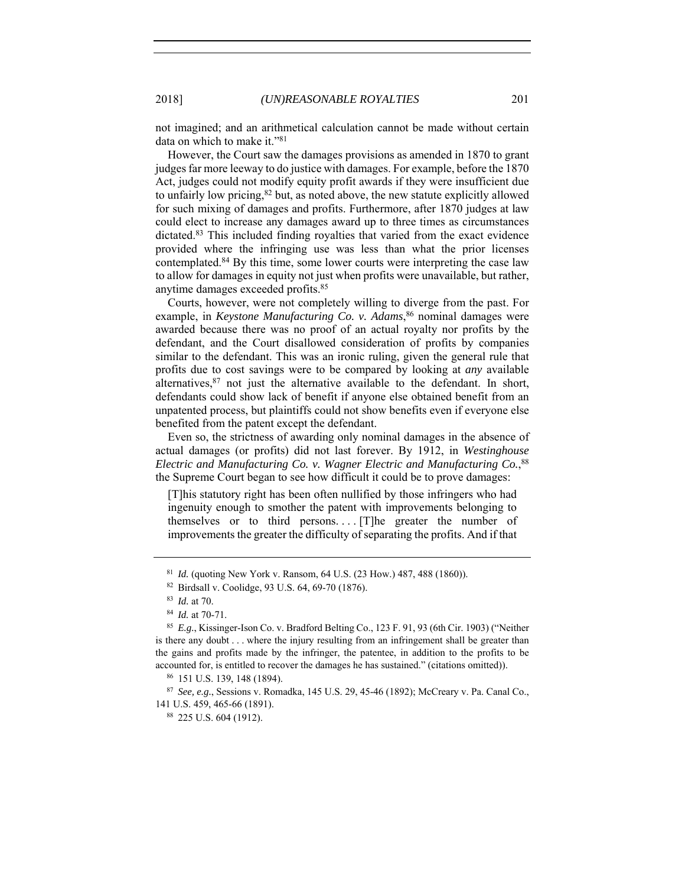not imagined; and an arithmetical calculation cannot be made without certain data on which to make it."[81]

However, the Court saw the damages provisions as amended in 1870 to grant judges far more leeway to do justice with damages. For example, before the 1870 Act, judges could not modify equity profit awards if they were insufficient due to unfairly low pricing,[82] but, as noted above, the new statute explicitly allowed for such mixing of damages and profits. Furthermore, after 1870 judges at law could elect to increase any damages award up to three times as circumstances dictated.[83] This included finding royalties that varied from the exact evidence provided where the infringing use was less than what the prior licenses contemplated.[84] By this time, some lower courts were interpreting the case law to allow for damages in equity not just when profits were unavailable, but rather, anytime damages exceeded profits.[85]

Courts, however, were not completely willing to diverge from the past. For example, in *Keystone Manufacturing Co. v. Adams*,[86] nominal damages were awarded because there was no proof of an actual royalty nor profits by the defendant, and the Court disallowed consideration of profits by companies similar to the defendant. This was an ironic ruling, given the general rule that profits due to cost savings were to be compared by looking at *any* available alternatives,[87] not just the alternative available to the defendant. In short, defendants could show lack of benefit if anyone else obtained benefit from an unpatented process, but plaintiffs could not show benefits even if everyone else benefited from the patent except the defendant.

Even so, the strictness of awarding only nominal damages in the absence of actual damages (or profits) did not last forever. By 1912, in *Westinghouse Electric and Manufacturing Co. v. Wagner Electric and Manufacturing Co.*,[88] the Supreme Court began to see how difficult it could be to prove damages:

> [T]his statutory right has been often nullified by those infringers who had ingenuity enough to smother the patent with improvements belonging to themselves or to third persons. . . . [T]he greater the number of improvements the greater the difficulty of separating the profits. And if that

---

[81] *Id.* (quoting New York v. Ransom, 64 U.S. (23 How.) 487, 488 (1860)).

[82] Birdsall v. Coolidge, 93 U.S. 64, 69-70 (1876).

[83] *Id.* at 70.

[84] *Id.* at 70-71.

[85] *E.g.*, Kissinger-Ison Co. v. Bradford Belting Co., 123 F. 91, 93 (6th Cir. 1903) ("Neither is there any doubt . . . where the injury resulting from an infringement shall be greater than the gains and profits made by the infringer, the patentee, in addition to the profits to be accounted for, is entitled to recover the damages he has sustained." (citations omitted)).

[86] 151 U.S. 139, 148 (1894).

[87] *See, e.g.*, Sessions v. Romadka, 145 U.S. 29, 45-46 (1892); McCreary v. Pa. Canal Co., 141 U.S. 459, 465-66 (1891).

[88] 225 U.S. 604 (1912).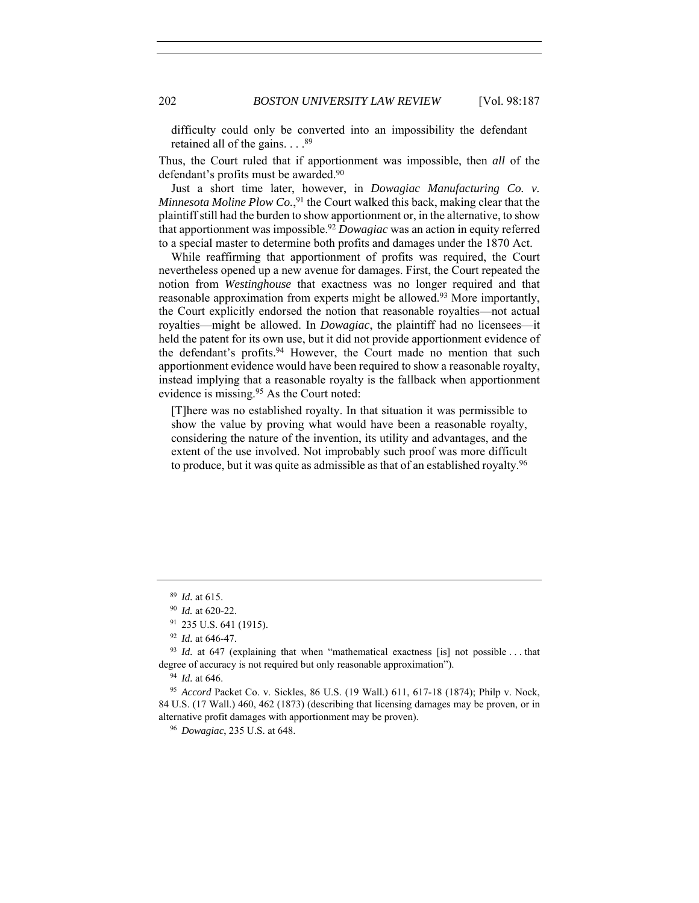> difficulty could only be converted into an impossibility the defendant retained all of the gains. . . .[89]

Thus, the Court ruled that if apportionment was impossible, then *all* of the defendant's profits must be awarded.[90]

Just a short time later, however, in *Dowagiac Manufacturing Co. v. Minnesota Moline Plow Co.*,[91] the Court walked this back, making clear that the plaintiff still had the burden to show apportionment or, in the alternative, to show that apportionment was impossible.[92] *Dowagiac* was an action in equity referred to a special master to determine both profits and damages under the 1870 Act.

While reaffirming that apportionment of profits was required, the Court nevertheless opened up a new avenue for damages. First, the Court repeated the notion from *Westinghouse* that exactness was no longer required and that reasonable approximation from experts might be allowed.[93] More importantly, the Court explicitly endorsed the notion that reasonable royalties—not actual royalties—might be allowed. In *Dowagiac*, the plaintiff had no licensees—it held the patent for its own use, but it did not provide apportionment evidence of the defendant's profits.[94] However, the Court made no mention that such apportionment evidence would have been required to show a reasonable royalty, instead implying that a reasonable royalty is the fallback when apportionment evidence is missing.[95] As the Court noted:

> [T]here was no established royalty. In that situation it was permissible to show the value by proving what would have been a reasonable royalty, considering the nature of the invention, its utility and advantages, and the extent of the use involved. Not improbably such proof was more difficult to produce, but it was quite as admissible as that of an established royalty.[96]

---

[89] *Id.* at 615.

[90] *Id.* at 620-22.

[91] 235 U.S. 641 (1915).

[92] *Id.* at 646-47.

[93] *Id.* at 647 (explaining that when "mathematical exactness [is] not possible . . . that degree of accuracy is not required but only reasonable approximation").

[94] *Id.* at 646.

[95] *Accord* Packet Co. v. Sickles, 86 U.S. (19 Wall.) 611, 617-18 (1874); Philp v. Nock, 84 U.S. (17 Wall.) 460, 462 (1873) (describing that licensing damages may be proven, or in alternative profit damages with apportionment may be proven).

[96] *Dowagiac*, 235 U.S. at 648.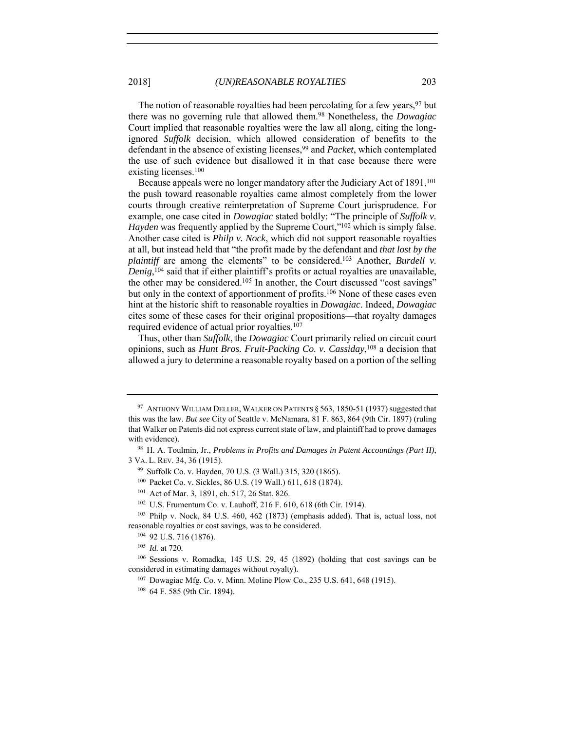The notion of reasonable royalties had been percolating for a few years,[97] but there was no governing rule that allowed them.[98] Nonetheless, the *Dowagiac* Court implied that reasonable royalties were the law all along, citing the long-ignored *Suffolk* decision, which allowed consideration of benefits to the defendant in the absence of existing licenses,[99] and *Packet*, which contemplated the use of such evidence but disallowed it in that case because there were existing licenses.[100]

Because appeals were no longer mandatory after the Judiciary Act of 1891,[101] the push toward reasonable royalties came almost completely from the lower courts through creative reinterpretation of Supreme Court jurisprudence. For example, one case cited in *Dowagiac* stated boldly: "The principle of *Suffolk v. Hayden* was frequently applied by the Supreme Court,"[102] which is simply false. Another case cited is *Philp v. Nock*, which did not support reasonable royalties at all, but instead held that "the profit made by the defendant and *that lost by the plaintiff* are among the elements" to be considered.[103] Another, *Burdell v. Denig*,[104] said that if either plaintiff's profits or actual royalties are unavailable, the other may be considered.[105] In another, the Court discussed "cost savings" but only in the context of apportionment of profits.[106] None of these cases even hint at the historic shift to reasonable royalties in *Dowagiac*. Indeed, *Dowagiac* cites some of these cases for their original propositions—that royalty damages required evidence of actual prior royalties.[107]

Thus, other than *Suffolk*, the *Dowagiac* Court primarily relied on circuit court opinions, such as *Hunt Bros. Fruit-Packing Co. v. Cassiday*,[108] a decision that allowed a jury to determine a reasonable royalty based on a portion of the selling

---

[97] ANTHONY WILLIAM DELLER, WALKER ON PATENTS § 563, 1850-51 (1937) suggested that this was the law. *But see* City of Seattle v. McNamara, 81 F. 863, 864 (9th Cir. 1897) (ruling that Walker on Patents did not express current state of law, and plaintiff had to prove damages with evidence).

[98] H. A. Toulmin, Jr., *Problems in Profits and Damages in Patent Accountings (Part II)*, 3 VA. L. REV. 34, 36 (1915).

[99] Suffolk Co. v. Hayden, 70 U.S. (3 Wall.) 315, 320 (1865).

[100] Packet Co. v. Sickles, 86 U.S. (19 Wall.) 611, 618 (1874).

[101] Act of Mar. 3, 1891, ch. 517, 26 Stat. 826.

[102] U.S. Frumentum Co. v. Lauhoff, 216 F. 610, 618 (6th Cir. 1914).

[103] Philp v. Nock, 84 U.S. 460, 462 (1873) (emphasis added). That is, actual loss, not reasonable royalties or cost savings, was to be considered.

[104] 92 U.S. 716 (1876).

[105] *Id.* at 720.

[106] Sessions v. Romadka, 145 U.S. 29, 45 (1892) (holding that cost savings can be considered in estimating damages without royalty).

[107] Dowagiac Mfg. Co. v. Minn. Moline Plow Co., 235 U.S. 641, 648 (1915).

[108] 64 F. 585 (9th Cir. 1894).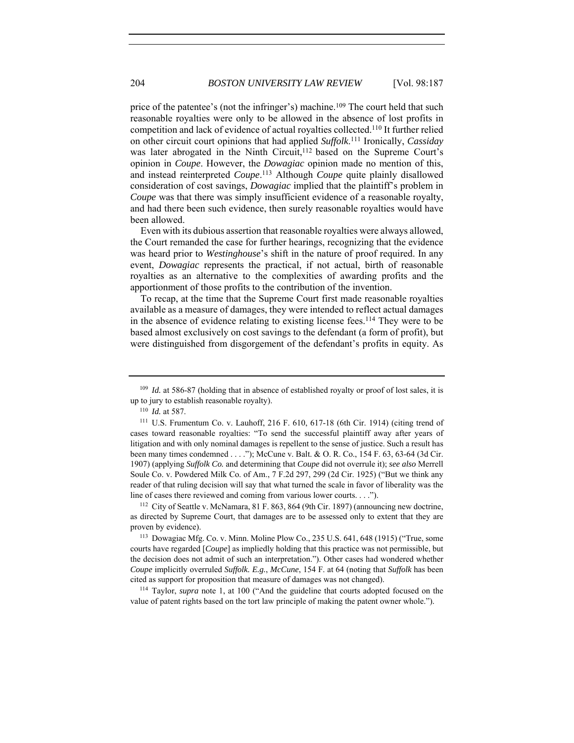price of the patentee's (not the infringer's) machine.[109] The court held that such reasonable royalties were only to be allowed in the absence of lost profits in competition and lack of evidence of actual royalties collected.[110] It further relied on other circuit court opinions that had applied *Suffolk*.[111] Ironically, *Cassiday* was later abrogated in the Ninth Circuit,[112] based on the Supreme Court's opinion in *Coupe*. However, the *Dowagiac* opinion made no mention of this, and instead reinterpreted *Coupe*.[113] Although *Coupe* quite plainly disallowed consideration of cost savings, *Dowagiac* implied that the plaintiff's problem in *Coupe* was that there was simply insufficient evidence of a reasonable royalty, and had there been such evidence, then surely reasonable royalties would have been allowed.

Even with its dubious assertion that reasonable royalties were always allowed, the Court remanded the case for further hearings, recognizing that the evidence was heard prior to *Westinghouse*'s shift in the nature of proof required. In any event, *Dowagiac* represents the practical, if not actual, birth of reasonable royalties as an alternative to the complexities of awarding profits and the apportionment of those profits to the contribution of the invention.

To recap, at the time that the Supreme Court first made reasonable royalties available as a measure of damages, they were intended to reflect actual damages in the absence of evidence relating to existing license fees.[114] They were to be based almost exclusively on cost savings to the defendant (a form of profit), but were distinguished from disgorgement of the defendant's profits in equity. As

---

[109] *Id.* at 586-87 (holding that in absence of established royalty or proof of lost sales, it is up to jury to establish reasonable royalty).

[110] *Id.* at 587.

[111] U.S. Frumentum Co. v. Lauhoff, 216 F. 610, 617-18 (6th Cir. 1914) (citing trend of cases toward reasonable royalties: "To send the successful plaintiff away after years of litigation and with only nominal damages is repellent to the sense of justice. Such a result has been many times condemned . . . ."); McCune v. Balt. & O. R. Co., 154 F. 63, 63-64 (3d Cir. 1907) (applying *Suffolk Co.* and determining that *Coupe* did not overrule it); *see also* Merrell Soule Co. v. Powdered Milk Co. of Am., 7 F.2d 297, 299 (2d Cir. 1925) ("But we think any reader of that ruling decision will say that what turned the scale in favor of liberality was the line of cases there reviewed and coming from various lower courts. . . .").

[112] City of Seattle v. McNamara, 81 F. 863, 864 (9th Cir. 1897) (announcing new doctrine, as directed by Supreme Court, that damages are to be assessed only to extent that they are proven by evidence).

[113] Dowagiac Mfg. Co. v. Minn. Moline Plow Co., 235 U.S. 641, 648 (1915) ("True, some courts have regarded [*Coupe*] as impliedly holding that this practice was not permissible, but the decision does not admit of such an interpretation."). Other cases had wondered whether *Coupe* implicitly overruled *Suffolk*. *E.g.*, *McCune*, 154 F. at 64 (noting that *Suffolk* has been cited as support for proposition that measure of damages was not changed).

[114] Taylor, *supra* note 1, at 100 ("And the guideline that courts adopted focused on the value of patent rights based on the tort law principle of making the patent owner whole.").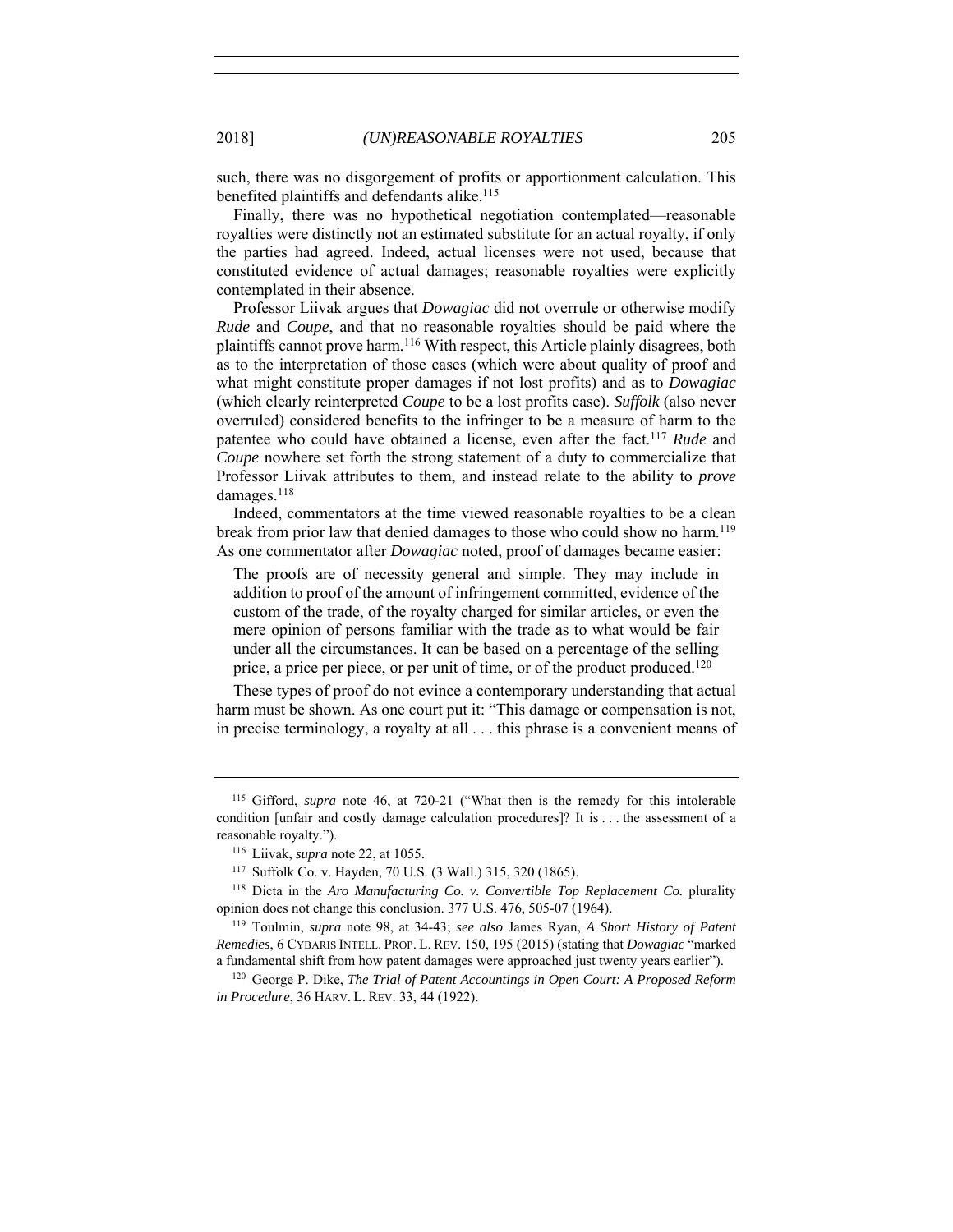such, there was no disgorgement of profits or apportionment calculation. This benefited plaintiffs and defendants alike.[115]

Finally, there was no hypothetical negotiation contemplated—reasonable royalties were distinctly not an estimated substitute for an actual royalty, if only the parties had agreed. Indeed, actual licenses were not used, because that constituted evidence of actual damages; reasonable royalties were explicitly contemplated in their absence.

Professor Liivak argues that *Dowagiac* did not overrule or otherwise modify *Rude* and *Coupe*, and that no reasonable royalties should be paid where the plaintiffs cannot prove harm.[116] With respect, this Article plainly disagrees, both as to the interpretation of those cases (which were about quality of proof and what might constitute proper damages if not lost profits) and as to *Dowagiac* (which clearly reinterpreted *Coupe* to be a lost profits case). *Suffolk* (also never overruled) considered benefits to the infringer to be a measure of harm to the patentee who could have obtained a license, even after the fact.[117] *Rude* and *Coupe* nowhere set forth the strong statement of a duty to commercialize that Professor Liivak attributes to them, and instead relate to the ability to *prove* damages.[118]

Indeed, commentators at the time viewed reasonable royalties to be a clean break from prior law that denied damages to those who could show no harm.[119] As one commentator after *Dowagiac* noted, proof of damages became easier:

> The proofs are of necessity general and simple. They may include in addition to proof of the amount of infringement committed, evidence of the custom of the trade, of the royalty charged for similar articles, or even the mere opinion of persons familiar with the trade as to what would be fair under all the circumstances. It can be based on a percentage of the selling price, a price per piece, or per unit of time, or of the product produced.[120]

These types of proof do not evince a contemporary understanding that actual harm must be shown. As one court put it: "This damage or compensation is not, in precise terminology, a royalty at all . . . this phrase is a convenient means of

---

[115] Gifford, *supra* note 46, at 720-21 ("What then is the remedy for this intolerable condition [unfair and costly damage calculation procedures]? It is . . . the assessment of a reasonable royalty.").

[116] Liivak, *supra* note 22, at 1055.

[117] Suffolk Co. v. Hayden, 70 U.S. (3 Wall.) 315, 320 (1865).

[118] Dicta in the *Aro Manufacturing Co. v. Convertible Top Replacement Co.* plurality opinion does not change this conclusion. 377 U.S. 476, 505-07 (1964).

[119] Toulmin, *supra* note 98, at 34-43; *see also* James Ryan, *A Short History of Patent Remedies*, 6 CYBARIS INTELL. PROP. L. REV. 150, 195 (2015) (stating that *Dowagiac* "marked a fundamental shift from how patent damages were approached just twenty years earlier").

[120] George P. Dike, *The Trial of Patent Accountings in Open Court: A Proposed Reform in Procedure*, 36 HARV. L. REV. 33, 44 (1922).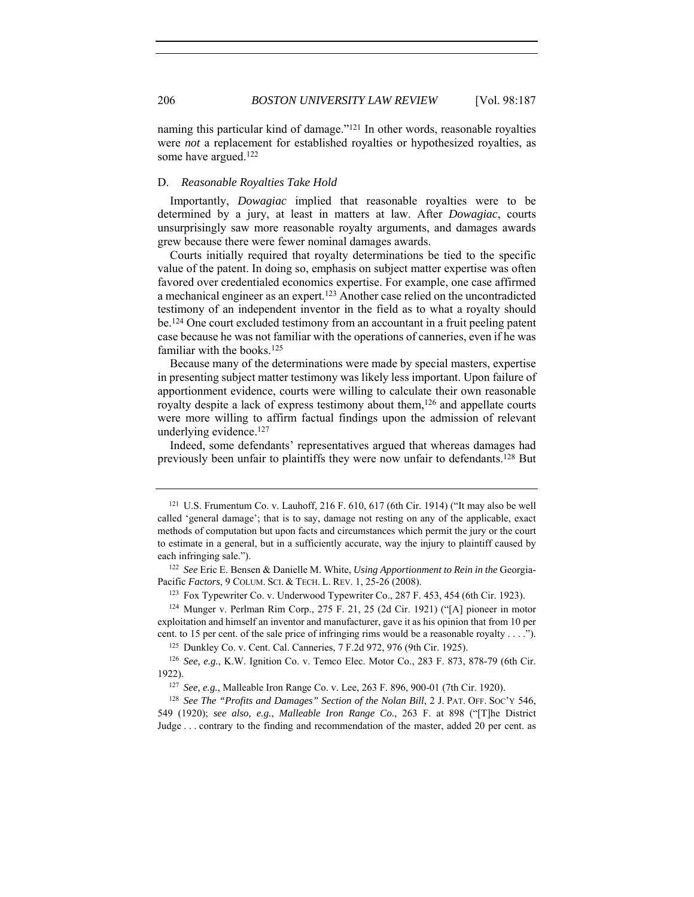naming this particular kind of damage."[121] In other words, reasonable royalties were *not* a replacement for established royalties or hypothesized royalties, as some have argued.[122]

### D. *Reasonable Royalties Take Hold*

Importantly, *Dowagiac* implied that reasonable royalties were to be determined by a jury, at least in matters at law. After *Dowagiac*, courts unsurprisingly saw more reasonable royalty arguments, and damages awards grew because there were fewer nominal damages awards.

Courts initially required that royalty determinations be tied to the specific value of the patent. In doing so, emphasis on subject matter expertise was often favored over credentialed economics expertise. For example, one case affirmed a mechanical engineer as an expert.[123] Another case relied on the uncontradicted testimony of an independent inventor in the field as to what a royalty should be.[124] One court excluded testimony from an accountant in a fruit peeling patent case because he was not familiar with the operations of canneries, even if he was familiar with the books.[125]

Because many of the determinations were made by special masters, expertise in presenting subject matter testimony was likely less important. Upon failure of apportionment evidence, courts were willing to calculate their own reasonable royalty despite a lack of express testimony about them,[126] and appellate courts were more willing to affirm factual findings upon the admission of relevant underlying evidence.[127]

Indeed, some defendants' representatives argued that whereas damages had previously been unfair to plaintiffs they were now unfair to defendants.[128] But

---

[121] U.S. Frumentum Co. v. Lauhoff, 216 F. 610, 617 (6th Cir. 1914) ("It may also be well called 'general damage'; that is to say, damage not resting on any of the applicable, exact methods of computation but upon facts and circumstances which permit the jury or the court to estimate in a general, but in a sufficiently accurate, way the injury to plaintiff caused by each infringing sale.").

[122] *See* Eric E. Bensen & Danielle M. White, *Using Apportionment to Rein in the* Georgia-Pacific *Factors*, 9 COLUM. SCI. & TECH. L. REV. 1, 25-26 (2008).

[123] Fox Typewriter Co. v. Underwood Typewriter Co., 287 F. 453, 454 (6th Cir. 1923).

[124] Munger v. Perlman Rim Corp., 275 F. 21, 25 (2d Cir. 1921) ("[A] pioneer in motor exploitation and himself an inventor and manufacturer, gave it as his opinion that from 10 per cent. to 15 per cent. of the sale price of infringing rims would be a reasonable royalty . . . .").

[125] Dunkley Co. v. Cent. Cal. Canneries, 7 F.2d 972, 976 (9th Cir. 1925).

[126] *See, e.g.*, K.W. Ignition Co. v. Temco Elec. Motor Co., 283 F. 873, 878-79 (6th Cir. 1922).

[127] *See, e.g.*, Malleable Iron Range Co. v. Lee, 263 F. 896, 900-01 (7th Cir. 1920).

[128] *See The "Profits and Damages" Section of the Nolan Bill*, 2 J. PAT. OFF. SOC'Y 546, 549 (1920); *see also, e.g.*, *Malleable Iron Range Co.*, 263 F. at 898 ("[T]he District Judge . . . contrary to the finding and recommendation of the master, added 20 per cent. as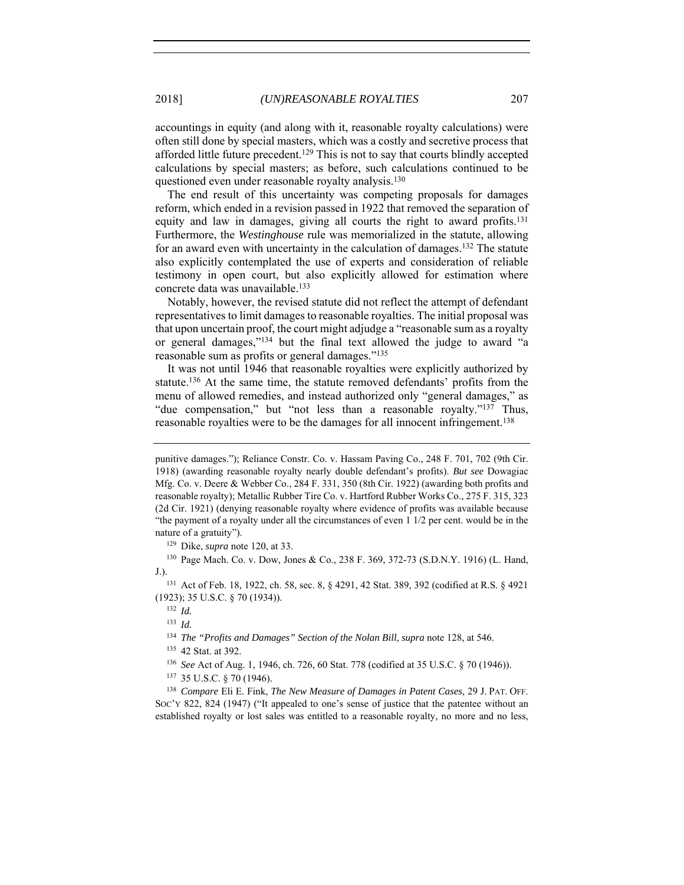accountings in equity (and along with it, reasonable royalty calculations) were often still done by special masters, which was a costly and secretive process that afforded little future precedent.[129] This is not to say that courts blindly accepted calculations by special masters; as before, such calculations continued to be questioned even under reasonable royalty analysis.[130]

The end result of this uncertainty was competing proposals for damages reform, which ended in a revision passed in 1922 that removed the separation of equity and law in damages, giving all courts the right to award profits.[131] Furthermore, the *Westinghouse* rule was memorialized in the statute, allowing for an award even with uncertainty in the calculation of damages.[132] The statute also explicitly contemplated the use of experts and consideration of reliable testimony in open court, but also explicitly allowed for estimation where concrete data was unavailable.[133]

Notably, however, the revised statute did not reflect the attempt of defendant representatives to limit damages to reasonable royalties. The initial proposal was that upon uncertain proof, the court might adjudge a "reasonable sum as a royalty or general damages,"[134] but the final text allowed the judge to award "a reasonable sum as profits or general damages."[135]

It was not until 1946 that reasonable royalties were explicitly authorized by statute.[136] At the same time, the statute removed defendants' profits from the menu of allowed remedies, and instead authorized only "general damages," as "due compensation," but "not less than a reasonable royalty."[137] Thus, reasonable royalties were to be the damages for all innocent infringement.[138]

---

punitive damages."); Reliance Constr. Co. v. Hassam Paving Co., 248 F. 701, 702 (9th Cir. 1918) (awarding reasonable royalty nearly double defendant's profits). *But see* Dowagiac Mfg. Co. v. Deere & Webber Co., 284 F. 331, 350 (8th Cir. 1922) (awarding both profits and reasonable royalty); Metallic Rubber Tire Co. v. Hartford Rubber Works Co., 275 F. 315, 323 (2d Cir. 1921) (denying reasonable royalty where evidence of profits was available because "the payment of a royalty under all the circumstances of even 1 1/2 per cent. would be in the nature of a gratuity").

[129] Dike, *supra* note 120, at 33.

[130] Page Mach. Co. v. Dow, Jones & Co., 238 F. 369, 372-73 (S.D.N.Y. 1916) (L. Hand, J.).

[131] Act of Feb. 18, 1922, ch. 58, sec. 8, § 4291, 42 Stat. 389, 392 (codified at R.S. § 4921 (1923); 35 U.S.C. § 70 (1934)).

[132] *Id.*

[133] *Id.*

[134] *The "Profits and Damages" Section of the Nolan Bill*, *supra* note 128, at 546.

[135] 42 Stat. at 392.

[136] *See* Act of Aug. 1, 1946, ch. 726, 60 Stat. 778 (codified at 35 U.S.C. § 70 (1946)).

[137] 35 U.S.C. § 70 (1946).

[138] *Compare* Eli E. Fink, *The New Measure of Damages in Patent Cases*, 29 J. PAT. OFF. SOC'Y 822, 824 (1947) ("It appealed to one's sense of justice that the patentee without an established royalty or lost sales was entitled to a reasonable royalty, no more and no less,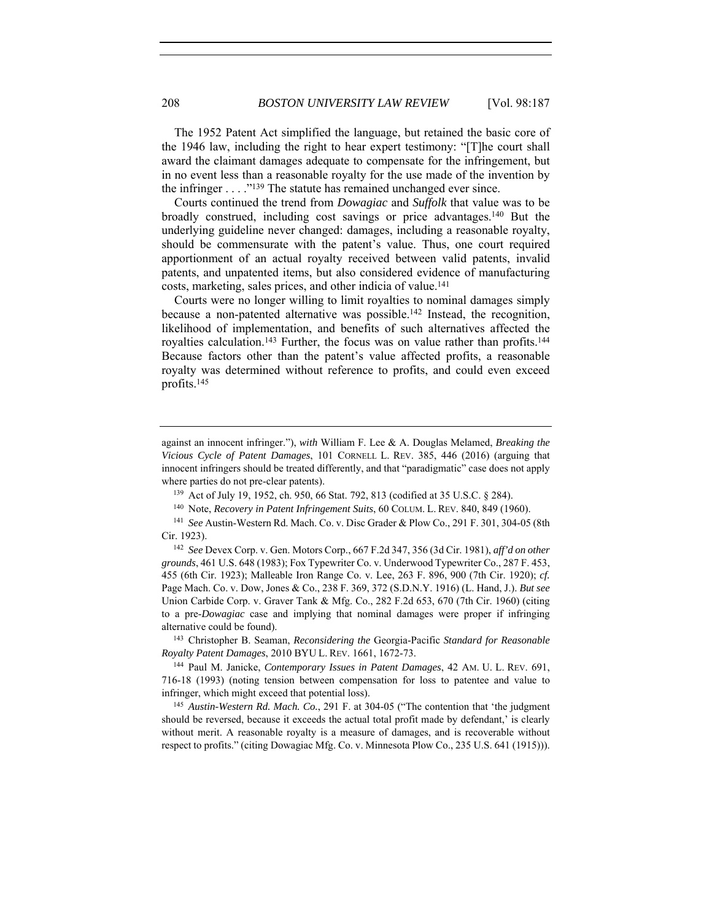The 1952 Patent Act simplified the language, but retained the basic core of the 1946 law, including the right to hear expert testimony: "[T]he court shall award the claimant damages adequate to compensate for the infringement, but in no event less than a reasonable royalty for the use made of the invention by the infringer . . . ."[139] The statute has remained unchanged ever since.

Courts continued the trend from *Dowagiac* and *Suffolk* that value was to be broadly construed, including cost savings or price advantages.[140] But the underlying guideline never changed: damages, including a reasonable royalty, should be commensurate with the patent's value. Thus, one court required apportionment of an actual royalty received between valid patents, invalid patents, and unpatented items, but also considered evidence of manufacturing costs, marketing, sales prices, and other indicia of value.[141]

Courts were no longer willing to limit royalties to nominal damages simply because a non-patented alternative was possible.[142] Instead, the recognition, likelihood of implementation, and benefits of such alternatives affected the royalties calculation.[143] Further, the focus was on value rather than profits.[144] Because factors other than the patent's value affected profits, a reasonable royalty was determined without reference to profits, and could even exceed profits.[145]

---

against an innocent infringer."), *with* William F. Lee & A. Douglas Melamed, *Breaking the Vicious Cycle of Patent Damages*, 101 CORNELL L. REV. 385, 446 (2016) (arguing that innocent infringers should be treated differently, and that "paradigmatic" case does not apply where parties do not pre-clear patents).

[139] Act of July 19, 1952, ch. 950, 66 Stat. 792, 813 (codified at 35 U.S.C. § 284).

[140] Note, *Recovery in Patent Infringement Suits*, 60 COLUM. L. REV. 840, 849 (1960).

[141] *See* Austin-Western Rd. Mach. Co. v. Disc Grader & Plow Co., 291 F. 301, 304-05 (8th Cir. 1923).

[142] *See* Devex Corp. v. Gen. Motors Corp., 667 F.2d 347, 356 (3d Cir. 1981), *aff'd on other grounds*, 461 U.S. 648 (1983); Fox Typewriter Co. v. Underwood Typewriter Co., 287 F. 453, 455 (6th Cir. 1923); Malleable Iron Range Co. v. Lee, 263 F. 896, 900 (7th Cir. 1920); *cf.* Page Mach. Co. v. Dow, Jones & Co., 238 F. 369, 372 (S.D.N.Y. 1916) (L. Hand, J.). *But see* Union Carbide Corp. v. Graver Tank & Mfg. Co., 282 F.2d 653, 670 (7th Cir. 1960) (citing to a pre-*Dowagiac* case and implying that nominal damages were proper if infringing alternative could be found).

[143] Christopher B. Seaman, *Reconsidering the* Georgia-Pacific *Standard for Reasonable Royalty Patent Damages*, 2010 BYU L. REV. 1661, 1672-73.

[144] Paul M. Janicke, *Contemporary Issues in Patent Damages*, 42 AM. U. L. REV. 691, 716-18 (1993) (noting tension between compensation for loss to patentee and value to infringer, which might exceed that potential loss).

[145] *Austin-Western Rd. Mach. Co.*, 291 F. at 304-05 ("The contention that 'the judgment should be reversed, because it exceeds the actual total profit made by defendant,' is clearly without merit. A reasonable royalty is a measure of damages, and is recoverable without respect to profits." (citing Dowagiac Mfg. Co. v. Minnesota Plow Co., 235 U.S. 641 (1915))).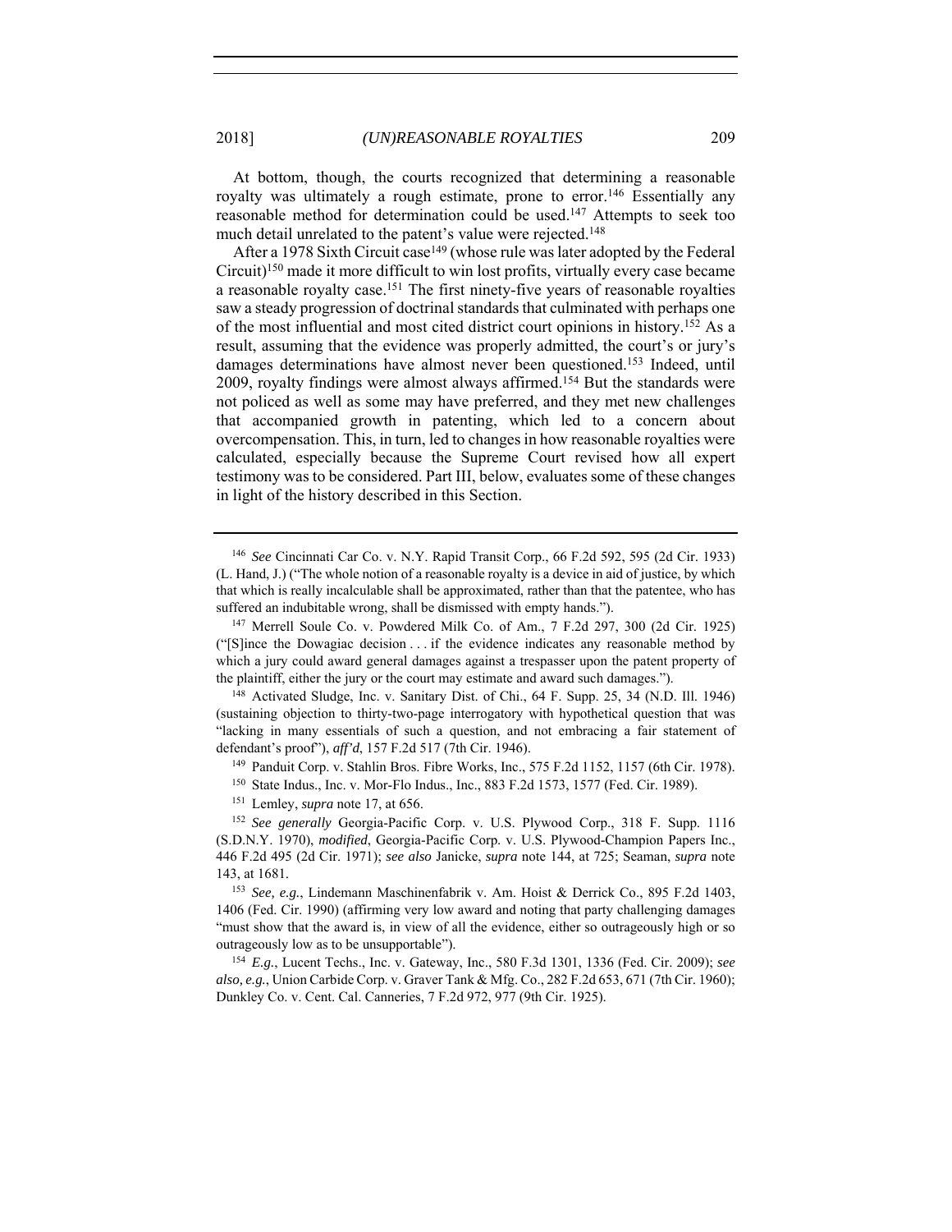At bottom, though, the courts recognized that determining a reasonable royalty was ultimately a rough estimate, prone to error.[146] Essentially any reasonable method for determination could be used.[147] Attempts to seek too much detail unrelated to the patent's value were rejected.[148]

After a 1978 Sixth Circuit case[149] (whose rule was later adopted by the Federal Circuit)[150] made it more difficult to win lost profits, virtually every case became a reasonable royalty case.[151] The first ninety-five years of reasonable royalties saw a steady progression of doctrinal standards that culminated with perhaps one of the most influential and most cited district court opinions in history.[152] As a result, assuming that the evidence was properly admitted, the court's or jury's damages determinations have almost never been questioned.[153] Indeed, until 2009, royalty findings were almost always affirmed.[154] But the standards were not policed as well as some may have preferred, and they met new challenges that accompanied growth in patenting, which led to a concern about overcompensation. This, in turn, led to changes in how reasonable royalties were calculated, especially because the Supreme Court revised how all expert testimony was to be considered. Part III, below, evaluates some of these changes in light of the history described in this Section.

---

[146] *See* Cincinnati Car Co. v. N.Y. Rapid Transit Corp., 66 F.2d 592, 595 (2d Cir. 1933) (L. Hand, J.) ("The whole notion of a reasonable royalty is a device in aid of justice, by which that which is really incalculable shall be approximated, rather than that the patentee, who has suffered an indubitable wrong, shall be dismissed with empty hands.").

[147] Merrell Soule Co. v. Powdered Milk Co. of Am., 7 F.2d 297, 300 (2d Cir. 1925) ("[S]ince the Dowagiac decision . . . if the evidence indicates any reasonable method by which a jury could award general damages against a trespasser upon the patent property of the plaintiff, either the jury or the court may estimate and award such damages.").

[148] Activated Sludge, Inc. v. Sanitary Dist. of Chi., 64 F. Supp. 25, 34 (N.D. Ill. 1946) (sustaining objection to thirty-two-page interrogatory with hypothetical question that was "lacking in many essentials of such a question, and not embracing a fair statement of defendant's proof"), *aff'd*, 157 F.2d 517 (7th Cir. 1946).

[149] Panduit Corp. v. Stahlin Bros. Fibre Works, Inc., 575 F.2d 1152, 1157 (6th Cir. 1978).

[150] State Indus., Inc. v. Mor-Flo Indus., Inc., 883 F.2d 1573, 1577 (Fed. Cir. 1989).

[151] Lemley, *supra* note 17, at 656.

[152] *See generally* Georgia-Pacific Corp. v. U.S. Plywood Corp., 318 F. Supp. 1116 (S.D.N.Y. 1970), *modified*, Georgia-Pacific Corp. v. U.S. Plywood-Champion Papers Inc., 446 F.2d 495 (2d Cir. 1971); *see also* Janicke, *supra* note 144, at 725; Seaman, *supra* note 143, at 1681.

[153] *See, e.g.*, Lindemann Maschinenfabrik v. Am. Hoist & Derrick Co., 895 F.2d 1403, 1406 (Fed. Cir. 1990) (affirming very low award and noting that party challenging damages "must show that the award is, in view of all the evidence, either so outrageously high or so outrageously low as to be unsupportable").

[154] *E.g.*, Lucent Techs., Inc. v. Gateway, Inc., 580 F.3d 1301, 1336 (Fed. Cir. 2009); *see also, e.g.*, Union Carbide Corp. v. Graver Tank & Mfg. Co., 282 F.2d 653, 671 (7th Cir. 1960); Dunkley Co. v. Cent. Cal. Canneries, 7 F.2d 972, 977 (9th Cir. 1925).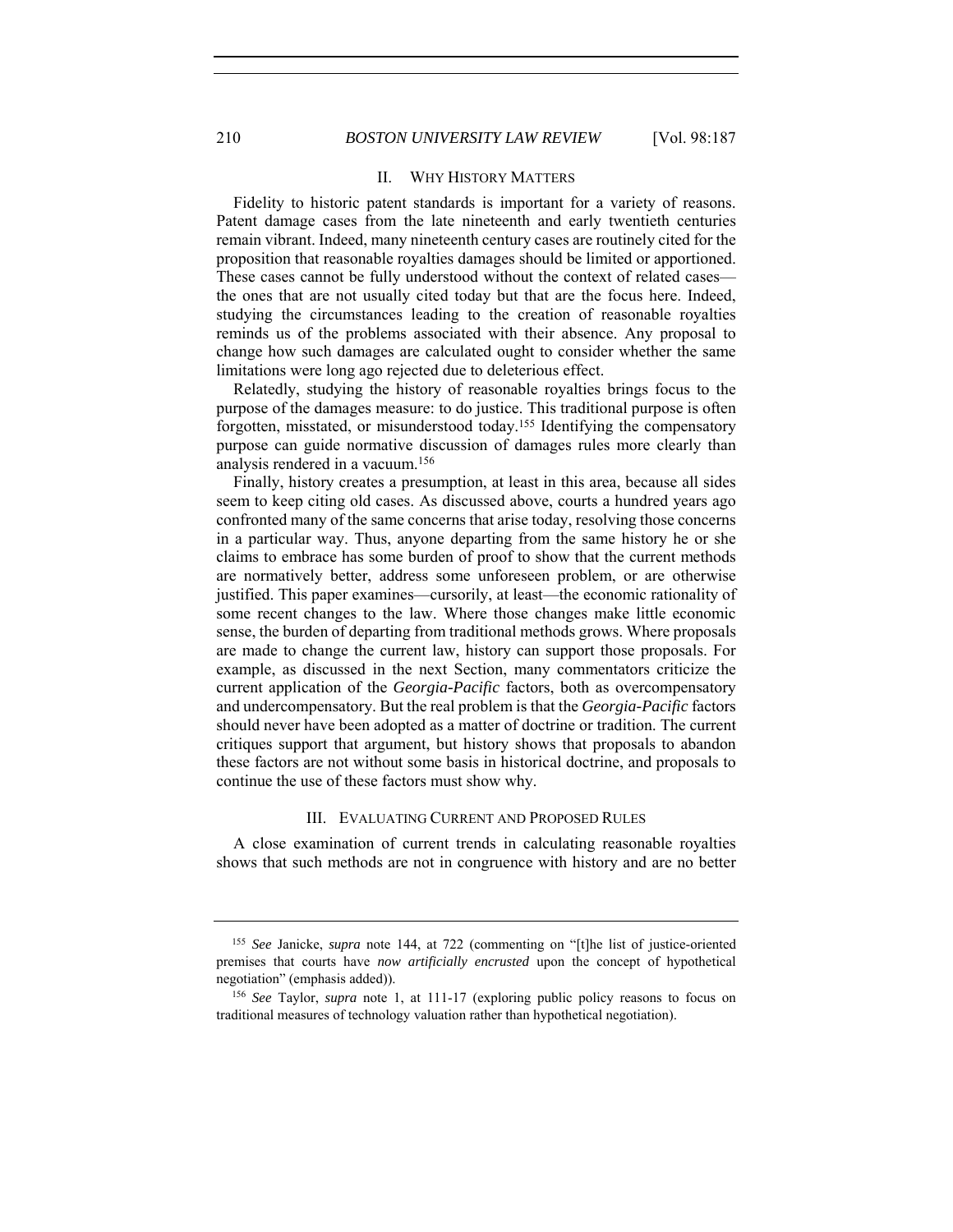## II. WHY HISTORY MATTERS

Fidelity to historic patent standards is important for a variety of reasons. Patent damage cases from the late nineteenth and early twentieth centuries remain vibrant. Indeed, many nineteenth century cases are routinely cited for the proposition that reasonable royalties damages should be limited or apportioned. These cases cannot be fully understood without the context of related cases—the ones that are not usually cited today but that are the focus here. Indeed, studying the circumstances leading to the creation of reasonable royalties reminds us of the problems associated with their absence. Any proposal to change how such damages are calculated ought to consider whether the same limitations were long ago rejected due to deleterious effect.

Relatedly, studying the history of reasonable royalties brings focus to the purpose of the damages measure: to do justice. This traditional purpose is often forgotten, misstated, or misunderstood today.[155] Identifying the compensatory purpose can guide normative discussion of damages rules more clearly than analysis rendered in a vacuum.[156]

Finally, history creates a presumption, at least in this area, because all sides seem to keep citing old cases. As discussed above, courts a hundred years ago confronted many of the same concerns that arise today, resolving those concerns in a particular way. Thus, anyone departing from the same history he or she claims to embrace has some burden of proof to show that the current methods are normatively better, address some unforeseen problem, or are otherwise justified. This paper examines—cursorily, at least—the economic rationality of some recent changes to the law. Where those changes make little economic sense, the burden of departing from traditional methods grows. Where proposals are made to change the current law, history can support those proposals. For example, as discussed in the next Section, many commentators criticize the current application of the *Georgia-Pacific* factors, both as overcompensatory and undercompensatory. But the real problem is that the *Georgia-Pacific* factors should never have been adopted as a matter of doctrine or tradition. The current critiques support that argument, but history shows that proposals to abandon these factors are not without some basis in historical doctrine, and proposals to continue the use of these factors must show why.

## III. EVALUATING CURRENT AND PROPOSED RULES

A close examination of current trends in calculating reasonable royalties shows that such methods are not in congruence with history and are no better

---

[155] *See* Janicke, *supra* note 144, at 722 (commenting on "[t]he list of justice-oriented premises that courts have *now artificially encrusted* upon the concept of hypothetical negotiation" (emphasis added)).

[156] *See* Taylor, *supra* note 1, at 111-17 (exploring public policy reasons to focus on traditional measures of technology valuation rather than hypothetical negotiation).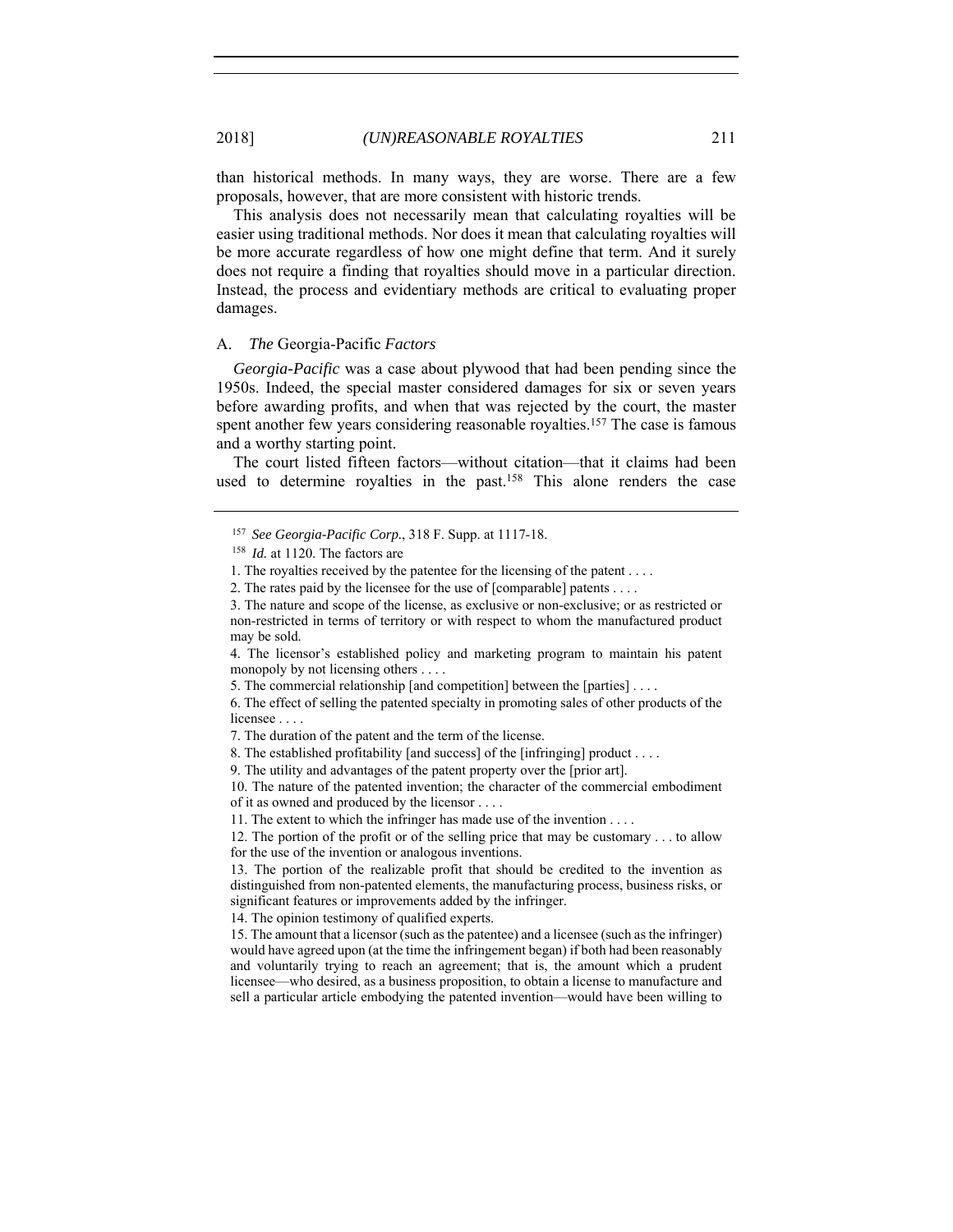than historical methods. In many ways, they are worse. There are a few proposals, however, that are more consistent with historic trends.

This analysis does not necessarily mean that calculating royalties will be easier using traditional methods. Nor does it mean that calculating royalties will be more accurate regardless of how one might define that term. And it surely does not require a finding that royalties should move in a particular direction. Instead, the process and evidentiary methods are critical to evaluating proper damages.

### A. *The* Georgia-Pacific *Factors*

*Georgia-Pacific* was a case about plywood that had been pending since the 1950s. Indeed, the special master considered damages for six or seven years before awarding profits, and when that was rejected by the court, the master spent another few years considering reasonable royalties.[157] The case is famous and a worthy starting point.

The court listed fifteen factors—without citation—that it claims had been used to determine royalties in the past.[158] This alone renders the case

---

[157] *See Georgia-Pacific Corp.*, 318 F. Supp. at 1117-18.

[158] *Id.* at 1120. The factors are

1. The royalties received by the patentee for the licensing of the patent . . . .

2. The rates paid by the licensee for the use of [comparable] patents . . . .

3. The nature and scope of the license, as exclusive or non-exclusive; or as restricted or non-restricted in terms of territory or with respect to whom the manufactured product may be sold.

4. The licensor's established policy and marketing program to maintain his patent monopoly by not licensing others . . . .

5. The commercial relationship [and competition] between the [parties] . . . .

6. The effect of selling the patented specialty in promoting sales of other products of the licensee . . . .

7. The duration of the patent and the term of the license.

8. The established profitability [and success] of the [infringing] product . . . .

9. The utility and advantages of the patent property over the [prior art].

10. The nature of the patented invention; the character of the commercial embodiment of it as owned and produced by the licensor . . . .

11. The extent to which the infringer has made use of the invention . . . .

12. The portion of the profit or of the selling price that may be customary . . . to allow for the use of the invention or analogous inventions.

13. The portion of the realizable profit that should be credited to the invention as distinguished from non-patented elements, the manufacturing process, business risks, or significant features or improvements added by the infringer.

14. The opinion testimony of qualified experts.

15. The amount that a licensor (such as the patentee) and a licensee (such as the infringer) would have agreed upon (at the time the infringement began) if both had been reasonably and voluntarily trying to reach an agreement; that is, the amount which a prudent licensee—who desired, as a business proposition, to obtain a license to manufacture and sell a particular article embodying the patented invention—would have been willing to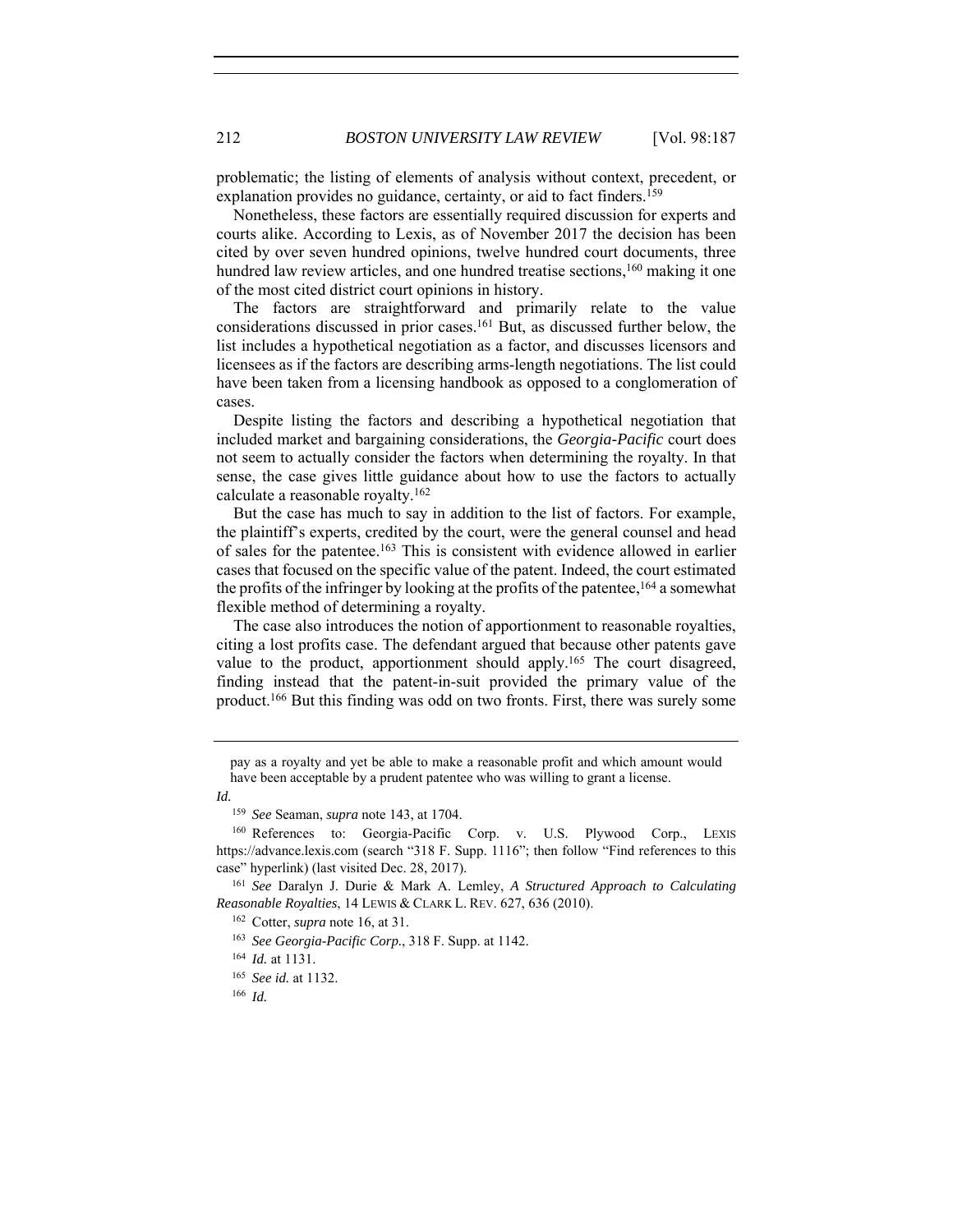problematic; the listing of elements of analysis without context, precedent, or explanation provides no guidance, certainty, or aid to fact finders.[159]

Nonetheless, these factors are essentially required discussion for experts and courts alike. According to Lexis, as of November 2017 the decision has been cited by over seven hundred opinions, twelve hundred court documents, three hundred law review articles, and one hundred treatise sections,[160] making it one of the most cited district court opinions in history.

The factors are straightforward and primarily relate to the value considerations discussed in prior cases.[161] But, as discussed further below, the list includes a hypothetical negotiation as a factor, and discusses licensors and licensees as if the factors are describing arms-length negotiations. The list could have been taken from a licensing handbook as opposed to a conglomeration of cases.

Despite listing the factors and describing a hypothetical negotiation that included market and bargaining considerations, the *Georgia-Pacific* court does not seem to actually consider the factors when determining the royalty. In that sense, the case gives little guidance about how to use the factors to actually calculate a reasonable royalty.[162]

But the case has much to say in addition to the list of factors. For example, the plaintiff's experts, credited by the court, were the general counsel and head of sales for the patentee.[163] This is consistent with evidence allowed in earlier cases that focused on the specific value of the patent. Indeed, the court estimated the profits of the infringer by looking at the profits of the patentee,[164] a somewhat flexible method of determining a royalty.

The case also introduces the notion of apportionment to reasonable royalties, citing a lost profits case. The defendant argued that because other patents gave value to the product, apportionment should apply.[165] The court disagreed, finding instead that the patent-in-suit provided the primary value of the product.[166] But this finding was odd on two fronts. First, there was surely some

---

pay as a royalty and yet be able to make a reasonable profit and which amount would have been acceptable by a prudent patentee who was willing to grant a license.

*Id.*

[159] *See* Seaman, *supra* note 143, at 1704.

[160] References to: Georgia-Pacific Corp. v. U.S. Plywood Corp., LEXIS https://advance.lexis.com (search "318 F. Supp. 1116"; then follow "Find references to this case" hyperlink) (last visited Dec. 28, 2017).

[161] *See* Daralyn J. Durie & Mark A. Lemley, *A Structured Approach to Calculating Reasonable Royalties*, 14 LEWIS & CLARK L. REV. 627, 636 (2010).

[162] Cotter, *supra* note 16, at 31.

[163] *See Georgia-Pacific Corp.*, 318 F. Supp. at 1142.

[164] *Id.* at 1131.

[165] *See id.* at 1132.

[166] *Id.*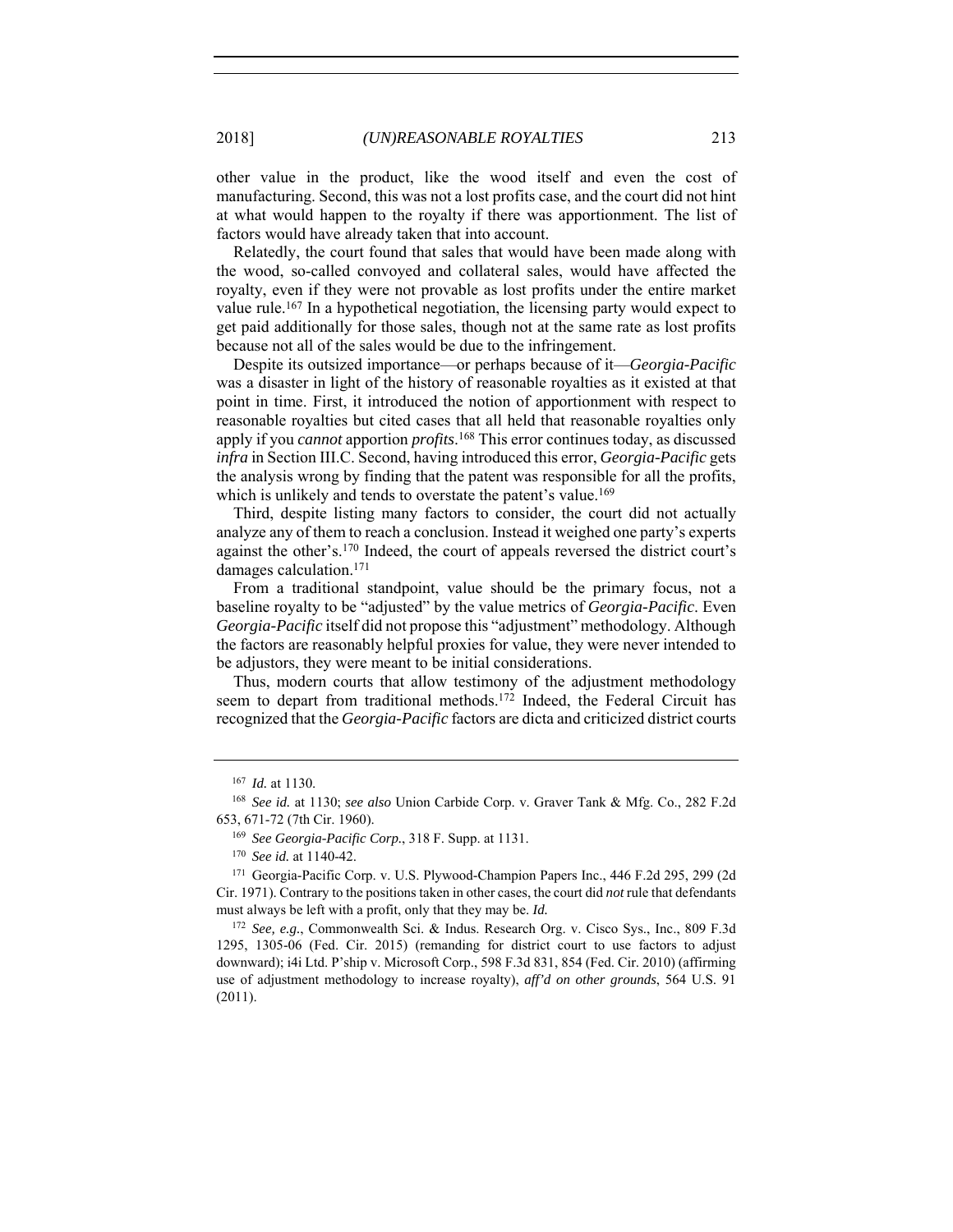other value in the product, like the wood itself and even the cost of manufacturing. Second, this was not a lost profits case, and the court did not hint at what would happen to the royalty if there was apportionment. The list of factors would have already taken that into account.

Relatedly, the court found that sales that would have been made along with the wood, so-called convoyed and collateral sales, would have affected the royalty, even if they were not provable as lost profits under the entire market value rule.[167] In a hypothetical negotiation, the licensing party would expect to get paid additionally for those sales, though not at the same rate as lost profits because not all of the sales would be due to the infringement.

Despite its outsized importance—or perhaps because of it—*Georgia-Pacific* was a disaster in light of the history of reasonable royalties as it existed at that point in time. First, it introduced the notion of apportionment with respect to reasonable royalties but cited cases that all held that reasonable royalties only apply if you *cannot* apportion *profits*.[168] This error continues today, as discussed *infra* in Section III.C. Second, having introduced this error, *Georgia-Pacific* gets the analysis wrong by finding that the patent was responsible for all the profits, which is unlikely and tends to overstate the patent's value.[169]

Third, despite listing many factors to consider, the court did not actually analyze any of them to reach a conclusion. Instead it weighed one party's experts against the other's.[170] Indeed, the court of appeals reversed the district court's damages calculation.[171]

From a traditional standpoint, value should be the primary focus, not a baseline royalty to be "adjusted" by the value metrics of *Georgia-Pacific*. Even *Georgia-Pacific* itself did not propose this "adjustment" methodology. Although the factors are reasonably helpful proxies for value, they were never intended to be adjustors, they were meant to be initial considerations.

Thus, modern courts that allow testimony of the adjustment methodology seem to depart from traditional methods.[172] Indeed, the Federal Circuit has recognized that the *Georgia-Pacific* factors are dicta and criticized district courts

---

[167] *Id.* at 1130.

[168] *See id.* at 1130; *see also* Union Carbide Corp. v. Graver Tank & Mfg. Co., 282 F.2d 653, 671-72 (7th Cir. 1960).

[169] *See Georgia-Pacific Corp.*, 318 F. Supp. at 1131.

[170] *See id.* at 1140-42.

[171] Georgia-Pacific Corp. v. U.S. Plywood-Champion Papers Inc., 446 F.2d 295, 299 (2d Cir. 1971). Contrary to the positions taken in other cases, the court did *not* rule that defendants must always be left with a profit, only that they may be. *Id.*

[172] *See, e.g.*, Commonwealth Sci. & Indus. Research Org. v. Cisco Sys., Inc., 809 F.3d 1295, 1305-06 (Fed. Cir. 2015) (remanding for district court to use factors to adjust downward); i4i Ltd. P'ship v. Microsoft Corp., 598 F.3d 831, 854 (Fed. Cir. 2010) (affirming use of adjustment methodology to increase royalty), *aff'd on other grounds*, 564 U.S. 91 (2011).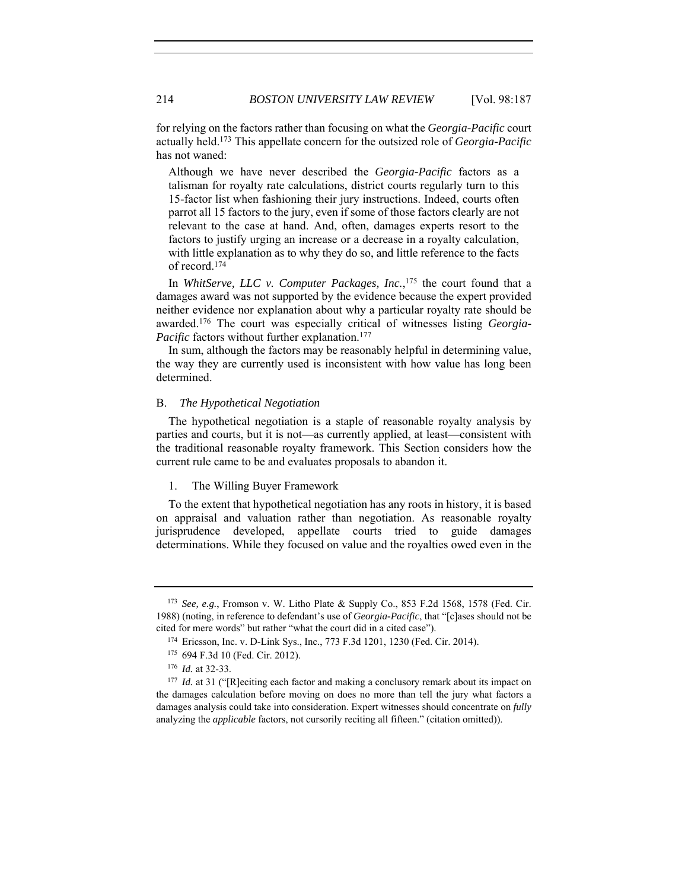for relying on the factors rather than focusing on what the *Georgia-Pacific* court actually held.[173] This appellate concern for the outsized role of *Georgia-Pacific* has not waned:

> Although we have never described the *Georgia-Pacific* factors as a talisman for royalty rate calculations, district courts regularly turn to this 15-factor list when fashioning their jury instructions. Indeed, courts often parrot all 15 factors to the jury, even if some of those factors clearly are not relevant to the case at hand. And, often, damages experts resort to the factors to justify urging an increase or a decrease in a royalty calculation, with little explanation as to why they do so, and little reference to the facts of record.[174]

In *WhitServe, LLC v. Computer Packages, Inc.*,[175] the court found that a damages award was not supported by the evidence because the expert provided neither evidence nor explanation about why a particular royalty rate should be awarded.[176] The court was especially critical of witnesses listing *Georgia-Pacific* factors without further explanation.[177]

In sum, although the factors may be reasonably helpful in determining value, the way they are currently used is inconsistent with how value has long been determined.

## B. *The Hypothetical Negotiation*

The hypothetical negotiation is a staple of reasonable royalty analysis by parties and courts, but it is not—as currently applied, at least—consistent with the traditional reasonable royalty framework. This Section considers how the current rule came to be and evaluates proposals to abandon it.

### 1. The Willing Buyer Framework

To the extent that hypothetical negotiation has any roots in history, it is based on appraisal and valuation rather than negotiation. As reasonable royalty jurisprudence developed, appellate courts tried to guide damages determinations. While they focused on value and the royalties owed even in the

---

[173] *See, e.g.*, Fromson v. W. Litho Plate & Supply Co., 853 F.2d 1568, 1578 (Fed. Cir. 1988) (noting, in reference to defendant's use of *Georgia-Pacific*, that "[c]ases should not be cited for mere words" but rather "what the court did in a cited case").

[174] Ericsson, Inc. v. D-Link Sys., Inc., 773 F.3d 1201, 1230 (Fed. Cir. 2014).

[175] 694 F.3d 10 (Fed. Cir. 2012).

[176] *Id.* at 32-33.

[177] *Id.* at 31 ("[R]eciting each factor and making a conclusory remark about its impact on the damages calculation before moving on does no more than tell the jury what factors a damages analysis could take into consideration. Expert witnesses should concentrate on *fully* analyzing the *applicable* factors, not cursorily reciting all fifteen." (citation omitted)).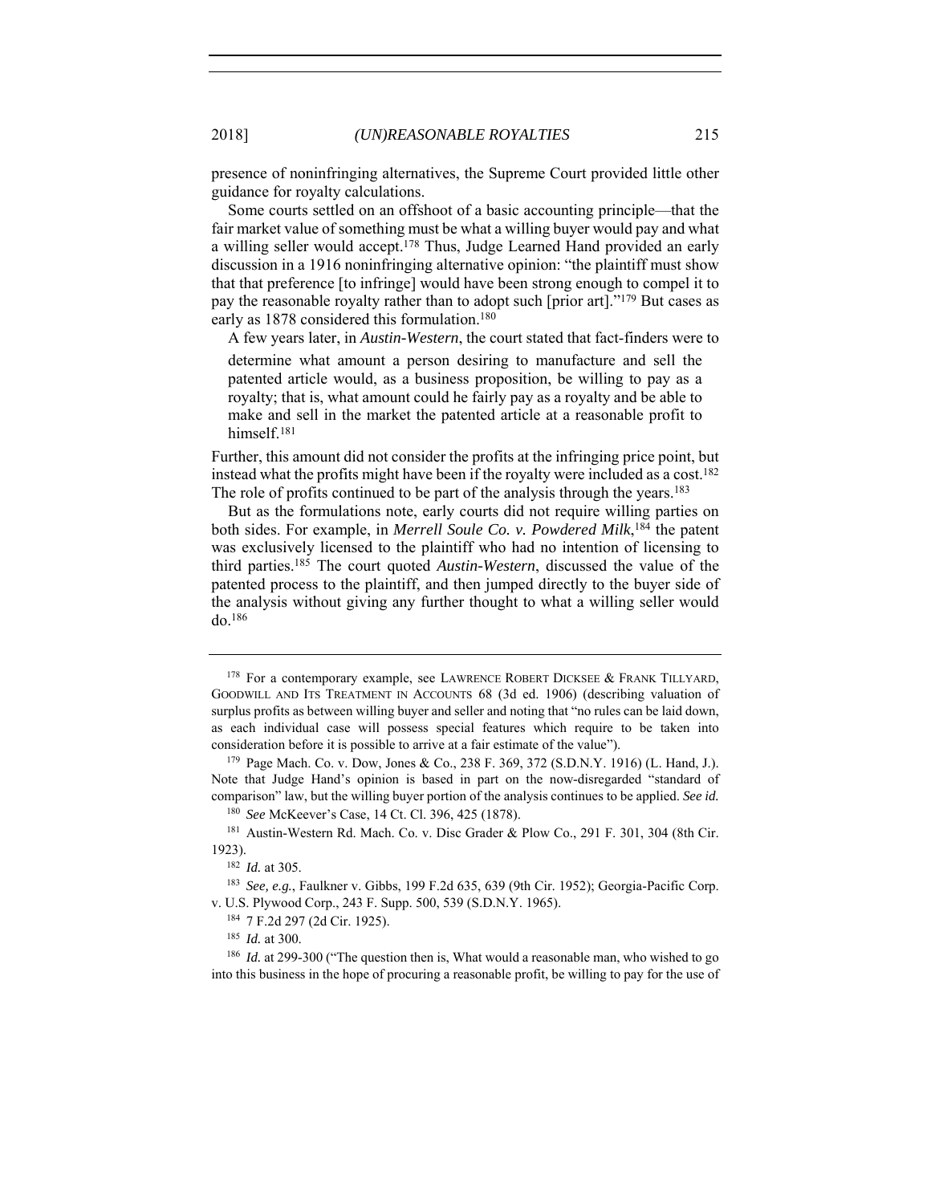presence of noninfringing alternatives, the Supreme Court provided little other guidance for royalty calculations.

Some courts settled on an offshoot of a basic accounting principle—that the fair market value of something must be what a willing buyer would pay and what a willing seller would accept.[178] Thus, Judge Learned Hand provided an early discussion in a 1916 noninfringing alternative opinion: "the plaintiff must show that that preference [to infringe] would have been strong enough to compel it to pay the reasonable royalty rather than to adopt such [prior art]."[179] But cases as early as 1878 considered this formulation.[180]

A few years later, in *Austin-Western*, the court stated that fact-finders were to

> determine what amount a person desiring to manufacture and sell the patented article would, as a business proposition, be willing to pay as a royalty; that is, what amount could he fairly pay as a royalty and be able to make and sell in the market the patented article at a reasonable profit to himself.[181]

Further, this amount did not consider the profits at the infringing price point, but instead what the profits might have been if the royalty were included as a cost.[182] The role of profits continued to be part of the analysis through the years.[183]

But as the formulations note, early courts did not require willing parties on both sides. For example, in *Merrell Soule Co. v. Powdered Milk*,[184] the patent was exclusively licensed to the plaintiff who had no intention of licensing to third parties.[185] The court quoted *Austin-Western*, discussed the value of the patented process to the plaintiff, and then jumped directly to the buyer side of the analysis without giving any further thought to what a willing seller would do.[186]

---

[178] For a contemporary example, see LAWRENCE ROBERT DICKSEE & FRANK TILLYARD, GOODWILL AND ITS TREATMENT IN ACCOUNTS 68 (3d ed. 1906) (describing valuation of surplus profits as between willing buyer and seller and noting that "no rules can be laid down, as each individual case will possess special features which require to be taken into consideration before it is possible to arrive at a fair estimate of the value").

[179] Page Mach. Co. v. Dow, Jones & Co., 238 F. 369, 372 (S.D.N.Y. 1916) (L. Hand, J.). Note that Judge Hand's opinion is based in part on the now-disregarded "standard of comparison" law, but the willing buyer portion of the analysis continues to be applied. *See id.*

[180] *See* McKeever's Case, 14 Ct. Cl. 396, 425 (1878).

[181] Austin-Western Rd. Mach. Co. v. Disc Grader & Plow Co., 291 F. 301, 304 (8th Cir. 1923).

[182] *Id.* at 305.

[183] *See, e.g.*, Faulkner v. Gibbs, 199 F.2d 635, 639 (9th Cir. 1952); Georgia-Pacific Corp. v. U.S. Plywood Corp., 243 F. Supp. 500, 539 (S.D.N.Y. 1965).

[184] 7 F.2d 297 (2d Cir. 1925).

[185] *Id.* at 300.

[186] *Id.* at 299-300 ("The question then is, What would a reasonable man, who wished to go into this business in the hope of procuring a reasonable profit, be willing to pay for the use of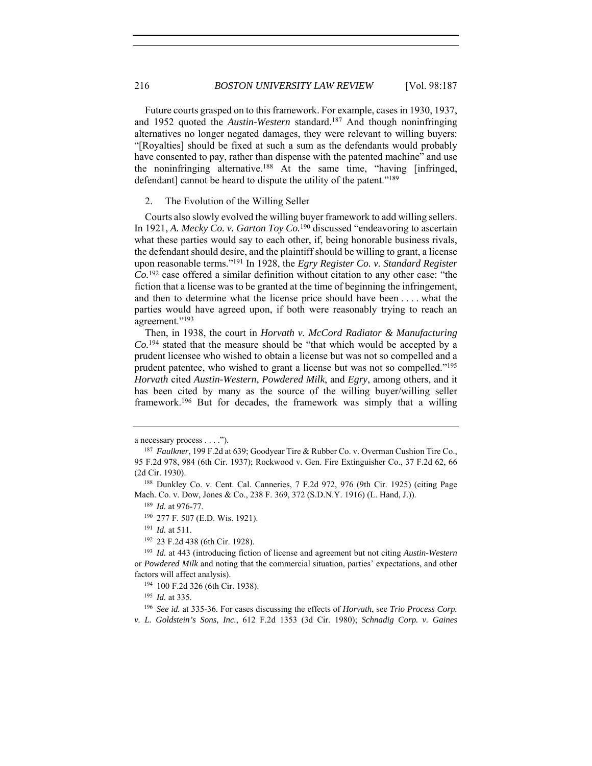Future courts grasped on to this framework. For example, cases in 1930, 1937, and 1952 quoted the *Austin-Western* standard.[187] And though noninfringing alternatives no longer negated damages, they were relevant to willing buyers: "[Royalties] should be fixed at such a sum as the defendants would probably have consented to pay, rather than dispense with the patented machine" and use the noninfringing alternative.[188] At the same time, "having [infringed, defendant] cannot be heard to dispute the utility of the patent."[189]

2. The Evolution of the Willing Seller

Courts also slowly evolved the willing buyer framework to add willing sellers. In 1921, *A. Mecky Co. v. Garton Toy Co.*[190] discussed "endeavoring to ascertain what these parties would say to each other, if, being honorable business rivals, the defendant should desire, and the plaintiff should be willing to grant, a license upon reasonable terms."[191] In 1928, the *Egry Register Co. v. Standard Register Co.*[192] case offered a similar definition without citation to any other case: "the fiction that a license was to be granted at the time of beginning the infringement, and then to determine what the license price should have been . . . . what the parties would have agreed upon, if both were reasonably trying to reach an agreement."[193]

Then, in 1938, the court in *Horvath v. McCord Radiator & Manufacturing Co.*[194] stated that the measure should be "that which would be accepted by a prudent licensee who wished to obtain a license but was not so compelled and a prudent patentee, who wished to grant a license but was not so compelled."[195] *Horvath* cited *Austin-Western*, *Powdered Milk*, and *Egry*, among others, and it has been cited by many as the source of the willing buyer/willing seller framework.[196] But for decades, the framework was simply that a willing

---

a necessary process . . . .").

[187] *Faulkner*, 199 F.2d at 639; Goodyear Tire & Rubber Co. v. Overman Cushion Tire Co., 95 F.2d 978, 984 (6th Cir. 1937); Rockwood v. Gen. Fire Extinguisher Co., 37 F.2d 62, 66 (2d Cir. 1930).

[188] Dunkley Co. v. Cent. Cal. Canneries, 7 F.2d 972, 976 (9th Cir. 1925) (citing Page Mach. Co. v. Dow, Jones & Co., 238 F. 369, 372 (S.D.N.Y. 1916) (L. Hand, J.)).

[189] *Id.* at 976-77.

[190] 277 F. 507 (E.D. Wis. 1921).

[191] *Id.* at 511.

[192] 23 F.2d 438 (6th Cir. 1928).

[193] *Id.* at 443 (introducing fiction of license and agreement but not citing *Austin-Western* or *Powdered Milk* and noting that the commercial situation, parties' expectations, and other factors will affect analysis).

[194] 100 F.2d 326 (6th Cir. 1938).

[195] *Id.* at 335.

[196] *See id.* at 335-36. For cases discussing the effects of *Horvath*, see *Trio Process Corp. v. L. Goldstein's Sons, Inc.*, 612 F.2d 1353 (3d Cir. 1980); *Schnadig Corp. v. Gaines*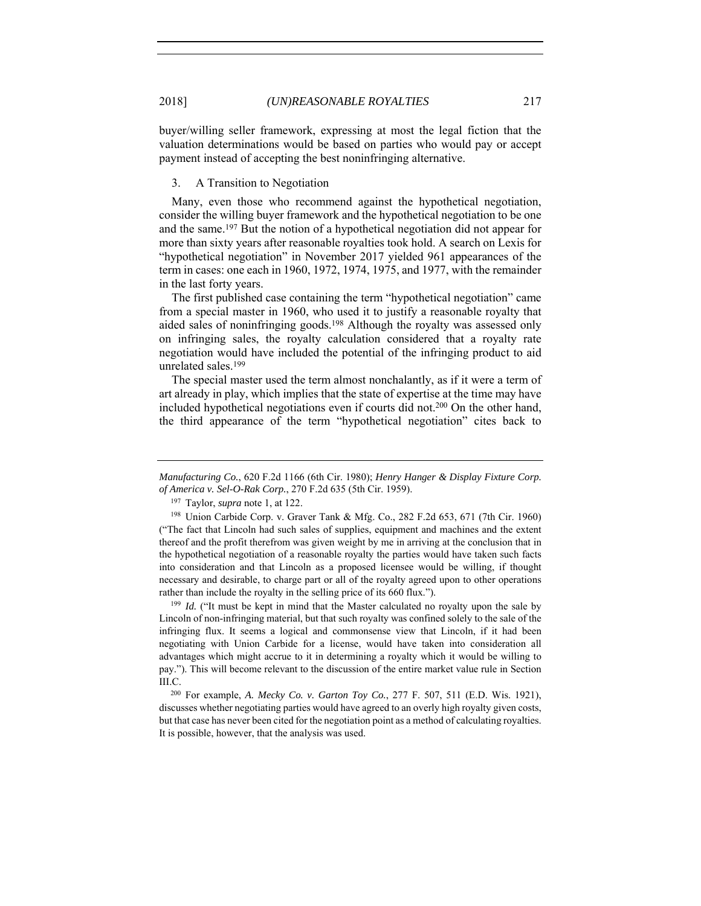buyer/willing seller framework, expressing at most the legal fiction that the valuation determinations would be based on parties who would pay or accept payment instead of accepting the best noninfringing alternative.

### 3. A Transition to Negotiation

Many, even those who recommend against the hypothetical negotiation, consider the willing buyer framework and the hypothetical negotiation to be one and the same.[197] But the notion of a hypothetical negotiation did not appear for more than sixty years after reasonable royalties took hold. A search on Lexis for "hypothetical negotiation" in November 2017 yielded 961 appearances of the term in cases: one each in 1960, 1972, 1974, 1975, and 1977, with the remainder in the last forty years.

The first published case containing the term "hypothetical negotiation" came from a special master in 1960, who used it to justify a reasonable royalty that aided sales of noninfringing goods.[198] Although the royalty was assessed only on infringing sales, the royalty calculation considered that a royalty rate negotiation would have included the potential of the infringing product to aid unrelated sales.[199]

The special master used the term almost nonchalantly, as if it were a term of art already in play, which implies that the state of expertise at the time may have included hypothetical negotiations even if courts did not.[200] On the other hand, the third appearance of the term "hypothetical negotiation" cites back to

---

*Manufacturing Co.*, 620 F.2d 1166 (6th Cir. 1980); *Henry Hanger & Display Fixture Corp. of America v. Sel-O-Rak Corp.*, 270 F.2d 635 (5th Cir. 1959).

[197] Taylor, *supra* note 1, at 122.

[198] Union Carbide Corp. v. Graver Tank & Mfg. Co., 282 F.2d 653, 671 (7th Cir. 1960) ("The fact that Lincoln had such sales of supplies, equipment and machines and the extent thereof and the profit therefrom was given weight by me in arriving at the conclusion that in the hypothetical negotiation of a reasonable royalty the parties would have taken such facts into consideration and that Lincoln as a proposed licensee would be willing, if thought necessary and desirable, to charge part or all of the royalty agreed upon to other operations rather than include the royalty in the selling price of its 660 flux.").

[199] *Id.* ("It must be kept in mind that the Master calculated no royalty upon the sale by Lincoln of non-infringing material, but that such royalty was confined solely to the sale of the infringing flux. It seems a logical and commonsense view that Lincoln, if it had been negotiating with Union Carbide for a license, would have taken into consideration all advantages which might accrue to it in determining a royalty which it would be willing to pay."). This will become relevant to the discussion of the entire market value rule in Section III.C.

[200] For example, *A. Mecky Co. v. Garton Toy Co.*, 277 F. 507, 511 (E.D. Wis. 1921), discusses whether negotiating parties would have agreed to an overly high royalty given costs, but that case has never been cited for the negotiation point as a method of calculating royalties. It is possible, however, that the analysis was used.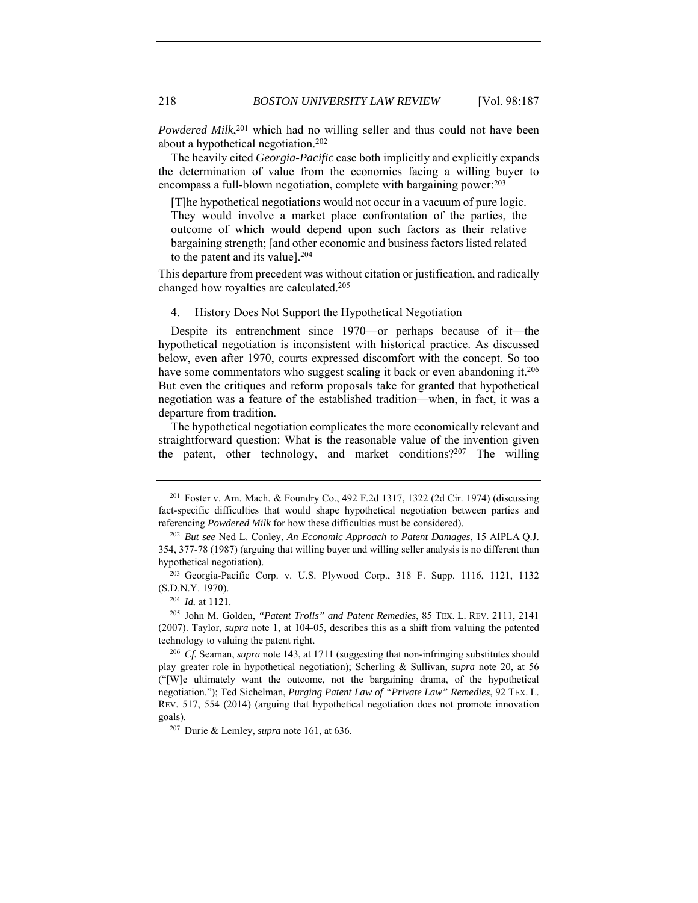*Powdered Milk*,[201] which had no willing seller and thus could not have been about a hypothetical negotiation.[202]

The heavily cited *Georgia-Pacific* case both implicitly and explicitly expands the determination of value from the economics facing a willing buyer to encompass a full-blown negotiation, complete with bargaining power:[203]

> [T]he hypothetical negotiations would not occur in a vacuum of pure logic. They would involve a market place confrontation of the parties, the outcome of which would depend upon such factors as their relative bargaining strength; [and other economic and business factors listed related to the patent and its value].[204]

This departure from precedent was without citation or justification, and radically changed how royalties are calculated.[205]

4. History Does Not Support the Hypothetical Negotiation

Despite its entrenchment since 1970—or perhaps because of it—the hypothetical negotiation is inconsistent with historical practice. As discussed below, even after 1970, courts expressed discomfort with the concept. So too have some commentators who suggest scaling it back or even abandoning it.[206] But even the critiques and reform proposals take for granted that hypothetical negotiation was a feature of the established tradition—when, in fact, it was a departure from tradition.

The hypothetical negotiation complicates the more economically relevant and straightforward question: What is the reasonable value of the invention given the patent, other technology, and market conditions?[207] The willing

---

[201] Foster v. Am. Mach. & Foundry Co., 492 F.2d 1317, 1322 (2d Cir. 1974) (discussing fact-specific difficulties that would shape hypothetical negotiation between parties and referencing *Powdered Milk* for how these difficulties must be considered).

[202] *But see* Ned L. Conley, *An Economic Approach to Patent Damages*, 15 AIPLA Q.J. 354, 377-78 (1987) (arguing that willing buyer and willing seller analysis is no different than hypothetical negotiation).

[203] Georgia-Pacific Corp. v. U.S. Plywood Corp., 318 F. Supp. 1116, 1121, 1132 (S.D.N.Y. 1970).

[204] *Id.* at 1121.

[205] John M. Golden, *"Patent Trolls" and Patent Remedies*, 85 TEX. L. REV. 2111, 2141 (2007). Taylor, *supra* note 1, at 104-05, describes this as a shift from valuing the patented technology to valuing the patent right.

[206] *Cf.* Seaman, *supra* note 143, at 1711 (suggesting that non-infringing substitutes should play greater role in hypothetical negotiation); Scherling & Sullivan, *supra* note 20, at 56 ("[W]e ultimately want the outcome, not the bargaining drama, of the hypothetical negotiation."); Ted Sichelman, *Purging Patent Law of "Private Law" Remedies*, 92 TEX. L. REV. 517, 554 (2014) (arguing that hypothetical negotiation does not promote innovation goals).

[207] Durie & Lemley, *supra* note 161, at 636.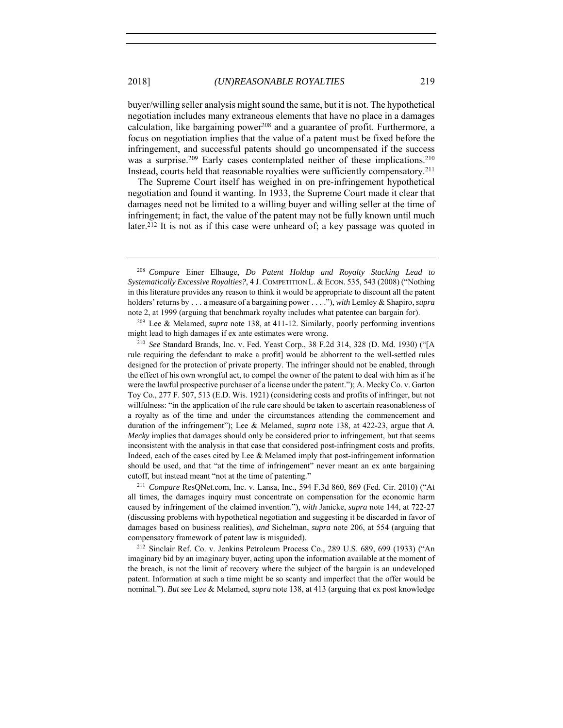buyer/willing seller analysis might sound the same, but it is not. The hypothetical negotiation includes many extraneous elements that have no place in a damages calculation, like bargaining power[208] and a guarantee of profit. Furthermore, a focus on negotiation implies that the value of a patent must be fixed before the infringement, and successful patents should go uncompensated if the success was a surprise.[209] Early cases contemplated neither of these implications.[210] Instead, courts held that reasonable royalties were sufficiently compensatory.[211]

The Supreme Court itself has weighed in on pre-infringement hypothetical negotiation and found it wanting. In 1933, the Supreme Court made it clear that damages need not be limited to a willing buyer and willing seller at the time of infringement; in fact, the value of the patent may not be fully known until much later.[212] It is not as if this case were unheard of; a key passage was quoted in

---

[208] *Compare* Einer Elhauge, *Do Patent Holdup and Royalty Stacking Lead to Systematically Excessive Royalties?*, 4 J. COMPETITION L. & ECON. 535, 543 (2008) ("Nothing in this literature provides any reason to think it would be appropriate to discount all the patent holders' returns by . . . a measure of a bargaining power . . . ."), *with* Lemley & Shapiro, *supra* note 2, at 1999 (arguing that benchmark royalty includes what patentee can bargain for).

[209] Lee & Melamed, *supra* note 138, at 411-12. Similarly, poorly performing inventions might lead to high damages if ex ante estimates were wrong.

[210] *See* Standard Brands, Inc. v. Fed. Yeast Corp., 38 F.2d 314, 328 (D. Md. 1930) ("[A rule requiring the defendant to make a profit] would be abhorrent to the well-settled rules designed for the protection of private property. The infringer should not be enabled, through the effect of his own wrongful act, to compel the owner of the patent to deal with him as if he were the lawful prospective purchaser of a license under the patent."); A. Mecky Co. v. Garton Toy Co., 277 F. 507, 513 (E.D. Wis. 1921) (considering costs and profits of infringer, but not willfulness: "in the application of the rule care should be taken to ascertain reasonableness of a royalty as of the time and under the circumstances attending the commencement and duration of the infringement"); Lee & Melamed, *supra* note 138, at 422-23, argue that *A. Mecky* implies that damages should only be considered prior to infringement, but that seems inconsistent with the analysis in that case that considered post-infringment costs and profits. Indeed, each of the cases cited by Lee & Melamed imply that post-infringement information should be used, and that "at the time of infringement" never meant an ex ante bargaining cutoff, but instead meant "not at the time of patenting."

[211] *Compare* ResQNet.com, Inc. v. Lansa, Inc., 594 F.3d 860, 869 (Fed. Cir. 2010) ("At all times, the damages inquiry must concentrate on compensation for the economic harm caused by infringement of the claimed invention."), *with* Janicke, *supra* note 144, at 722-27 (discussing problems with hypothetical negotiation and suggesting it be discarded in favor of damages based on business realities), *and* Sichelman, *supra* note 206, at 554 (arguing that compensatory framework of patent law is misguided).

[212] Sinclair Ref. Co. v. Jenkins Petroleum Process Co., 289 U.S. 689, 699 (1933) ("An imaginary bid by an imaginary buyer, acting upon the information available at the moment of the breach, is not the limit of recovery where the subject of the bargain is an undeveloped patent. Information at such a time might be so scanty and imperfect that the offer would be nominal."). *But see* Lee & Melamed, *supra* note 138, at 413 (arguing that ex post knowledge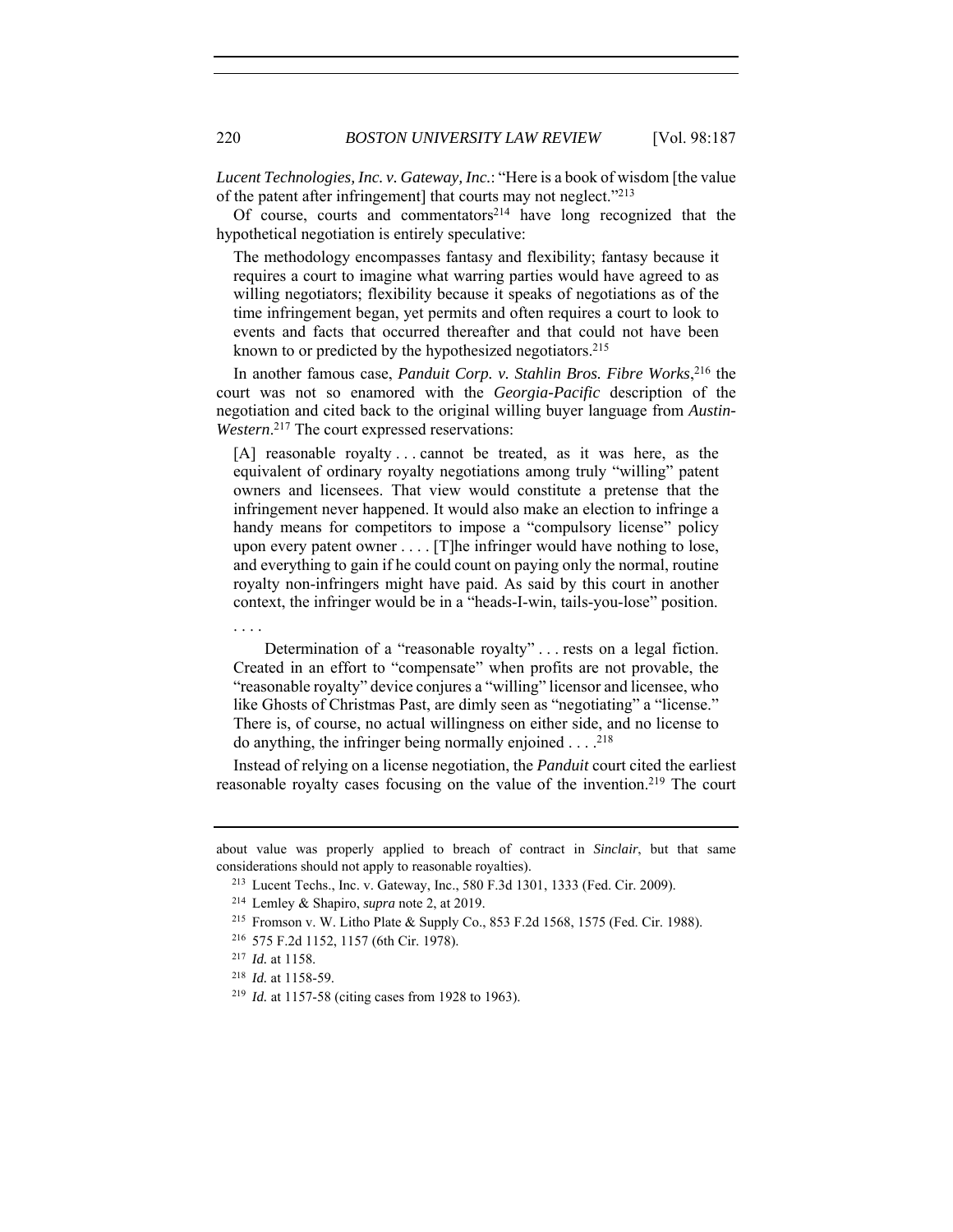*Lucent Technologies, Inc. v. Gateway, Inc.*: "Here is a book of wisdom [the value of the patent after infringement] that courts may not neglect."[213]

Of course, courts and commentators[214] have long recognized that the hypothetical negotiation is entirely speculative:

> The methodology encompasses fantasy and flexibility; fantasy because it requires a court to imagine what warring parties would have agreed to as willing negotiators; flexibility because it speaks of negotiations as of the time infringement began, yet permits and often requires a court to look to events and facts that occurred thereafter and that could not have been known to or predicted by the hypothesized negotiators.[215]

In another famous case, *Panduit Corp. v. Stahlin Bros. Fibre Works*,[216] the court was not so enamored with the *Georgia-Pacific* description of the negotiation and cited back to the original willing buyer language from *Austin-Western*.[217] The court expressed reservations:

> [A] reasonable royalty . . . cannot be treated, as it was here, as the equivalent of ordinary royalty negotiations among truly "willing" patent owners and licensees. That view would constitute a pretense that the infringement never happened. It would also make an election to infringe a handy means for competitors to impose a "compulsory license" policy upon every patent owner . . . . [T]he infringer would have nothing to lose, and everything to gain if he could count on paying only the normal, routine royalty non-infringers might have paid. As said by this court in another context, the infringer would be in a "heads-I-win, tails-you-lose" position.
>
> . . . .
>
> Determination of a "reasonable royalty" . . . rests on a legal fiction. Created in an effort to "compensate" when profits are not provable, the "reasonable royalty" device conjures a "willing" licensor and licensee, who like Ghosts of Christmas Past, are dimly seen as "negotiating" a "license." There is, of course, no actual willingness on either side, and no license to do anything, the infringer being normally enjoined . . . .[218]

Instead of relying on a license negotiation, the *Panduit* court cited the earliest reasonable royalty cases focusing on the value of the invention.[219] The court

---

about value was properly applied to breach of contract in *Sinclair*, but that same considerations should not apply to reasonable royalties).

[213] Lucent Techs., Inc. v. Gateway, Inc., 580 F.3d 1301, 1333 (Fed. Cir. 2009).

[214] Lemley & Shapiro, *supra* note 2, at 2019.

[215] Fromson v. W. Litho Plate & Supply Co., 853 F.2d 1568, 1575 (Fed. Cir. 1988).

[216] 575 F.2d 1152, 1157 (6th Cir. 1978).

[217] *Id.* at 1158.

[218] *Id.* at 1158-59.

[219] *Id.* at 1157-58 (citing cases from 1928 to 1963).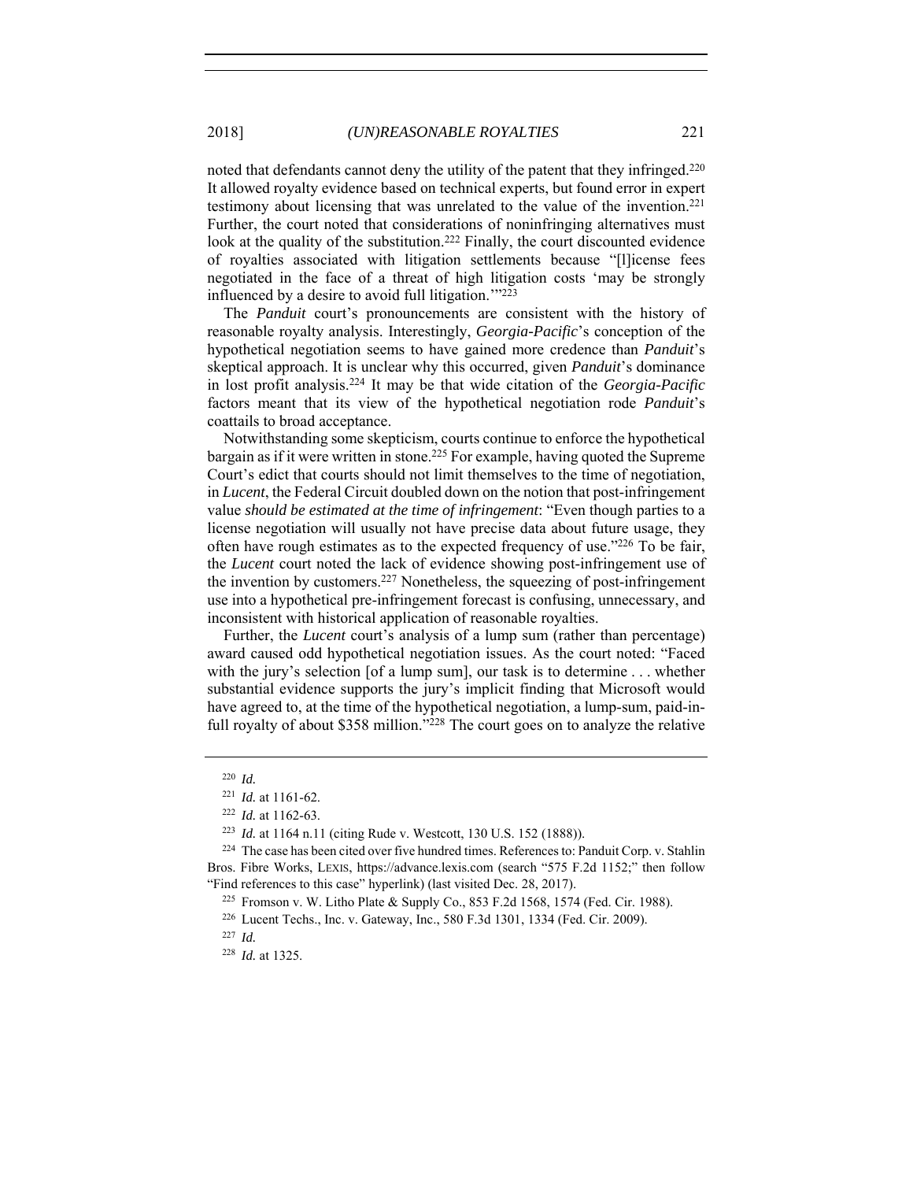noted that defendants cannot deny the utility of the patent that they infringed.[220] It allowed royalty evidence based on technical experts, but found error in expert testimony about licensing that was unrelated to the value of the invention.[221] Further, the court noted that considerations of noninfringing alternatives must look at the quality of the substitution.[222] Finally, the court discounted evidence of royalties associated with litigation settlements because "[l]icense fees negotiated in the face of a threat of high litigation costs 'may be strongly influenced by a desire to avoid full litigation.'"[223]

The *Panduit* court's pronouncements are consistent with the history of reasonable royalty analysis. Interestingly, *Georgia-Pacific*'s conception of the hypothetical negotiation seems to have gained more credence than *Panduit*'s skeptical approach. It is unclear why this occurred, given *Panduit*'s dominance in lost profit analysis.[224] It may be that wide citation of the *Georgia-Pacific* factors meant that its view of the hypothetical negotiation rode *Panduit*'s coattails to broad acceptance.

Notwithstanding some skepticism, courts continue to enforce the hypothetical bargain as if it were written in stone.[225] For example, having quoted the Supreme Court's edict that courts should not limit themselves to the time of negotiation, in *Lucent*, the Federal Circuit doubled down on the notion that post-infringement value *should be estimated at the time of infringement*: "Even though parties to a license negotiation will usually not have precise data about future usage, they often have rough estimates as to the expected frequency of use."[226] To be fair, the *Lucent* court noted the lack of evidence showing post-infringement use of the invention by customers.[227] Nonetheless, the squeezing of post-infringement use into a hypothetical pre-infringement forecast is confusing, unnecessary, and inconsistent with historical application of reasonable royalties.

Further, the *Lucent* court's analysis of a lump sum (rather than percentage) award caused odd hypothetical negotiation issues. As the court noted: "Faced with the jury's selection [of a lump sum], our task is to determine . . . whether substantial evidence supports the jury's implicit finding that Microsoft would have agreed to, at the time of the hypothetical negotiation, a lump-sum, paid-in-full royalty of about $358 million."[228] The court goes on to analyze the relative

---

[220] *Id.*

[221] *Id.* at 1161-62.

[222] *Id.* at 1162-63.

[223] *Id.* at 1164 n.11 (citing Rude v. Westcott, 130 U.S. 152 (1888)).

[224] The case has been cited over five hundred times. References to: Panduit Corp. v. Stahlin Bros. Fibre Works, LEXIS, https://advance.lexis.com (search "575 F.2d 1152;" then follow "Find references to this case" hyperlink) (last visited Dec. 28, 2017).

[225] Fromson v. W. Litho Plate & Supply Co., 853 F.2d 1568, 1574 (Fed. Cir. 1988).

[226] Lucent Techs., Inc. v. Gateway, Inc., 580 F.3d 1301, 1334 (Fed. Cir. 2009).

[227] *Id.*

[228] *Id.* at 1325.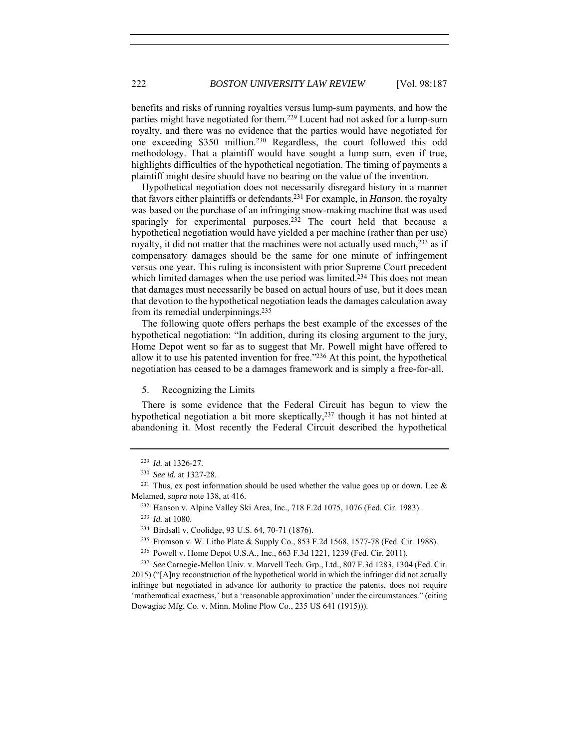benefits and risks of running royalties versus lump-sum payments, and how the parties might have negotiated for them.[229] Lucent had not asked for a lump-sum royalty, and there was no evidence that the parties would have negotiated for one exceeding $350 million.[230] Regardless, the court followed this odd methodology. That a plaintiff would have sought a lump sum, even if true, highlights difficulties of the hypothetical negotiation. The timing of payments a plaintiff might desire should have no bearing on the value of the invention.

Hypothetical negotiation does not necessarily disregard history in a manner that favors either plaintiffs or defendants.[231] For example, in *Hanson*, the royalty was based on the purchase of an infringing snow-making machine that was used sparingly for experimental purposes.[232] The court held that because a hypothetical negotiation would have yielded a per machine (rather than per use) royalty, it did not matter that the machines were not actually used much,[233] as if compensatory damages should be the same for one minute of infringement versus one year. This ruling is inconsistent with prior Supreme Court precedent which limited damages when the use period was limited.[234] This does not mean that damages must necessarily be based on actual hours of use, but it does mean that devotion to the hypothetical negotiation leads the damages calculation away from its remedial underpinnings.[235]

The following quote offers perhaps the best example of the excesses of the hypothetical negotiation: "In addition, during its closing argument to the jury, Home Depot went so far as to suggest that Mr. Powell might have offered to allow it to use his patented invention for free."[236] At this point, the hypothetical negotiation has ceased to be a damages framework and is simply a free-for-all.

### 5. Recognizing the Limits

There is some evidence that the Federal Circuit has begun to view the hypothetical negotiation a bit more skeptically,[237] though it has not hinted at abandoning it. Most recently the Federal Circuit described the hypothetical

---

[229] *Id.* at 1326-27.

[230] *See id.* at 1327-28.

[231] Thus, ex post information should be used whether the value goes up or down. Lee & Melamed, *supra* note 138, at 416.

[232] Hanson v. Alpine Valley Ski Area, Inc., 718 F.2d 1075, 1076 (Fed. Cir. 1983) .

[233] *Id.* at 1080.

[234] Birdsall v. Coolidge, 93 U.S. 64, 70-71 (1876).

[235] Fromson v. W. Litho Plate & Supply Co., 853 F.2d 1568, 1577-78 (Fed. Cir. 1988).

[236] Powell v. Home Depot U.S.A., Inc., 663 F.3d 1221, 1239 (Fed. Cir. 2011).

[237] *See* Carnegie-Mellon Univ. v. Marvell Tech. Grp., Ltd., 807 F.3d 1283, 1304 (Fed. Cir. 2015) ("[A]ny reconstruction of the hypothetical world in which the infringer did not actually infringe but negotiated in advance for authority to practice the patents, does not require 'mathematical exactness,' but a 'reasonable approximation' under the circumstances." (citing Dowagiac Mfg. Co. v. Minn. Moline Plow Co., 235 US 641 (1915))).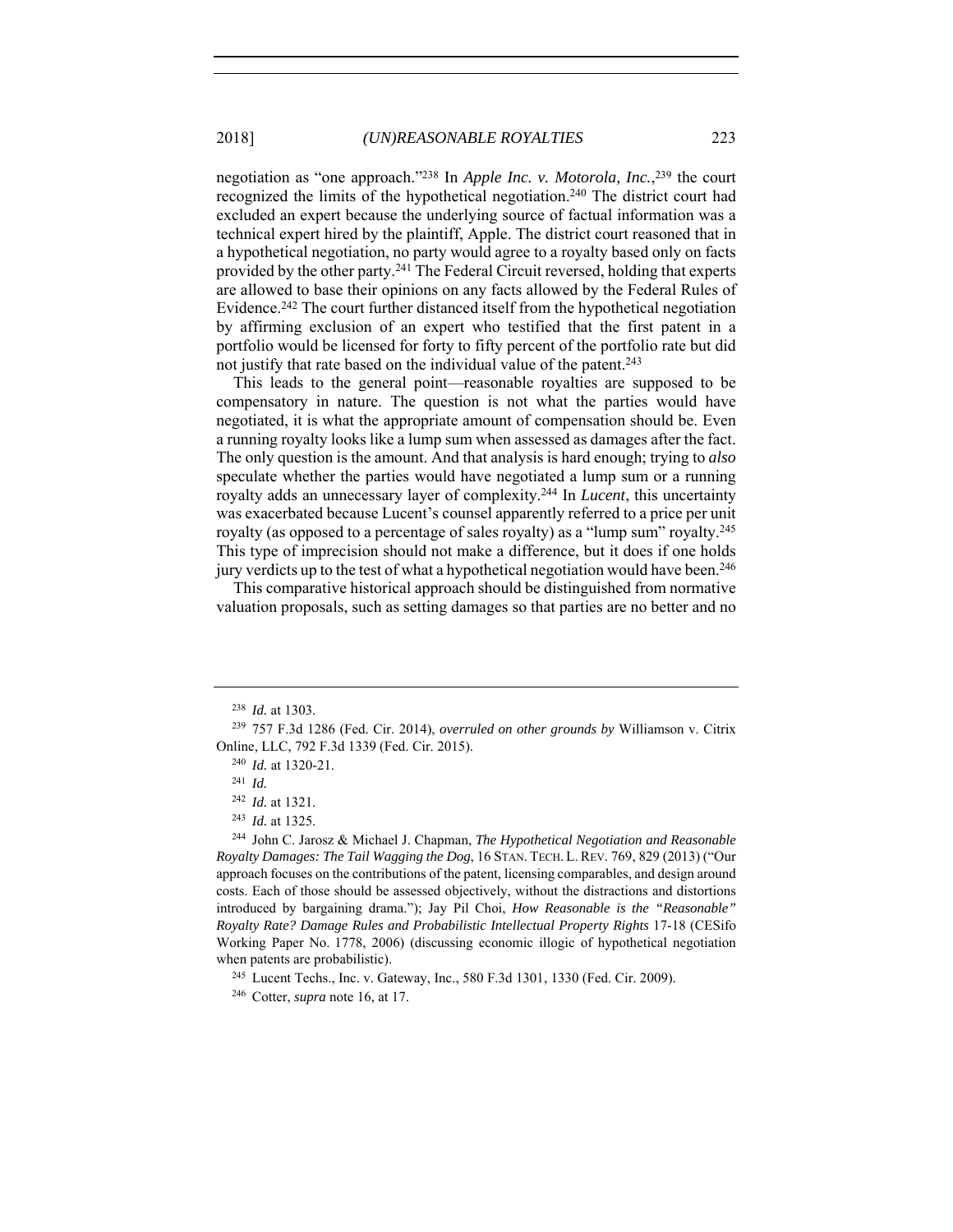negotiation as "one approach."[238] In *Apple Inc. v. Motorola, Inc.*,[239] the court recognized the limits of the hypothetical negotiation.[240] The district court had excluded an expert because the underlying source of factual information was a technical expert hired by the plaintiff, Apple. The district court reasoned that in a hypothetical negotiation, no party would agree to a royalty based only on facts provided by the other party.[241] The Federal Circuit reversed, holding that experts are allowed to base their opinions on any facts allowed by the Federal Rules of Evidence.[242] The court further distanced itself from the hypothetical negotiation by affirming exclusion of an expert who testified that the first patent in a portfolio would be licensed for forty to fifty percent of the portfolio rate but did not justify that rate based on the individual value of the patent.[243]

This leads to the general point—reasonable royalties are supposed to be compensatory in nature. The question is not what the parties would have negotiated, it is what the appropriate amount of compensation should be. Even a running royalty looks like a lump sum when assessed as damages after the fact. The only question is the amount. And that analysis is hard enough; trying to *also* speculate whether the parties would have negotiated a lump sum or a running royalty adds an unnecessary layer of complexity.[244] In *Lucent*, this uncertainty was exacerbated because Lucent's counsel apparently referred to a price per unit royalty (as opposed to a percentage of sales royalty) as a "lump sum" royalty.[245] This type of imprecision should not make a difference, but it does if one holds jury verdicts up to the test of what a hypothetical negotiation would have been.[246]

This comparative historical approach should be distinguished from normative valuation proposals, such as setting damages so that parties are no better and no

---

[238] *Id.* at 1303.

[239] 757 F.3d 1286 (Fed. Cir. 2014), *overruled on other grounds by* Williamson v. Citrix Online, LLC, 792 F.3d 1339 (Fed. Cir. 2015).

[240] *Id.* at 1320-21.

[241] *Id.*

[242] *Id.* at 1321.

[243] *Id.* at 1325.

[244] John C. Jarosz & Michael J. Chapman, *The Hypothetical Negotiation and Reasonable Royalty Damages: The Tail Wagging the Dog*, 16 STAN. TECH. L. REV. 769, 829 (2013) ("Our approach focuses on the contributions of the patent, licensing comparables, and design around costs. Each of those should be assessed objectively, without the distractions and distortions introduced by bargaining drama."); Jay Pil Choi, *How Reasonable is the "Reasonable" Royalty Rate? Damage Rules and Probabilistic Intellectual Property Rights* 17-18 (CESifo Working Paper No. 1778, 2006) (discussing economic illogic of hypothetical negotiation when patents are probabilistic).

[245] Lucent Techs., Inc. v. Gateway, Inc., 580 F.3d 1301, 1330 (Fed. Cir. 2009).

[246] Cotter, *supra* note 16, at 17.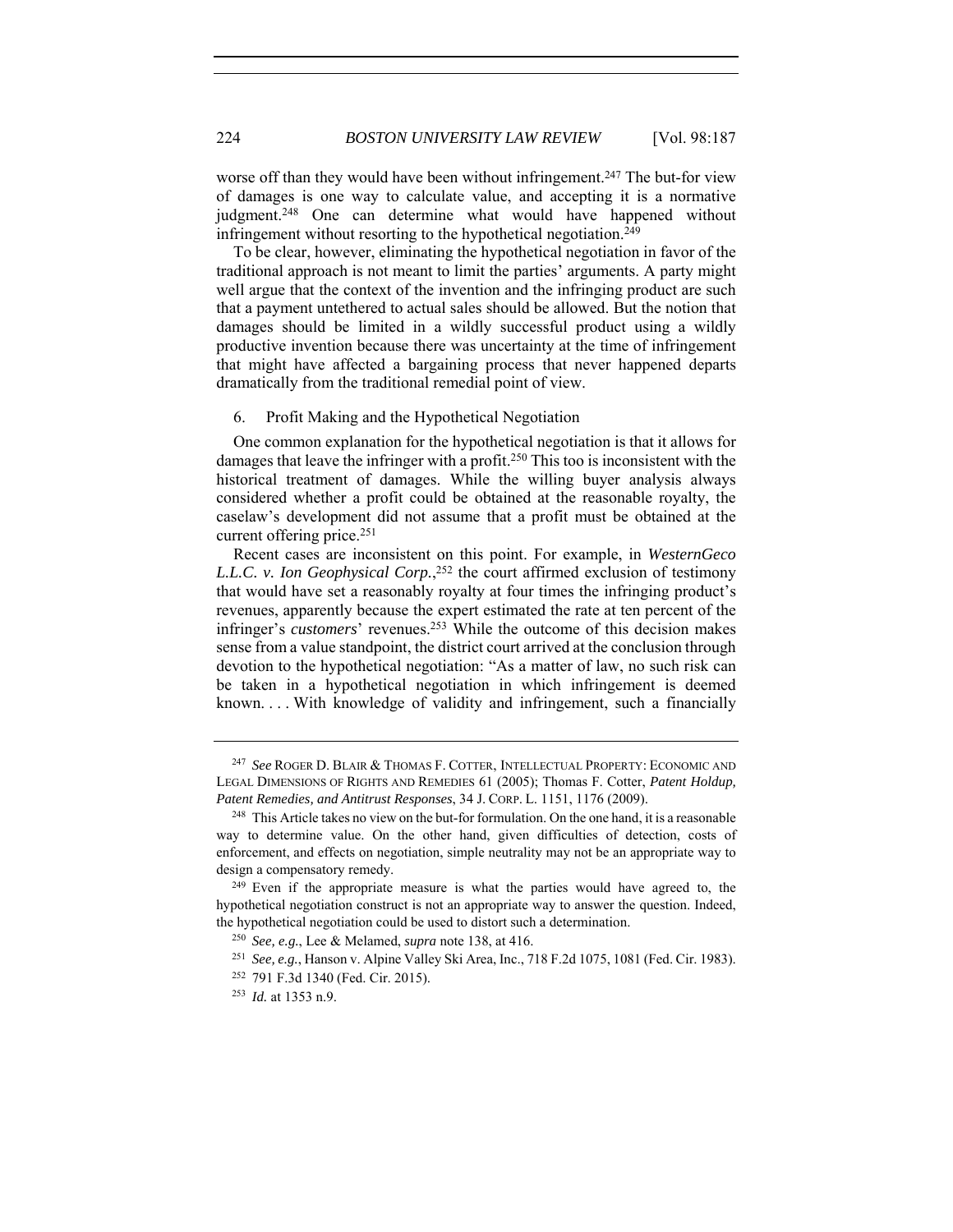worse off than they would have been without infringement.[247] The but-for view of damages is one way to calculate value, and accepting it is a normative judgment.[248] One can determine what would have happened without infringement without resorting to the hypothetical negotiation.[249]

To be clear, however, eliminating the hypothetical negotiation in favor of the traditional approach is not meant to limit the parties' arguments. A party might well argue that the context of the invention and the infringing product are such that a payment untethered to actual sales should be allowed. But the notion that damages should be limited in a wildly successful product using a wildly productive invention because there was uncertainty at the time of infringement that might have affected a bargaining process that never happened departs dramatically from the traditional remedial point of view.

### 6. Profit Making and the Hypothetical Negotiation

One common explanation for the hypothetical negotiation is that it allows for damages that leave the infringer with a profit.[250] This too is inconsistent with the historical treatment of damages. While the willing buyer analysis always considered whether a profit could be obtained at the reasonable royalty, the caselaw's development did not assume that a profit must be obtained at the current offering price.[251]

Recent cases are inconsistent on this point. For example, in *WesternGeco L.L.C. v. Ion Geophysical Corp.*,[252] the court affirmed exclusion of testimony that would have set a reasonably royalty at four times the infringing product's revenues, apparently because the expert estimated the rate at ten percent of the infringer's *customers*' revenues.[253] While the outcome of this decision makes sense from a value standpoint, the district court arrived at the conclusion through devotion to the hypothetical negotiation: "As a matter of law, no such risk can be taken in a hypothetical negotiation in which infringement is deemed known. . . . With knowledge of validity and infringement, such a financially

---

[247] *See* ROGER D. BLAIR & THOMAS F. COTTER, INTELLECTUAL PROPERTY: ECONOMIC AND LEGAL DIMENSIONS OF RIGHTS AND REMEDIES 61 (2005); Thomas F. Cotter, *Patent Holdup, Patent Remedies, and Antitrust Responses*, 34 J. CORP. L. 1151, 1176 (2009).

[248] This Article takes no view on the but-for formulation. On the one hand, it is a reasonable way to determine value. On the other hand, given difficulties of detection, costs of enforcement, and effects on negotiation, simple neutrality may not be an appropriate way to design a compensatory remedy.

[249] Even if the appropriate measure is what the parties would have agreed to, the hypothetical negotiation construct is not an appropriate way to answer the question. Indeed, the hypothetical negotiation could be used to distort such a determination.

[250] *See, e.g.*, Lee & Melamed, *supra* note 138, at 416.

[251] *See, e.g.*, Hanson v. Alpine Valley Ski Area, Inc., 718 F.2d 1075, 1081 (Fed. Cir. 1983).

[252] 791 F.3d 1340 (Fed. Cir. 2015).

[253] *Id.* at 1353 n.9.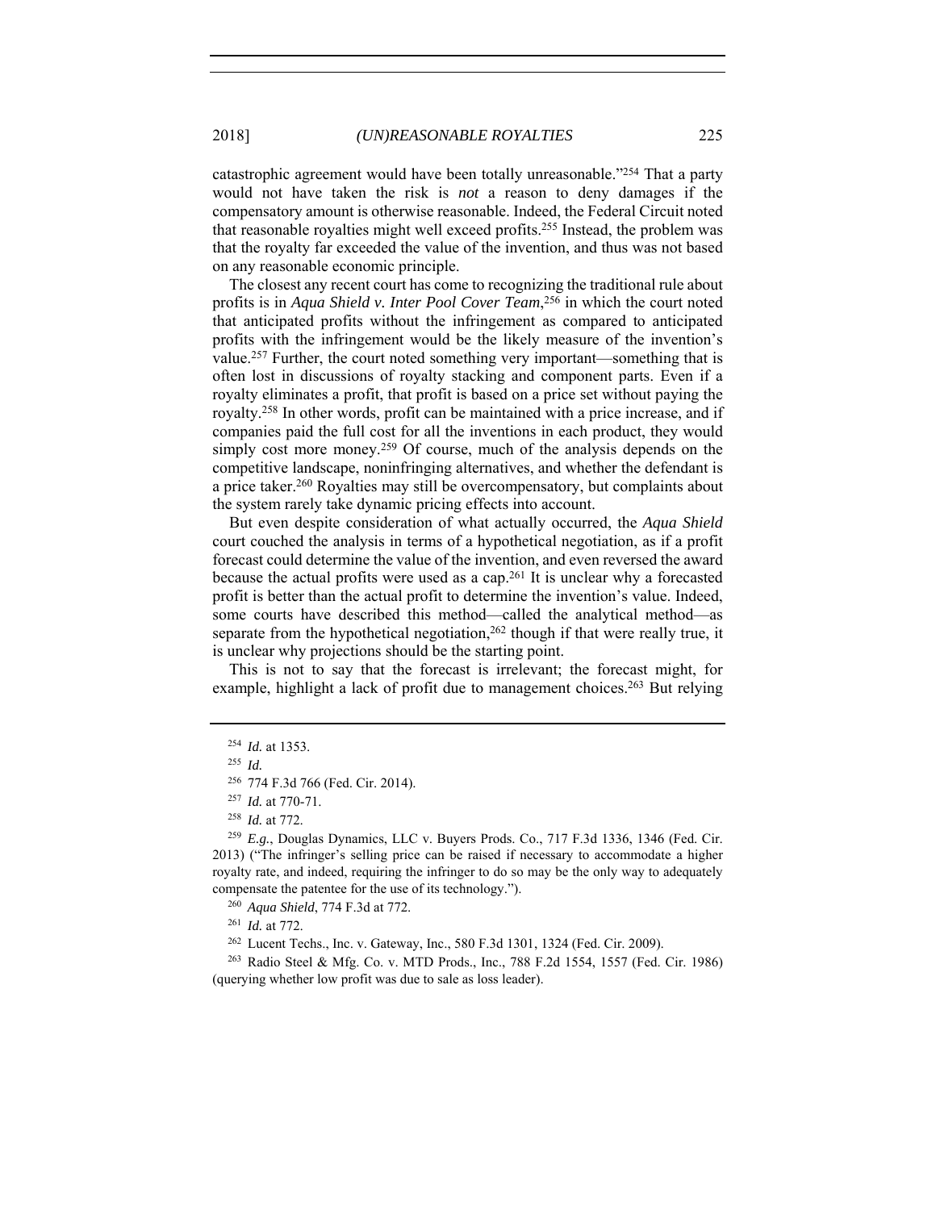catastrophic agreement would have been totally unreasonable."[254] That a party would not have taken the risk is *not* a reason to deny damages if the compensatory amount is otherwise reasonable. Indeed, the Federal Circuit noted that reasonable royalties might well exceed profits.[255] Instead, the problem was that the royalty far exceeded the value of the invention, and thus was not based on any reasonable economic principle.

The closest any recent court has come to recognizing the traditional rule about profits is in *Aqua Shield v. Inter Pool Cover Team*,[256] in which the court noted that anticipated profits without the infringement as compared to anticipated profits with the infringement would be the likely measure of the invention's value.[257] Further, the court noted something very important—something that is often lost in discussions of royalty stacking and component parts. Even if a royalty eliminates a profit, that profit is based on a price set without paying the royalty.[258] In other words, profit can be maintained with a price increase, and if companies paid the full cost for all the inventions in each product, they would simply cost more money.[259] Of course, much of the analysis depends on the competitive landscape, noninfringing alternatives, and whether the defendant is a price taker.[260] Royalties may still be overcompensatory, but complaints about the system rarely take dynamic pricing effects into account.

But even despite consideration of what actually occurred, the *Aqua Shield* court couched the analysis in terms of a hypothetical negotiation, as if a profit forecast could determine the value of the invention, and even reversed the award because the actual profits were used as a cap.[261] It is unclear why a forecasted profit is better than the actual profit to determine the invention's value. Indeed, some courts have described this method—called the analytical method—as separate from the hypothetical negotiation,[262] though if that were really true, it is unclear why projections should be the starting point.

This is not to say that the forecast is irrelevant; the forecast might, for example, highlight a lack of profit due to management choices.[263] But relying

---

[254] *Id.* at 1353.

[255] *Id.*

[256] 774 F.3d 766 (Fed. Cir. 2014).

[257] *Id.* at 770-71.

[258] *Id.* at 772.

[259] *E.g.*, Douglas Dynamics, LLC v. Buyers Prods. Co., 717 F.3d 1336, 1346 (Fed. Cir. 2013) ("The infringer's selling price can be raised if necessary to accommodate a higher royalty rate, and indeed, requiring the infringer to do so may be the only way to adequately compensate the patentee for the use of its technology.").

[260] *Aqua Shield*, 774 F.3d at 772.

[261] *Id.* at 772.

[262] Lucent Techs., Inc. v. Gateway, Inc., 580 F.3d 1301, 1324 (Fed. Cir. 2009).

[263] Radio Steel & Mfg. Co. v. MTD Prods., Inc., 788 F.2d 1554, 1557 (Fed. Cir. 1986) (querying whether low profit was due to sale as loss leader).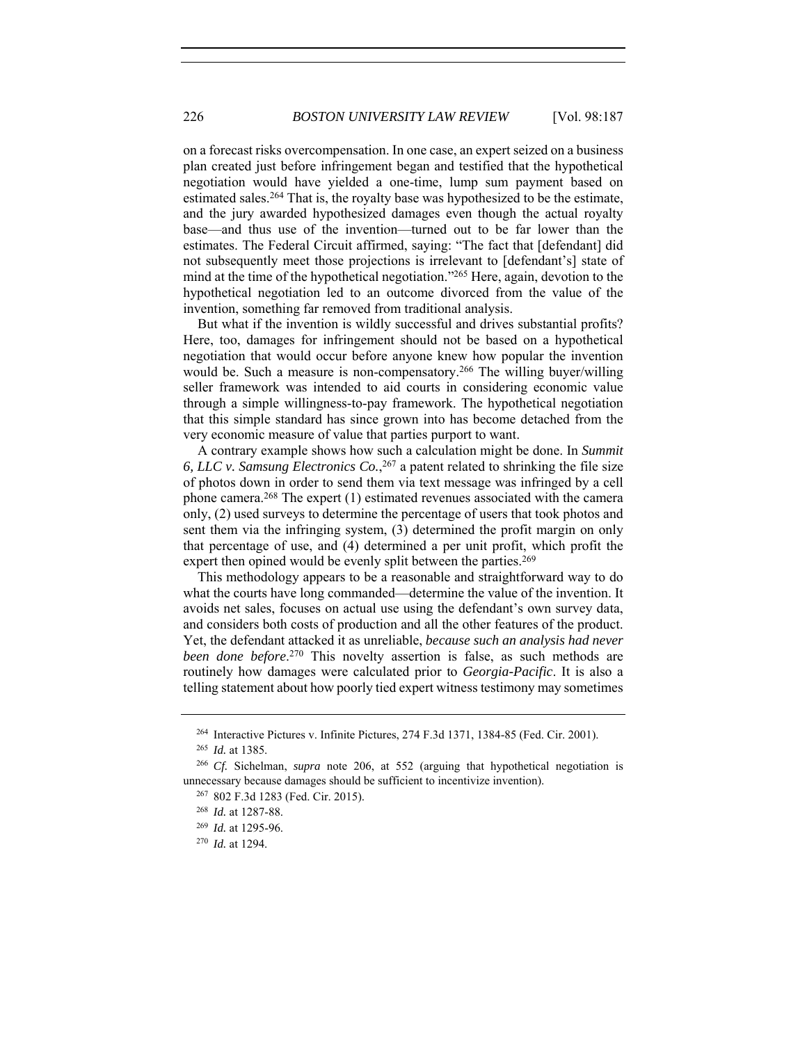on a forecast risks overcompensation. In one case, an expert seized on a business plan created just before infringement began and testified that the hypothetical negotiation would have yielded a one-time, lump sum payment based on estimated sales.[264] That is, the royalty base was hypothesized to be the estimate, and the jury awarded hypothesized damages even though the actual royalty base—and thus use of the invention—turned out to be far lower than the estimates. The Federal Circuit affirmed, saying: "The fact that [defendant] did not subsequently meet those projections is irrelevant to [defendant's] state of mind at the time of the hypothetical negotiation."[265] Here, again, devotion to the hypothetical negotiation led to an outcome divorced from the value of the invention, something far removed from traditional analysis.

But what if the invention is wildly successful and drives substantial profits? Here, too, damages for infringement should not be based on a hypothetical negotiation that would occur before anyone knew how popular the invention would be. Such a measure is non-compensatory.[266] The willing buyer/willing seller framework was intended to aid courts in considering economic value through a simple willingness-to-pay framework. The hypothetical negotiation that this simple standard has since grown into has become detached from the very economic measure of value that parties purport to want.

A contrary example shows how such a calculation might be done. In *Summit 6, LLC v. Samsung Electronics Co.*,[267] a patent related to shrinking the file size of photos down in order to send them via text message was infringed by a cell phone camera.[268] The expert (1) estimated revenues associated with the camera only, (2) used surveys to determine the percentage of users that took photos and sent them via the infringing system, (3) determined the profit margin on only that percentage of use, and (4) determined a per unit profit, which profit the expert then opined would be evenly split between the parties.[269]

This methodology appears to be a reasonable and straightforward way to do what the courts have long commanded—determine the value of the invention. It avoids net sales, focuses on actual use using the defendant's own survey data, and considers both costs of production and all the other features of the product. Yet, the defendant attacked it as unreliable, *because such an analysis had never been done before*.[270] This novelty assertion is false, as such methods are routinely how damages were calculated prior to *Georgia-Pacific*. It is also a telling statement about how poorly tied expert witness testimony may sometimes

---

[264] Interactive Pictures v. Infinite Pictures, 274 F.3d 1371, 1384-85 (Fed. Cir. 2001).

[265] *Id.* at 1385.

[266] *Cf.* Sichelman, *supra* note 206, at 552 (arguing that hypothetical negotiation is unnecessary because damages should be sufficient to incentivize invention).

[267] 802 F.3d 1283 (Fed. Cir. 2015).

[268] *Id.* at 1287-88.

[269] *Id.* at 1295-96.

[270] *Id.* at 1294.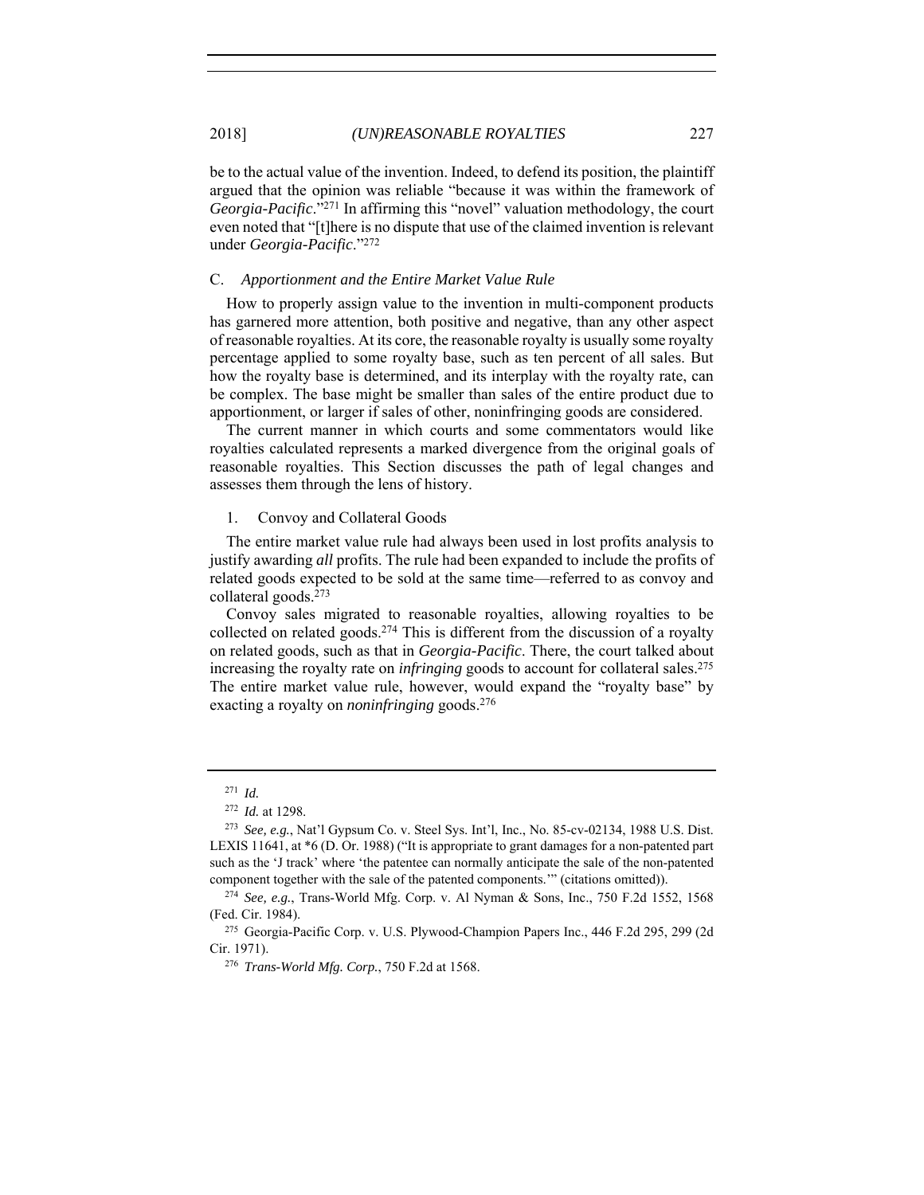be to the actual value of the invention. Indeed, to defend its position, the plaintiff argued that the opinion was reliable "because it was within the framework of *Georgia-Pacific*."[271] In affirming this "novel" valuation methodology, the court even noted that "[t]here is no dispute that use of the claimed invention is relevant under *Georgia-Pacific*."[272]

### C. *Apportionment and the Entire Market Value Rule*

How to properly assign value to the invention in multi-component products has garnered more attention, both positive and negative, than any other aspect of reasonable royalties. At its core, the reasonable royalty is usually some royalty percentage applied to some royalty base, such as ten percent of all sales. But how the royalty base is determined, and its interplay with the royalty rate, can be complex. The base might be smaller than sales of the entire product due to apportionment, or larger if sales of other, noninfringing goods are considered.

The current manner in which courts and some commentators would like royalties calculated represents a marked divergence from the original goals of reasonable royalties. This Section discusses the path of legal changes and assesses them through the lens of history.

#### 1. Convoy and Collateral Goods

The entire market value rule had always been used in lost profits analysis to justify awarding *all* profits. The rule had been expanded to include the profits of related goods expected to be sold at the same time—referred to as convoy and collateral goods.[273]

Convoy sales migrated to reasonable royalties, allowing royalties to be collected on related goods.[274] This is different from the discussion of a royalty on related goods, such as that in *Georgia-Pacific*. There, the court talked about increasing the royalty rate on *infringing* goods to account for collateral sales.[275] The entire market value rule, however, would expand the "royalty base" by exacting a royalty on *noninfringing* goods.[276]

---

[271] *Id.*

[272] *Id.* at 1298.

[273] *See, e.g.*, Nat'l Gypsum Co. v. Steel Sys. Int'l, Inc., No. 85-cv-02134, 1988 U.S. Dist. LEXIS 11641, at *6 (D. Or. 1988) ("It is appropriate to grant damages for a non-patented part such as the 'J track' where 'the patentee can normally anticipate the sale of the non-patented component together with the sale of the patented components.'" (citations omitted)).

[274] *See, e.g.*, Trans-World Mfg. Corp. v. Al Nyman & Sons, Inc., 750 F.2d 1552, 1568 (Fed. Cir. 1984).

[275] Georgia-Pacific Corp. v. U.S. Plywood-Champion Papers Inc., 446 F.2d 295, 299 (2d Cir. 1971).

[276] *Trans-World Mfg. Corp.*, 750 F.2d at 1568.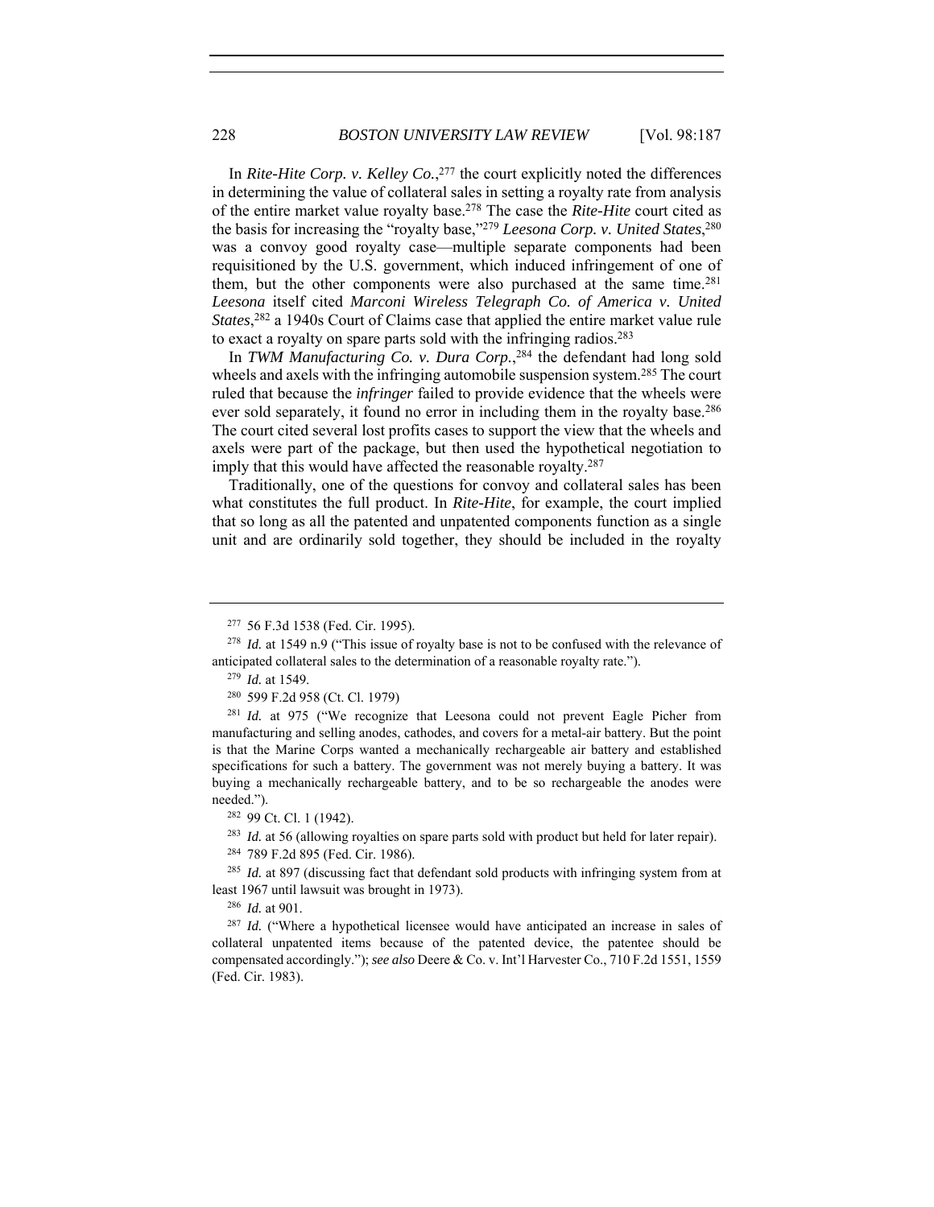In *Rite-Hite Corp. v. Kelley Co.*,[277] the court explicitly noted the differences in determining the value of collateral sales in setting a royalty rate from analysis of the entire market value royalty base.[278] The case the *Rite-Hite* court cited as the basis for increasing the "royalty base,"[279] *Leesona Corp. v. United States*,[280] was a convoy good royalty case—multiple separate components had been requisitioned by the U.S. government, which induced infringement of one of them, but the other components were also purchased at the same time.[281] *Leesona* itself cited *Marconi Wireless Telegraph Co. of America v. United States*,[282] a 1940s Court of Claims case that applied the entire market value rule to exact a royalty on spare parts sold with the infringing radios.[283]

In *TWM Manufacturing Co. v. Dura Corp.*,[284] the defendant had long sold wheels and axels with the infringing automobile suspension system.[285] The court ruled that because the *infringer* failed to provide evidence that the wheels were ever sold separately, it found no error in including them in the royalty base.[286] The court cited several lost profits cases to support the view that the wheels and axels were part of the package, but then used the hypothetical negotiation to imply that this would have affected the reasonable royalty.[287]

Traditionally, one of the questions for convoy and collateral sales has been what constitutes the full product. In *Rite-Hite*, for example, the court implied that so long as all the patented and unpatented components function as a single unit and are ordinarily sold together, they should be included in the royalty

---

[277] 56 F.3d 1538 (Fed. Cir. 1995).

[278] *Id.* at 1549 n.9 ("This issue of royalty base is not to be confused with the relevance of anticipated collateral sales to the determination of a reasonable royalty rate.").

[279] *Id.* at 1549.

[280] 599 F.2d 958 (Ct. Cl. 1979)

[281] *Id.* at 975 ("We recognize that Leesona could not prevent Eagle Picher from manufacturing and selling anodes, cathodes, and covers for a metal-air battery. But the point is that the Marine Corps wanted a mechanically rechargeable air battery and established specifications for such a battery. The government was not merely buying a battery. It was buying a mechanically rechargeable battery, and to be so rechargeable the anodes were needed.").

[282] 99 Ct. Cl. 1 (1942).

[283] *Id.* at 56 (allowing royalties on spare parts sold with product but held for later repair).

[284] 789 F.2d 895 (Fed. Cir. 1986).

[285] *Id.* at 897 (discussing fact that defendant sold products with infringing system from at least 1967 until lawsuit was brought in 1973).

[286] *Id.* at 901.

[287] *Id.* ("Where a hypothetical licensee would have anticipated an increase in sales of collateral unpatented items because of the patented device, the patentee should be compensated accordingly."); *see also* Deere & Co. v. Int'l Harvester Co., 710 F.2d 1551, 1559 (Fed. Cir. 1983).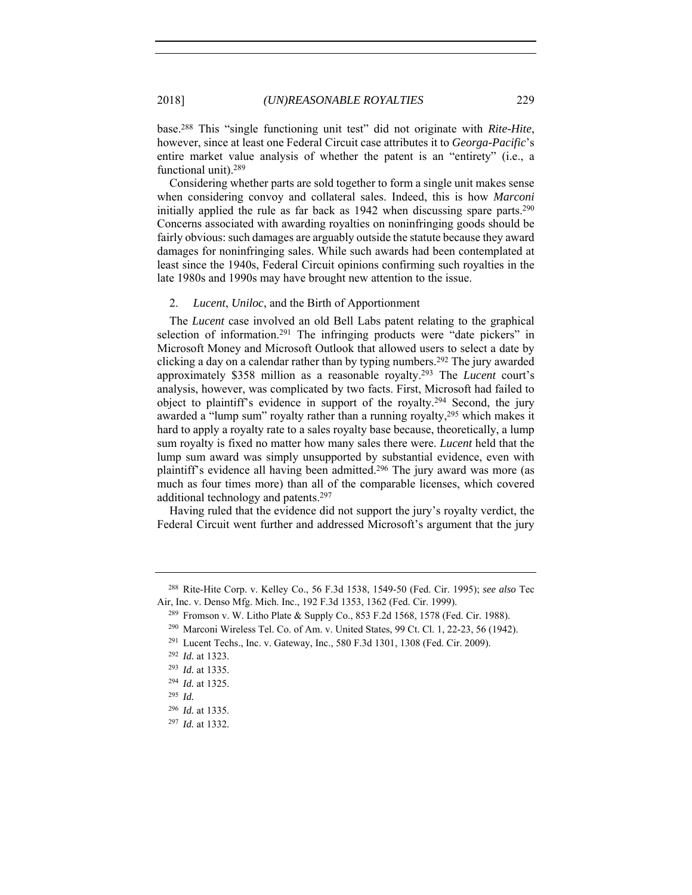base.[288] This "single functioning unit test" did not originate with ***Rite-Hite***, however, since at least one Federal Circuit case attributes it to ***Georga-Pacific***'s entire market value analysis of whether the patent is an "entirety" (i.e., a functional unit).[289]

Considering whether parts are sold together to form a single unit makes sense when considering convoy and collateral sales. Indeed, this is how *Marconi* initially applied the rule as far back as 1942 when discussing spare parts.[290] Concerns associated with awarding royalties on noninfringing goods should be fairly obvious: such damages are arguably outside the statute because they award damages for noninfringing sales. While such awards had been contemplated at least since the 1940s, Federal Circuit opinions confirming such royalties in the late 1980s and 1990s may have brought new attention to the issue.

### 2. *Lucent*, *Uniloc*, and the Birth of Apportionment

The *Lucent* case involved an old Bell Labs patent relating to the graphical selection of information.[291] The infringing products were "date pickers" in Microsoft Money and Microsoft Outlook that allowed users to select a date by clicking a day on a calendar rather than by typing numbers.[292] The jury awarded approximately $358 million as a reasonable royalty.[293] The *Lucent* court's analysis, however, was complicated by two facts. First, Microsoft had failed to object to plaintiff's evidence in support of the royalty.[294] Second, the jury awarded a "lump sum" royalty rather than a running royalty,[295] which makes it hard to apply a royalty rate to a sales royalty base because, theoretically, a lump sum royalty is fixed no matter how many sales there were. *Lucent* held that the lump sum award was simply unsupported by substantial evidence, even with plaintiff's evidence all having been admitted.[296] The jury award was more (as much as four times more) than all of the comparable licenses, which covered additional technology and patents.[297]

Having ruled that the evidence did not support the jury's royalty verdict, the Federal Circuit went further and addressed Microsoft's argument that the jury

---

[288] Rite-Hite Corp. v. Kelley Co., 56 F.3d 1538, 1549-50 (Fed. Cir. 1995); *see also* Tec Air, Inc. v. Denso Mfg. Mich. Inc., 192 F.3d 1353, 1362 (Fed. Cir. 1999).

[289] Fromson v. W. Litho Plate & Supply Co., 853 F.2d 1568, 1578 (Fed. Cir. 1988).

[290] Marconi Wireless Tel. Co. of Am. v. United States, 99 Ct. Cl. 1, 22-23, 56 (1942).

[291] Lucent Techs., Inc. v. Gateway, Inc., 580 F.3d 1301, 1308 (Fed. Cir. 2009).

[292] *Id.* at 1323.

[293] *Id.* at 1335.

[294] *Id.* at 1325.

[295] *Id.*

[296] *Id.* at 1335.

[297] *Id.* at 1332.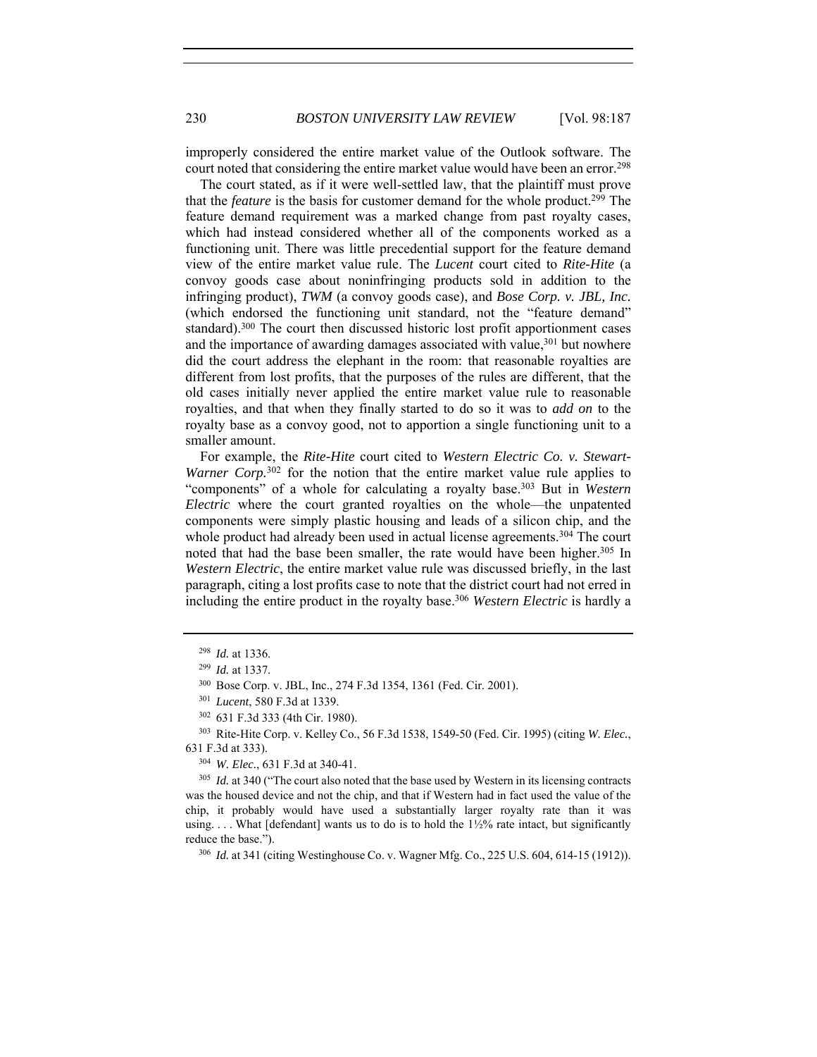improperly considered the entire market value of the Outlook software. The court noted that considering the entire market value would have been an error.[298]

The court stated, as if it were well-settled law, that the plaintiff must prove that the *feature* is the basis for customer demand for the whole product.[299] The feature demand requirement was a marked change from past royalty cases, which had instead considered whether all of the components worked as a functioning unit. There was little precedential support for the feature demand view of the entire market value rule. The *Lucent* court cited to *Rite-Hite* (a convoy goods case about noninfringing products sold in addition to the infringing product), *TWM* (a convoy goods case), and *Bose Corp. v. JBL, Inc.* (which endorsed the functioning unit standard, not the "feature demand" standard).[300] The court then discussed historic lost profit apportionment cases and the importance of awarding damages associated with value,[301] but nowhere did the court address the elephant in the room: that reasonable royalties are different from lost profits, that the purposes of the rules are different, that the old cases initially never applied the entire market value rule to reasonable royalties, and that when they finally started to do so it was to *add on* to the royalty base as a convoy good, not to apportion a single functioning unit to a smaller amount.

For example, the *Rite-Hite* court cited to *Western Electric Co. v. Stewart-Warner Corp.*[302] for the notion that the entire market value rule applies to "components" of a whole for calculating a royalty base.[303] But in *Western Electric* where the court granted royalties on the whole—the unpatented components were simply plastic housing and leads of a silicon chip, and the whole product had already been used in actual license agreements.[304] The court noted that had the base been smaller, the rate would have been higher.[305] In *Western Electric*, the entire market value rule was discussed briefly, in the last paragraph, citing a lost profits case to note that the district court had not erred in including the entire product in the royalty base.[306] *Western Electric* is hardly a

---

[298] *Id.* at 1336.

[299] *Id.* at 1337.

[300] Bose Corp. v. JBL, Inc., 274 F.3d 1354, 1361 (Fed. Cir. 2001).

[301] *Lucent*, 580 F.3d at 1339.

[302] 631 F.3d 333 (4th Cir. 1980).

[303] Rite-Hite Corp. v. Kelley Co., 56 F.3d 1538, 1549-50 (Fed. Cir. 1995) (citing *W. Elec.*, 631 F.3d at 333).

[304] *W. Elec.*, 631 F.3d at 340-41.

[305] *Id.* at 340 ("The court also noted that the base used by Western in its licensing contracts was the housed device and not the chip, and that if Western had in fact used the value of the chip, it probably would have used a substantially larger royalty rate than it was using. . . . What [defendant] wants us to do is to hold the 1½% rate intact, but significantly reduce the base.").

[306] *Id.* at 341 (citing Westinghouse Co. v. Wagner Mfg. Co., 225 U.S. 604, 614-15 (1912)).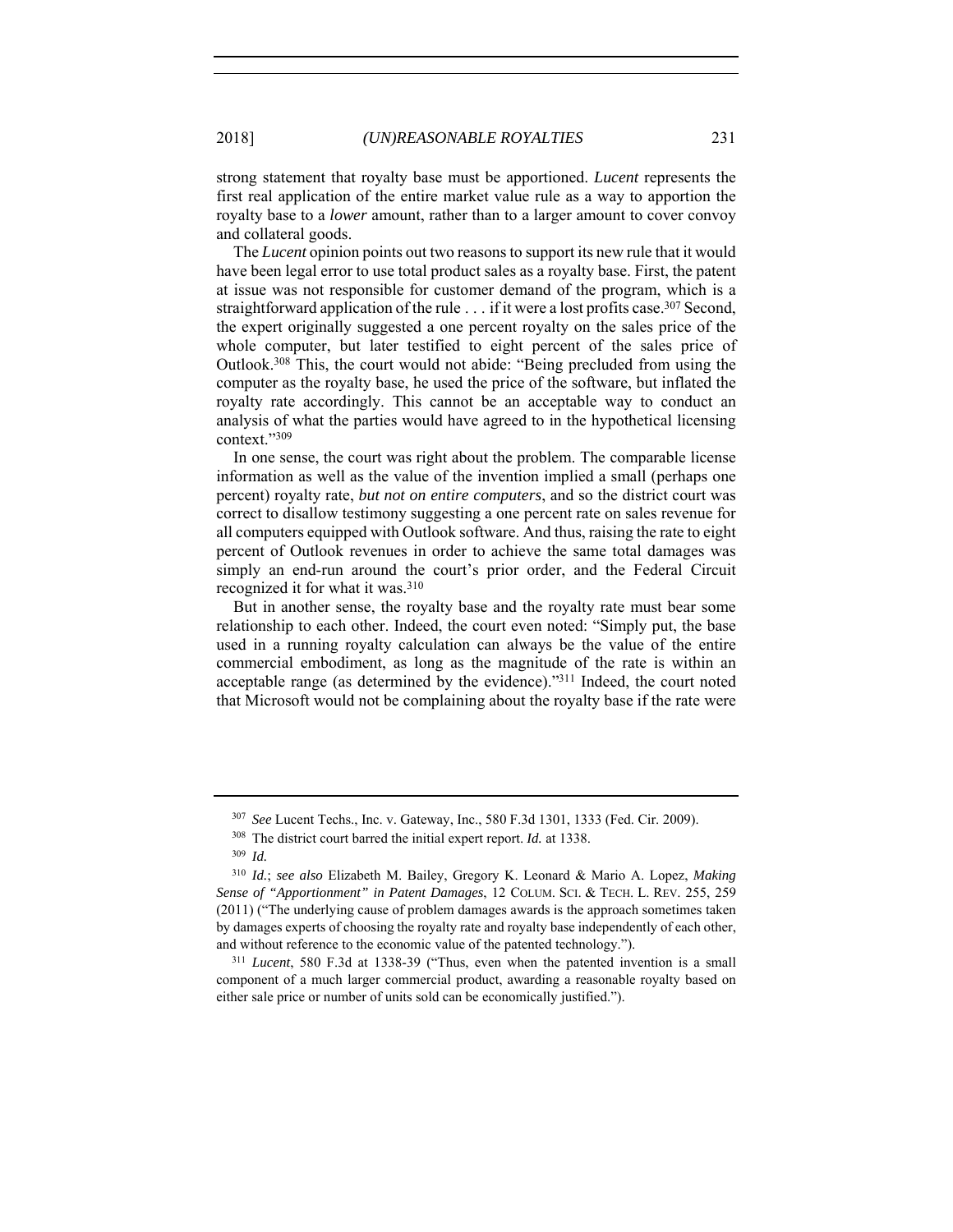strong statement that royalty base must be apportioned. *Lucent* represents the first real application of the entire market value rule as a way to apportion the royalty base to a *lower* amount, rather than to a larger amount to cover convoy and collateral goods.

The *Lucent* opinion points out two reasons to support its new rule that it would have been legal error to use total product sales as a royalty base. First, the patent at issue was not responsible for customer demand of the program, which is a straightforward application of the rule . . . if it were a lost profits case.[307] Second, the expert originally suggested a one percent royalty on the sales price of the whole computer, but later testified to eight percent of the sales price of Outlook.[308] This, the court would not abide: "Being precluded from using the computer as the royalty base, he used the price of the software, but inflated the royalty rate accordingly. This cannot be an acceptable way to conduct an analysis of what the parties would have agreed to in the hypothetical licensing context."[309]

In one sense, the court was right about the problem. The comparable license information as well as the value of the invention implied a small (perhaps one percent) royalty rate, *but not on entire computers*, and so the district court was correct to disallow testimony suggesting a one percent rate on sales revenue for all computers equipped with Outlook software. And thus, raising the rate to eight percent of Outlook revenues in order to achieve the same total damages was simply an end-run around the court's prior order, and the Federal Circuit recognized it for what it was.[310]

But in another sense, the royalty base and the royalty rate must bear some relationship to each other. Indeed, the court even noted: "Simply put, the base used in a running royalty calculation can always be the value of the entire commercial embodiment, as long as the magnitude of the rate is within an acceptable range (as determined by the evidence)."[311] Indeed, the court noted that Microsoft would not be complaining about the royalty base if the rate were

---

[307] *See* Lucent Techs., Inc. v. Gateway, Inc., 580 F.3d 1301, 1333 (Fed. Cir. 2009).

[308] The district court barred the initial expert report. *Id.* at 1338.

[309] *Id.*

[310] *Id.*; *see also* Elizabeth M. Bailey, Gregory K. Leonard & Mario A. Lopez, *Making Sense of "Apportionment" in Patent Damages*, 12 COLUM. SCI. & TECH. L. REV. 255, 259 (2011) ("The underlying cause of problem damages awards is the approach sometimes taken by damages experts of choosing the royalty rate and royalty base independently of each other, and without reference to the economic value of the patented technology.").

[311] *Lucent*, 580 F.3d at 1338-39 ("Thus, even when the patented invention is a small component of a much larger commercial product, awarding a reasonable royalty based on either sale price or number of units sold can be economically justified.").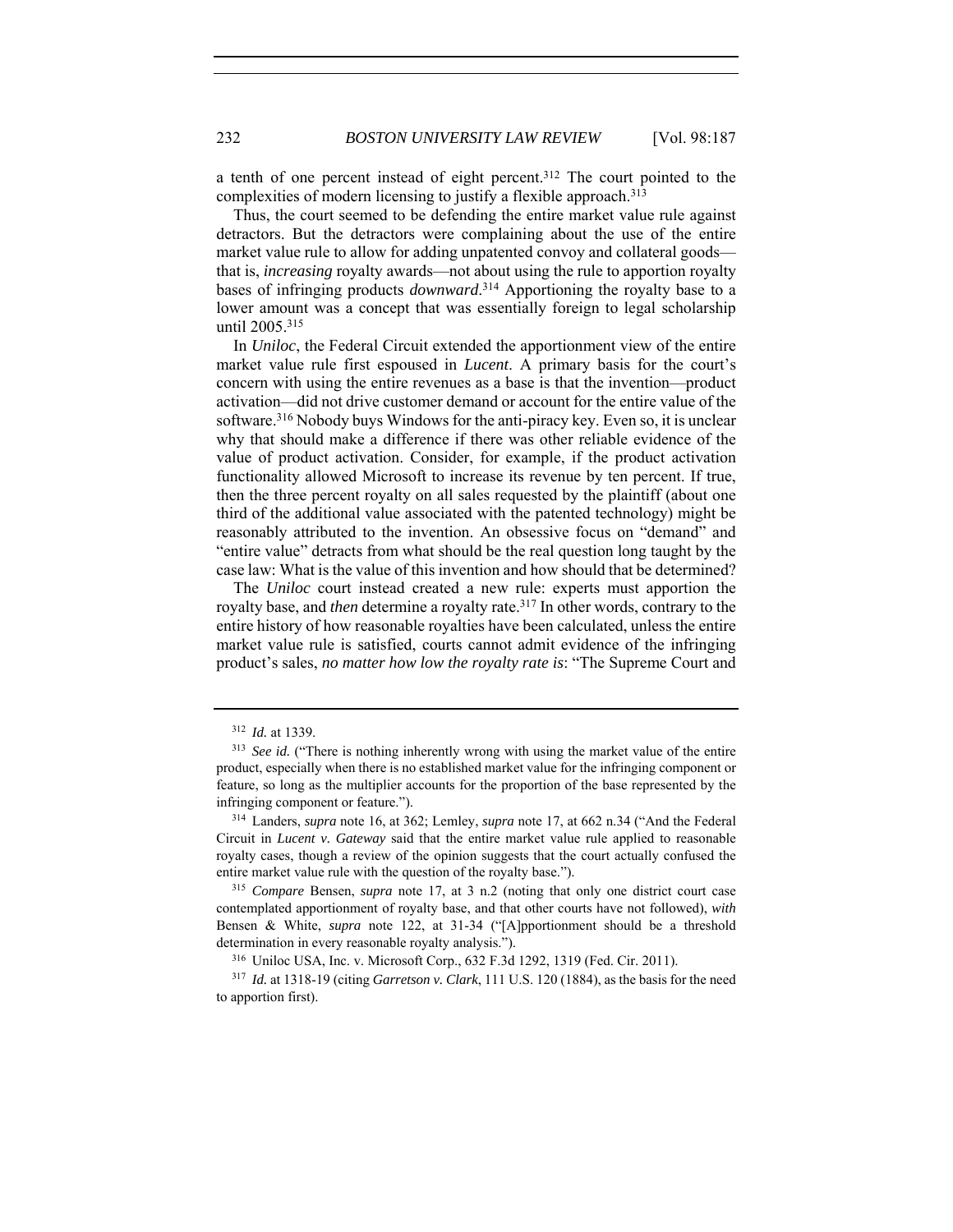a tenth of one percent instead of eight percent.[312] The court pointed to the complexities of modern licensing to justify a flexible approach.[313]

Thus, the court seemed to be defending the entire market value rule against detractors. But the detractors were complaining about the use of the entire market value rule to allow for adding unpatented convoy and collateral goods—that is, *increasing* royalty awards—not about using the rule to apportion royalty bases of infringing products *downward*.[314] Apportioning the royalty base to a lower amount was a concept that was essentially foreign to legal scholarship until 2005.[315]

In *Uniloc*, the Federal Circuit extended the apportionment view of the entire market value rule first espoused in *Lucent*. A primary basis for the court's concern with using the entire revenues as a base is that the invention—product activation—did not drive customer demand or account for the entire value of the software.[316] Nobody buys Windows for the anti-piracy key. Even so, it is unclear why that should make a difference if there was other reliable evidence of the value of product activation. Consider, for example, if the product activation functionality allowed Microsoft to increase its revenue by ten percent. If true, then the three percent royalty on all sales requested by the plaintiff (about one third of the additional value associated with the patented technology) might be reasonably attributed to the invention. An obsessive focus on "demand" and "entire value" detracts from what should be the real question long taught by the case law: What is the value of this invention and how should that be determined?

The *Uniloc* court instead created a new rule: experts must apportion the royalty base, and *then* determine a royalty rate.[317] In other words, contrary to the entire history of how reasonable royalties have been calculated, unless the entire market value rule is satisfied, courts cannot admit evidence of the infringing product's sales, *no matter how low the royalty rate is*: "The Supreme Court and

---

[312] *Id.* at 1339.

[313] *See id.* ("There is nothing inherently wrong with using the market value of the entire product, especially when there is no established market value for the infringing component or feature, so long as the multiplier accounts for the proportion of the base represented by the infringing component or feature.").

[314] Landers, *supra* note 16, at 362; Lemley, *supra* note 17, at 662 n.34 ("And the Federal Circuit in *Lucent v. Gateway* said that the entire market value rule applied to reasonable royalty cases, though a review of the opinion suggests that the court actually confused the entire market value rule with the question of the royalty base.").

[315] *Compare* Bensen, *supra* note 17, at 3 n.2 (noting that only one district court case contemplated apportionment of royalty base, and that other courts have not followed), *with* Bensen & White, *supra* note 122, at 31-34 ("[A]pportionment should be a threshold determination in every reasonable royalty analysis.").

[316] Uniloc USA, Inc. v. Microsoft Corp., 632 F.3d 1292, 1319 (Fed. Cir. 2011).

[317] *Id.* at 1318-19 (citing *Garretson v. Clark*, 111 U.S. 120 (1884), as the basis for the need to apportion first).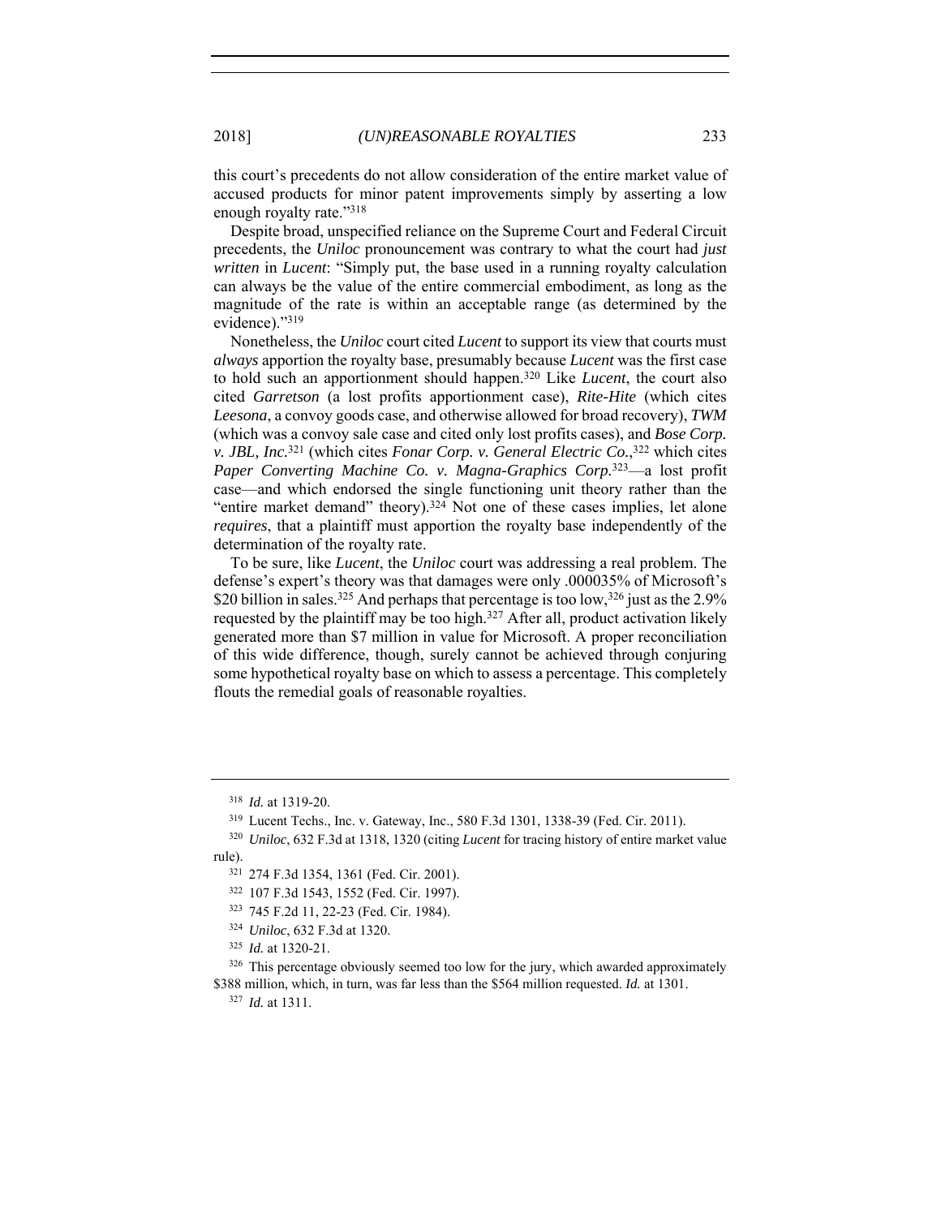this court's precedents do not allow consideration of the entire market value of accused products for minor patent improvements simply by asserting a low enough royalty rate."[318]

Despite broad, unspecified reliance on the Supreme Court and Federal Circuit precedents, the *Uniloc* pronouncement was contrary to what the court had *just written* in *Lucent*: "Simply put, the base used in a running royalty calculation can always be the value of the entire commercial embodiment, as long as the magnitude of the rate is within an acceptable range (as determined by the evidence)."[319]

Nonetheless, the *Uniloc* court cited *Lucent* to support its view that courts must *always* apportion the royalty base, presumably because *Lucent* was the first case to hold such an apportionment should happen.[320] Like *Lucent*, the court also cited *Garretson* (a lost profits apportionment case), *Rite-Hite* (which cites *Leesona*, a convoy goods case, and otherwise allowed for broad recovery), *TWM* (which was a convoy sale case and cited only lost profits cases), and *Bose Corp. v. JBL, Inc.*[321] (which cites *Fonar Corp. v. General Electric Co.*,[322] which cites *Paper Converting Machine Co. v. Magna-Graphics Corp.*[323]—a lost profit case—and which endorsed the single functioning unit theory rather than the "entire market demand" theory).[324] Not one of these cases implies, let alone *requires*, that a plaintiff must apportion the royalty base independently of the determination of the royalty rate.

To be sure, like *Lucent*, the *Uniloc* court was addressing a real problem. The defense's expert's theory was that damages were only .000035% of Microsoft's \$20 billion in sales.[325] And perhaps that percentage is too low,[326] just as the 2.9% requested by the plaintiff may be too high.[327] After all, product activation likely generated more than \$7 million in value for Microsoft. A proper reconciliation of this wide difference, though, surely cannot be achieved through conjuring some hypothetical royalty base on which to assess a percentage. This completely flouts the remedial goals of reasonable royalties.

---

[318] *Id.* at 1319-20.

[319] Lucent Techs., Inc. v. Gateway, Inc., 580 F.3d 1301, 1338-39 (Fed. Cir. 2011).

[320] *Uniloc*, 632 F.3d at 1318, 1320 (citing *Lucent* for tracing history of entire market value rule).

[321] 274 F.3d 1354, 1361 (Fed. Cir. 2001).

[322] 107 F.3d 1543, 1552 (Fed. Cir. 1997).

[323] 745 F.2d 11, 22-23 (Fed. Cir. 1984).

[324] *Uniloc*, 632 F.3d at 1320.

[325] *Id.* at 1320-21.

[326] This percentage obviously seemed too low for the jury, which awarded approximately \$388 million, which, in turn, was far less than the \$564 million requested. *Id.* at 1301.

[327] *Id.* at 1311.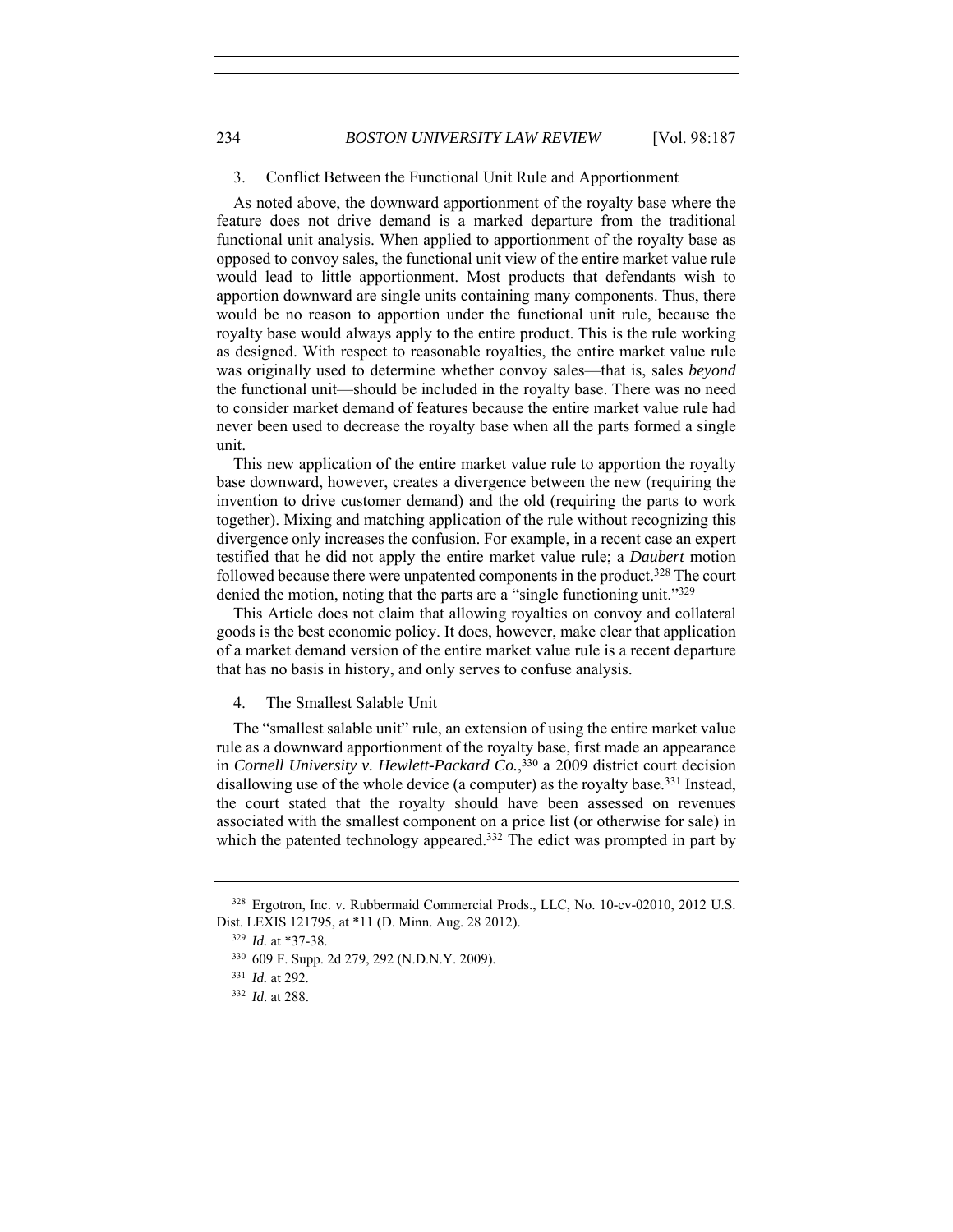### 3. Conflict Between the Functional Unit Rule and Apportionment

As noted above, the downward apportionment of the royalty base where the feature does not drive demand is a marked departure from the traditional functional unit analysis. When applied to apportionment of the royalty base as opposed to convoy sales, the functional unit view of the entire market value rule would lead to little apportionment. Most products that defendants wish to apportion downward are single units containing many components. Thus, there would be no reason to apportion under the functional unit rule, because the royalty base would always apply to the entire product. This is the rule working as designed. With respect to reasonable royalties, the entire market value rule was originally used to determine whether convoy sales—that is, sales *beyond* the functional unit—should be included in the royalty base. There was no need to consider market demand of features because the entire market value rule had never been used to decrease the royalty base when all the parts formed a single unit.

This new application of the entire market value rule to apportion the royalty base downward, however, creates a divergence between the new (requiring the invention to drive customer demand) and the old (requiring the parts to work together). Mixing and matching application of the rule without recognizing this divergence only increases the confusion. For example, in a recent case an expert testified that he did not apply the entire market value rule; a *Daubert* motion followed because there were unpatented components in the product.[328] The court denied the motion, noting that the parts are a "single functioning unit."[329]

This Article does not claim that allowing royalties on convoy and collateral goods is the best economic policy. It does, however, make clear that application of a market demand version of the entire market value rule is a recent departure that has no basis in history, and only serves to confuse analysis.

### 4. The Smallest Salable Unit

The "smallest salable unit" rule, an extension of using the entire market value rule as a downward apportionment of the royalty base, first made an appearance in *Cornell University v. Hewlett-Packard Co.*,[330] a 2009 district court decision disallowing use of the whole device (a computer) as the royalty base.[331] Instead, the court stated that the royalty should have been assessed on revenues associated with the smallest component on a price list (or otherwise for sale) in which the patented technology appeared.[332] The edict was prompted in part by

---

[328] Ergotron, Inc. v. Rubbermaid Commercial Prods., LLC, No. 10-cv-02010, 2012 U.S. Dist. LEXIS 121795, at *11 (D. Minn. Aug. 28 2012).

[329] *Id.* at *37-38.

[330] 609 F. Supp. 2d 279, 292 (N.D.N.Y. 2009).

[331] *Id.* at 292.

[332] *Id*. at 288.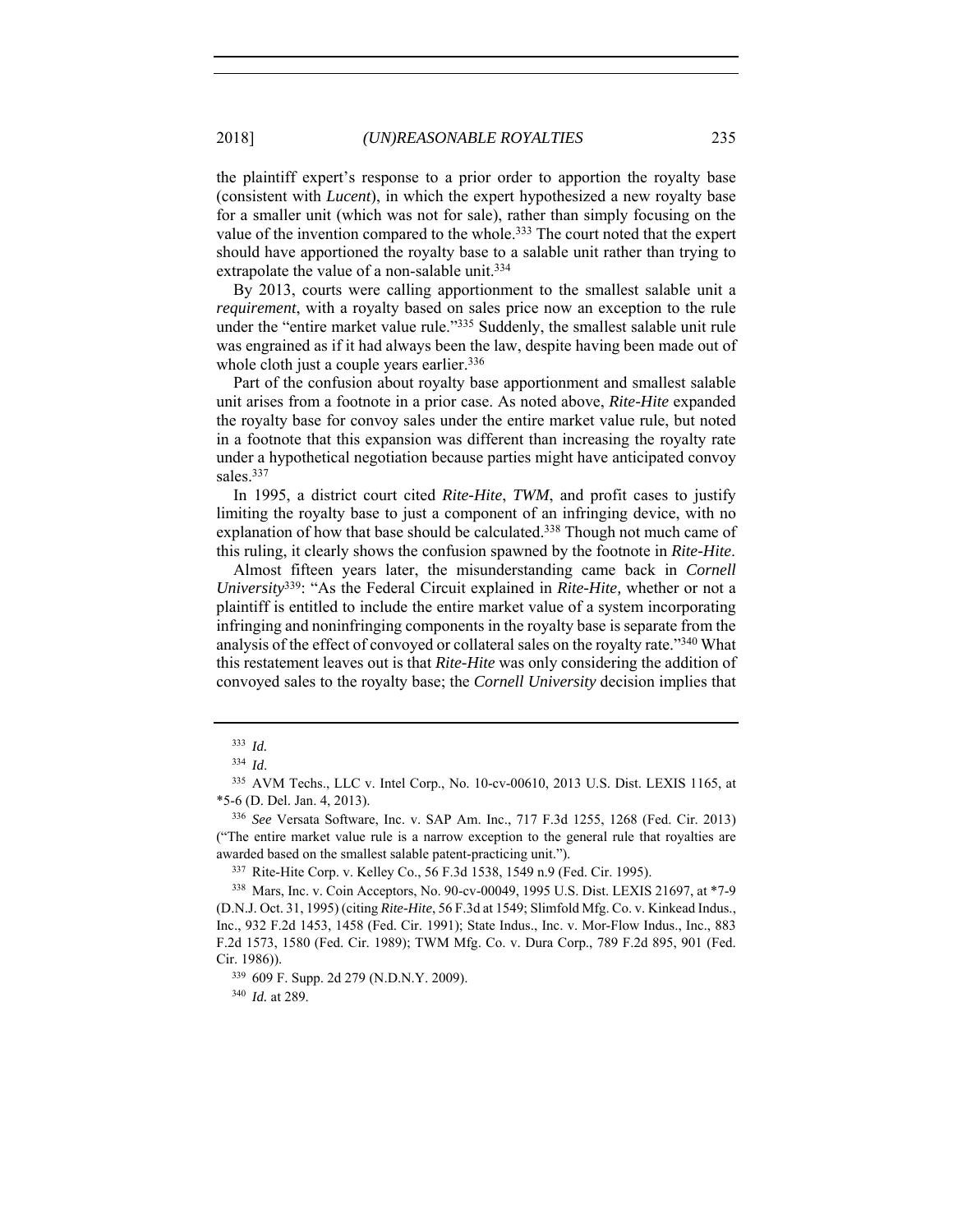the plaintiff expert's response to a prior order to apportion the royalty base (consistent with *Lucent*), in which the expert hypothesized a new royalty base for a smaller unit (which was not for sale), rather than simply focusing on the value of the invention compared to the whole.[333] The court noted that the expert should have apportioned the royalty base to a salable unit rather than trying to extrapolate the value of a non-salable unit.[334]

By 2013, courts were calling apportionment to the smallest salable unit a *requirement*, with a royalty based on sales price now an exception to the rule under the "entire market value rule."[335] Suddenly, the smallest salable unit rule was engrained as if it had always been the law, despite having been made out of whole cloth just a couple years earlier.[336]

Part of the confusion about royalty base apportionment and smallest salable unit arises from a footnote in a prior case. As noted above, *Rite-Hite* expanded the royalty base for convoy sales under the entire market value rule, but noted in a footnote that this expansion was different than increasing the royalty rate under a hypothetical negotiation because parties might have anticipated convoy sales.[337]

In 1995, a district court cited *Rite-Hite*, *TWM*, and profit cases to justify limiting the royalty base to just a component of an infringing device, with no explanation of how that base should be calculated.[338] Though not much came of this ruling, it clearly shows the confusion spawned by the footnote in *Rite-Hite*.

Almost fifteen years later, the misunderstanding came back in *Cornell University*[339]: "As the Federal Circuit explained in *Rite-Hite,* whether or not a plaintiff is entitled to include the entire market value of a system incorporating infringing and noninfringing components in the royalty base is separate from the analysis of the effect of convoyed or collateral sales on the royalty rate."[340] What this restatement leaves out is that *Rite-Hite* was only considering the addition of convoyed sales to the royalty base; the *Cornell University* decision implies that

---

[333] *Id.*

[334] *Id*.

[335] AVM Techs., LLC v. Intel Corp., No. 10-cv-00610, 2013 U.S. Dist. LEXIS 1165, at *5-6 (D. Del. Jan. 4, 2013).

[336] *See* Versata Software, Inc. v. SAP Am. Inc., 717 F.3d 1255, 1268 (Fed. Cir. 2013) ("The entire market value rule is a narrow exception to the general rule that royalties are awarded based on the smallest salable patent-practicing unit.").

[337] Rite-Hite Corp. v. Kelley Co., 56 F.3d 1538, 1549 n.9 (Fed. Cir. 1995).

[338] Mars, Inc. v. Coin Acceptors, No. 90-cv-00049, 1995 U.S. Dist. LEXIS 21697, at *7-9 (D.N.J. Oct. 31, 1995) (citing *Rite-Hite*, 56 F.3d at 1549; Slimfold Mfg. Co. v. Kinkead Indus., Inc., 932 F.2d 1453, 1458 (Fed. Cir. 1991); State Indus., Inc. v. Mor-Flow Indus., Inc., 883 F.2d 1573, 1580 (Fed. Cir. 1989); TWM Mfg. Co. v. Dura Corp., 789 F.2d 895, 901 (Fed. Cir. 1986)).

[339] 609 F. Supp. 2d 279 (N.D.N.Y. 2009).

[340] *Id.* at 289.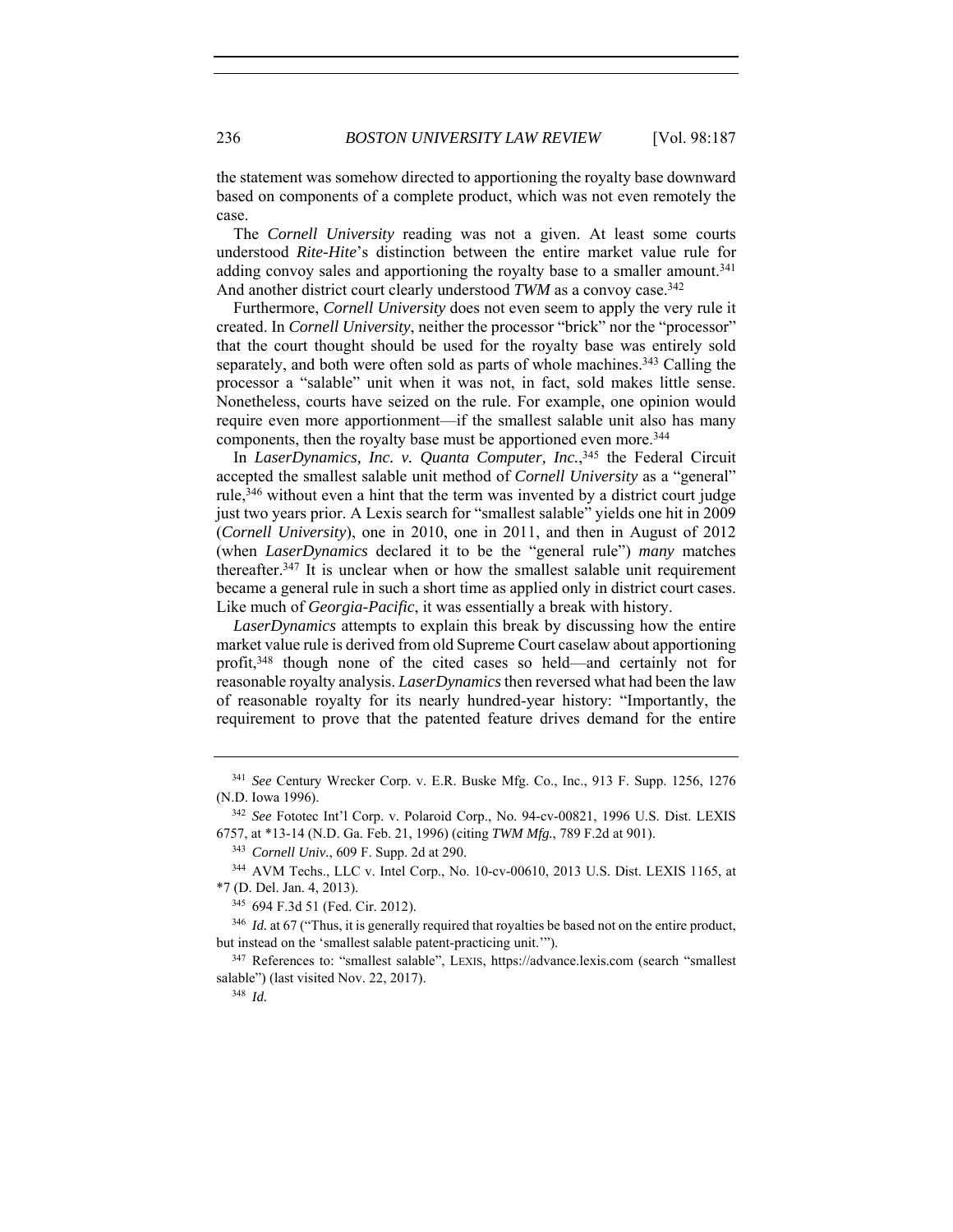the statement was somehow directed to apportioning the royalty base downward based on components of a complete product, which was not even remotely the case.

The *Cornell University* reading was not a given. At least some courts understood *Rite-Hite*'s distinction between the entire market value rule for adding convoy sales and apportioning the royalty base to a smaller amount.[341] And another district court clearly understood *TWM* as a convoy case.[342]

Furthermore, *Cornell University* does not even seem to apply the very rule it created. In *Cornell University*, neither the processor "brick" nor the "processor" that the court thought should be used for the royalty base was entirely sold separately, and both were often sold as parts of whole machines.[343] Calling the processor a "salable" unit when it was not, in fact, sold makes little sense. Nonetheless, courts have seized on the rule. For example, one opinion would require even more apportionment—if the smallest salable unit also has many components, then the royalty base must be apportioned even more.[344]

In *LaserDynamics, Inc. v. Quanta Computer, Inc.*,[345] the Federal Circuit accepted the smallest salable unit method of *Cornell University* as a "general" rule,[346] without even a hint that the term was invented by a district court judge just two years prior. A Lexis search for "smallest salable" yields one hit in 2009 (*Cornell University*), one in 2010, one in 2011, and then in August of 2012 (when *LaserDynamics* declared it to be the "general rule") *many* matches thereafter.[347] It is unclear when or how the smallest salable unit requirement became a general rule in such a short time as applied only in district court cases. Like much of *Georgia-Pacific*, it was essentially a break with history.

*LaserDynamics* attempts to explain this break by discussing how the entire market value rule is derived from old Supreme Court caselaw about apportioning profit,[348] though none of the cited cases so held—and certainly not for reasonable royalty analysis. *LaserDynamics* then reversed what had been the law of reasonable royalty for its nearly hundred-year history: "Importantly, the requirement to prove that the patented feature drives demand for the entire

---

[341] *See* Century Wrecker Corp. v. E.R. Buske Mfg. Co., Inc., 913 F. Supp. 1256, 1276 (N.D. Iowa 1996).

[342] *See* Fototec Int'l Corp. v. Polaroid Corp., No. 94-cv-00821, 1996 U.S. Dist. LEXIS 6757, at *13-14 (N.D. Ga. Feb. 21, 1996) (citing *TWM Mfg.*, 789 F.2d at 901).

[343] *Cornell Univ.*, 609 F. Supp. 2d at 290.

[344] AVM Techs., LLC v. Intel Corp., No. 10-cv-00610, 2013 U.S. Dist. LEXIS 1165, at *7 (D. Del. Jan. 4, 2013).

[345] 694 F.3d 51 (Fed. Cir. 2012).

[346] *Id.* at 67 ("Thus, it is generally required that royalties be based not on the entire product, but instead on the 'smallest salable patent-practicing unit.'").

[347] References to: "smallest salable", LEXIS, https://advance.lexis.com (search "smallest salable") (last visited Nov. 22, 2017).

[348] *Id.*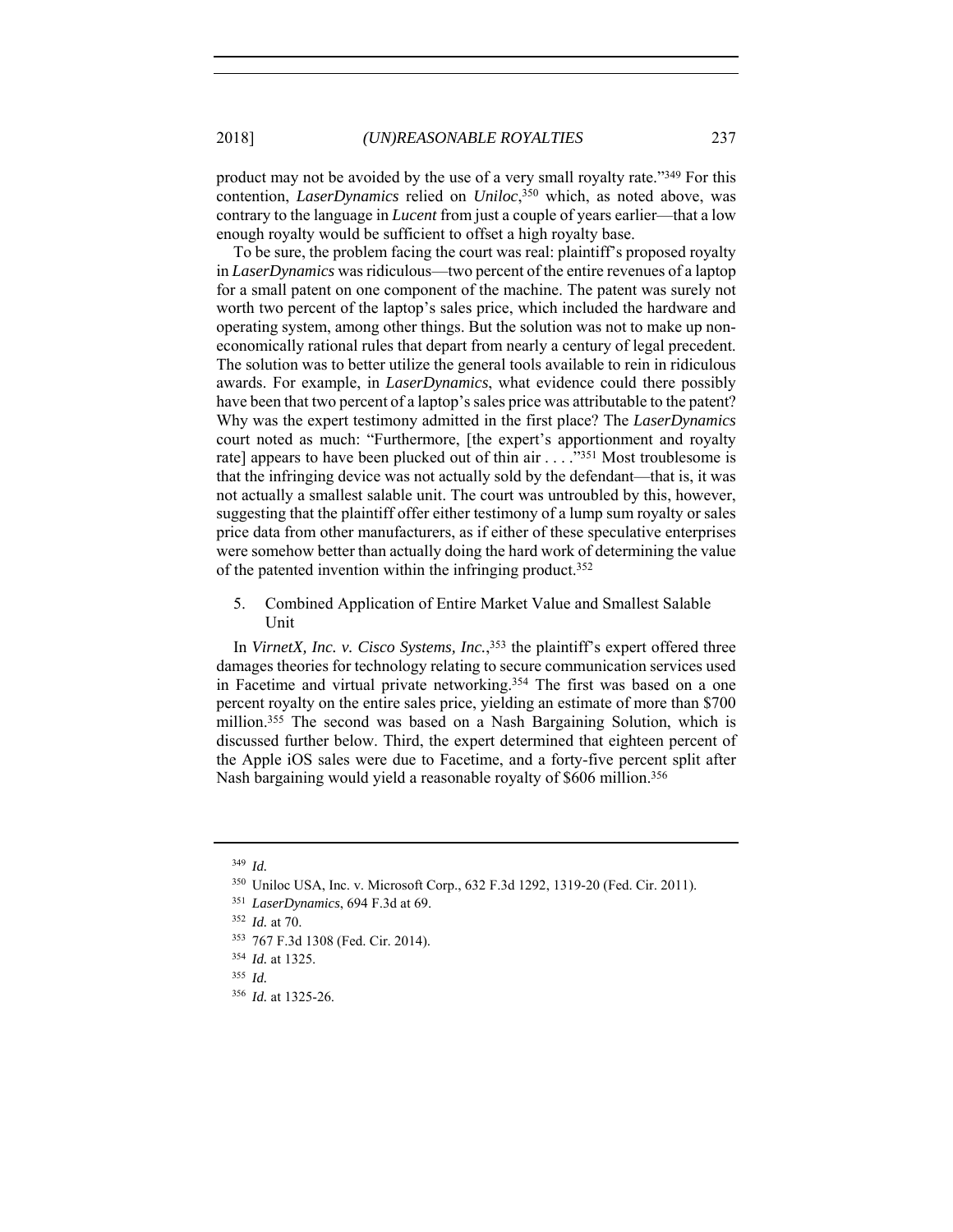product may not be avoided by the use of a very small royalty rate."[349] For this contention, *LaserDynamics* relied on *Uniloc*,[350] which, as noted above, was contrary to the language in *Lucent* from just a couple of years earlier—that a low enough royalty would be sufficient to offset a high royalty base.

To be sure, the problem facing the court was real: plaintiff's proposed royalty in *LaserDynamics* was ridiculous—two percent of the entire revenues of a laptop for a small patent on one component of the machine. The patent was surely not worth two percent of the laptop's sales price, which included the hardware and operating system, among other things. But the solution was not to make up non-economically rational rules that depart from nearly a century of legal precedent. The solution was to better utilize the general tools available to rein in ridiculous awards. For example, in *LaserDynamics*, what evidence could there possibly have been that two percent of a laptop's sales price was attributable to the patent? Why was the expert testimony admitted in the first place? The *LaserDynamics* court noted as much: "Furthermore, [the expert's apportionment and royalty rate] appears to have been plucked out of thin air . . . ."[351] Most troublesome is that the infringing device was not actually sold by the defendant—that is, it was not actually a smallest salable unit. The court was untroubled by this, however, suggesting that the plaintiff offer either testimony of a lump sum royalty or sales price data from other manufacturers, as if either of these speculative enterprises were somehow better than actually doing the hard work of determining the value of the patented invention within the infringing product.[352]

### 5. Combined Application of Entire Market Value and Smallest Salable Unit

In *VirnetX, Inc. v. Cisco Systems, Inc.*,[353] the plaintiff's expert offered three damages theories for technology relating to secure communication services used in Facetime and virtual private networking.[354] The first was based on a one percent royalty on the entire sales price, yielding an estimate of more than $700 million.[355] The second was based on a Nash Bargaining Solution, which is discussed further below. Third, the expert determined that eighteen percent of the Apple iOS sales were due to Facetime, and a forty-five percent split after Nash bargaining would yield a reasonable royalty of $606 million.[356]

---

[349] *Id.*

[350] Uniloc USA, Inc. v. Microsoft Corp., 632 F.3d 1292, 1319-20 (Fed. Cir. 2011).

[351] *LaserDynamics*, 694 F.3d at 69.

[352] *Id.* at 70.

[353] 767 F.3d 1308 (Fed. Cir. 2014).

[354] *Id.* at 1325.

[355] *Id.*

[356] *Id.* at 1325-26.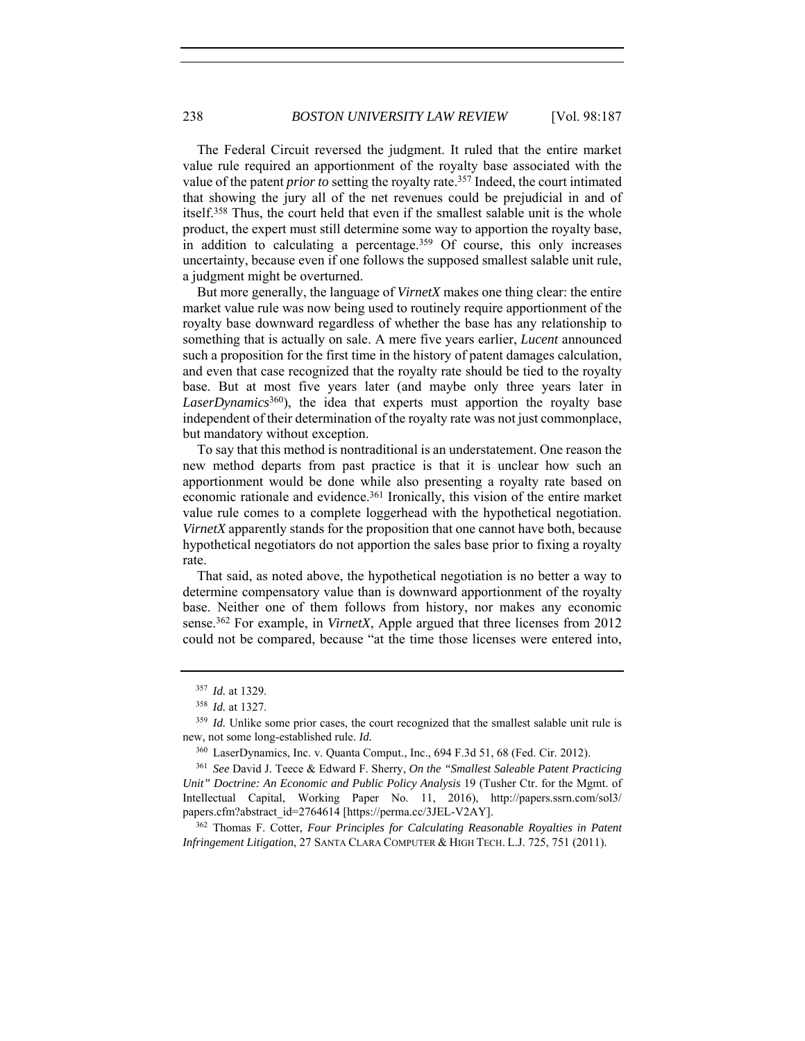The Federal Circuit reversed the judgment. It ruled that the entire market value rule required an apportionment of the royalty base associated with the value of the patent *prior to* setting the royalty rate.[357] Indeed, the court intimated that showing the jury all of the net revenues could be prejudicial in and of itself.[358] Thus, the court held that even if the smallest salable unit is the whole product, the expert must still determine some way to apportion the royalty base, in addition to calculating a percentage.[359] Of course, this only increases uncertainty, because even if one follows the supposed smallest salable unit rule, a judgment might be overturned.

But more generally, the language of *VirnetX* makes one thing clear: the entire market value rule was now being used to routinely require apportionment of the royalty base downward regardless of whether the base has any relationship to something that is actually on sale. A mere five years earlier, *Lucent* announced such a proposition for the first time in the history of patent damages calculation, and even that case recognized that the royalty rate should be tied to the royalty base. But at most five years later (and maybe only three years later in *LaserDynamics*[360]), the idea that experts must apportion the royalty base independent of their determination of the royalty rate was not just commonplace, but mandatory without exception.

To say that this method is nontraditional is an understatement. One reason the new method departs from past practice is that it is unclear how such an apportionment would be done while also presenting a royalty rate based on economic rationale and evidence.[361] Ironically, this vision of the entire market value rule comes to a complete loggerhead with the hypothetical negotiation. *VirnetX* apparently stands for the proposition that one cannot have both, because hypothetical negotiators do not apportion the sales base prior to fixing a royalty rate.

That said, as noted above, the hypothetical negotiation is no better a way to determine compensatory value than is downward apportionment of the royalty base. Neither one of them follows from history, nor makes any economic sense.[362] For example, in *VirnetX*, Apple argued that three licenses from 2012 could not be compared, because "at the time those licenses were entered into,

---

[357] *Id.* at 1329.

[358] *Id.* at 1327.

[359] *Id.* Unlike some prior cases, the court recognized that the smallest salable unit rule is new, not some long-established rule. *Id.*

[360] LaserDynamics, Inc. v. Quanta Comput., Inc., 694 F.3d 51, 68 (Fed. Cir. 2012).

[361] *See* David J. Teece & Edward F. Sherry, *On the "Smallest Saleable Patent Practicing Unit" Doctrine: An Economic and Public Policy Analysis* 19 (Tusher Ctr. for the Mgmt. of Intellectual Capital, Working Paper No. 11, 2016), http://papers.ssrn.com/sol3/papers.cfm?abstract_id=2764614 [https://perma.cc/3JEL-V2AY].

[362] Thomas F. Cotter, *Four Principles for Calculating Reasonable Royalties in Patent Infringement Litigation*, 27 SANTA CLARA COMPUTER & HIGH TECH. L.J. 725, 751 (2011).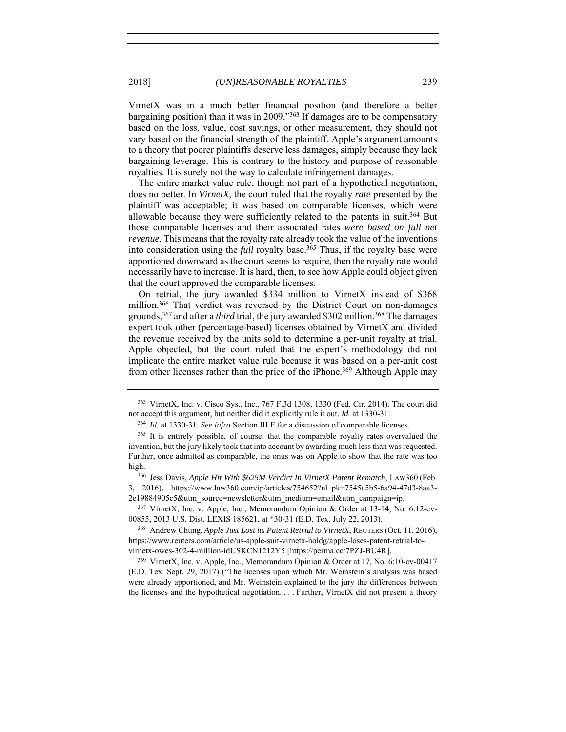VirnetX was in a much better financial position (and therefore a better bargaining position) than it was in 2009."[363] If damages are to be compensatory based on the loss, value, cost savings, or other measurement, they should not vary based on the financial strength of the plaintiff. Apple's argument amounts to a theory that poorer plaintiffs deserve less damages, simply because they lack bargaining leverage. This is contrary to the history and purpose of reasonable royalties. It is surely not the way to calculate infringement damages.

The entire market value rule, though not part of a hypothetical negotiation, does no better. In *VirnetX*, the court ruled that the royalty *rate* presented by the plaintiff was acceptable; it was based on comparable licenses, which were allowable because they were sufficiently related to the patents in suit.[364] But those comparable licenses and their associated rates *were based on full net revenue*. This means that the royalty rate already took the value of the inventions into consideration using the *full* royalty base.[365] Thus, if the royalty base were apportioned downward as the court seems to require, then the royalty rate would necessarily have to increase. It is hard, then, to see how Apple could object given that the court approved the comparable licenses.

On retrial, the jury awarded $334 million to VirnetX instead of $368 million.[366] That verdict was reversed by the District Court on non-damages grounds,[367] and after a *third* trial, the jury awarded $302 million.[368] The damages expert took other (percentage-based) licenses obtained by VirnetX and divided the revenue received by the units sold to determine a per-unit royalty at trial. Apple objected, but the court ruled that the expert's methodology did not implicate the entire market value rule because it was based on a per-unit cost from other licenses rather than the price of the iPhone.[369] Although Apple may

---

[363] VirnetX, Inc. v. Cisco Sys., Inc., 767 F.3d 1308, 1330 (Fed. Cir. 2014). The court did not accept this argument, but neither did it explicitly rule it out. *Id.* at 1330-31.

[364] *Id.* at 1330-31. *See infra* Section III.E for a discussion of comparable licenses.

[365] It is entirely possible, of course, that the comparable royalty rates overvalued the invention, but the jury likely took that into account by awarding much less than was requested. Further, once admitted as comparable, the onus was on Apple to show that the rate was too high.

[366] Jess Davis, *Apple Hit With $625M Verdict In VirnetX Patent Rematch*, LAW360 (Feb. 3, 2016), https://www.law360.com/ip/articles/754652?nl_pk=7545a5b5-6a94-47d3-8aa3-2e19884905c5&utm_source=newsletter&utm_medium=email&utm_campaign=ip.

[367] VirnetX, Inc. v. Apple, Inc., Memorandum Opinion & Order at 13-14, No. 6:12-cv-00855, 2013 U.S. Dist. LEXIS 185621, at *30-31 (E.D. Tex. July 22, 2013).

[368] Andrew Chung, *Apple Just Lost its Patent Retrial to VirnetX*, REUTERS (Oct. 11, 2016), https://www.reuters.com/article/us-apple-suit-virnetx-holdg/apple-loses-patent-retrial-to-virnetx-owes-302-4-million-idUSKCN1212Y5 [https://perma.cc/7PZJ-BU4R].

[369] VirnetX, Inc. v. Apple, Inc., Memorandum Opinion & Order at 17, No. 6:10-cv-00417 (E.D. Tex. Sept. 29, 2017) ("The licenses upon which Mr. Weinstein's analysis was based were already apportioned, and Mr. Weinstein explained to the jury the differences between the licenses and the hypothetical negotiation. . . . Further, VirnetX did not present a theory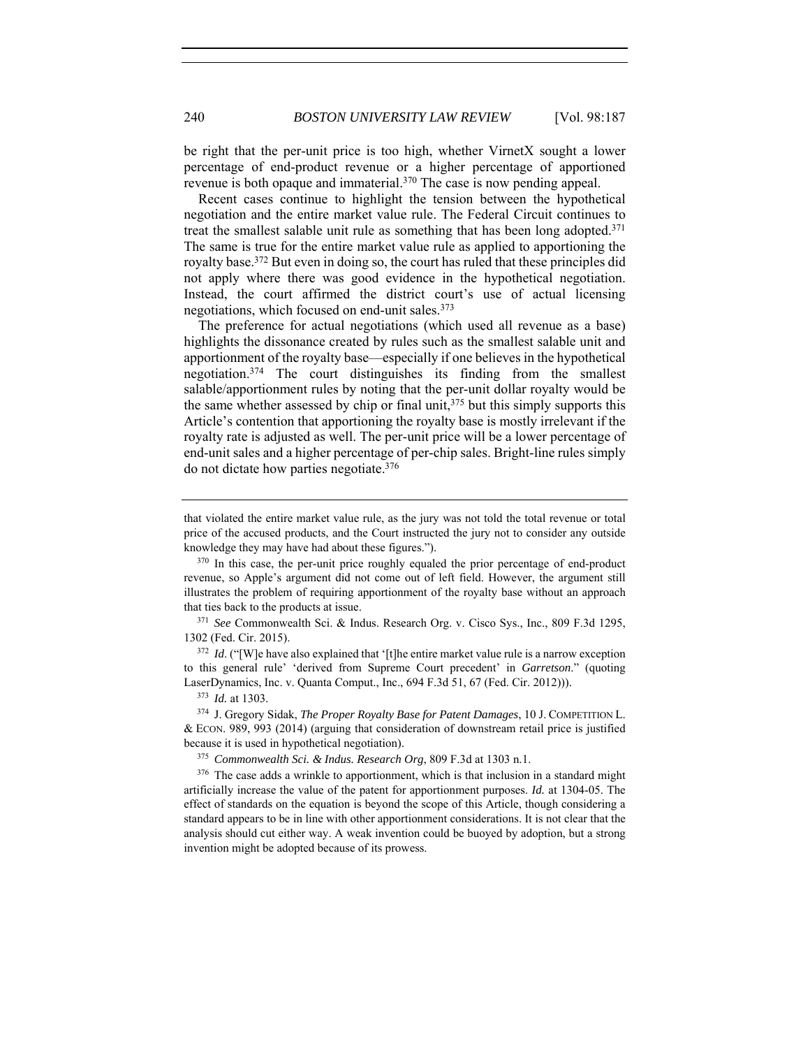be right that the per-unit price is too high, whether VirnetX sought a lower percentage of end-product revenue or a higher percentage of apportioned revenue is both opaque and immaterial.[370] The case is now pending appeal.

Recent cases continue to highlight the tension between the hypothetical negotiation and the entire market value rule. The Federal Circuit continues to treat the smallest salable unit rule as something that has been long adopted.[371] The same is true for the entire market value rule as applied to apportioning the royalty base.[372] But even in doing so, the court has ruled that these principles did not apply where there was good evidence in the hypothetical negotiation. Instead, the court affirmed the district court's use of actual licensing negotiations, which focused on end-unit sales.[373]

The preference for actual negotiations (which used all revenue as a base) highlights the dissonance created by rules such as the smallest salable unit and apportionment of the royalty base—especially if one believes in the hypothetical negotiation.[374] The court distinguishes its finding from the smallest salable/apportionment rules by noting that the per-unit dollar royalty would be the same whether assessed by chip or final unit,[375] but this simply supports this Article's contention that apportioning the royalty base is mostly irrelevant if the royalty rate is adjusted as well. The per-unit price will be a lower percentage of end-unit sales and a higher percentage of per-chip sales. Bright-line rules simply do not dictate how parties negotiate.[376]

---

that violated the entire market value rule, as the jury was not told the total revenue or total price of the accused products, and the Court instructed the jury not to consider any outside knowledge they may have had about these figures.").

[370] In this case, the per-unit price roughly equaled the prior percentage of end-product revenue, so Apple's argument did not come out of left field. However, the argument still illustrates the problem of requiring apportionment of the royalty base without an approach that ties back to the products at issue.

[371] *See* Commonwealth Sci. & Indus. Research Org. v. Cisco Sys., Inc., 809 F.3d 1295, 1302 (Fed. Cir. 2015).

[372] *Id*. ("[W]e have also explained that '[t]he entire market value rule is a narrow exception to this general rule' 'derived from Supreme Court precedent' in *Garretson*." (quoting LaserDynamics, Inc. v. Quanta Comput., Inc., 694 F.3d 51, 67 (Fed. Cir. 2012))).

[373] *Id.* at 1303.

[374] J. Gregory Sidak, *The Proper Royalty Base for Patent Damages*, 10 J. COMPETITION L. & ECON. 989, 993 (2014) (arguing that consideration of downstream retail price is justified because it is used in hypothetical negotiation).

[375] *Commonwealth Sci. & Indus. Research Org*, 809 F.3d at 1303 n.1.

[376] The case adds a wrinkle to apportionment, which is that inclusion in a standard might artificially increase the value of the patent for apportionment purposes. *Id.* at 1304-05. The effect of standards on the equation is beyond the scope of this Article, though considering a standard appears to be in line with other apportionment considerations. It is not clear that the analysis should cut either way. A weak invention could be buoyed by adoption, but a strong invention might be adopted because of its prowess.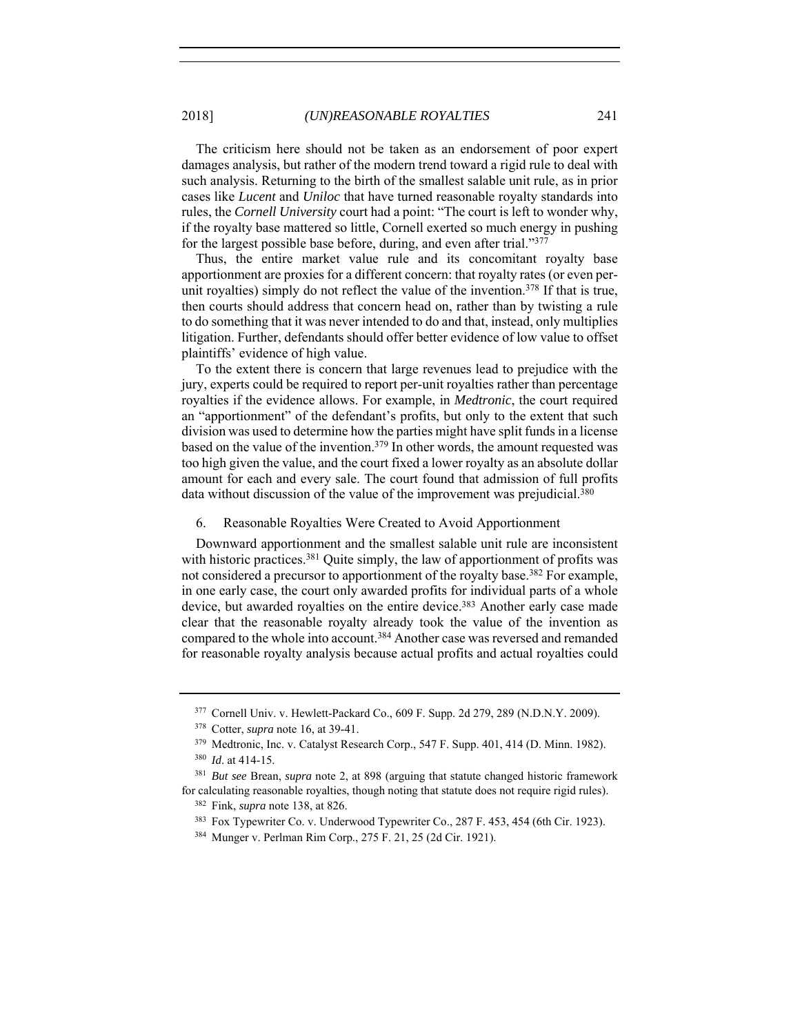The criticism here should not be taken as an endorsement of poor expert damages analysis, but rather of the modern trend toward a rigid rule to deal with such analysis. Returning to the birth of the smallest salable unit rule, as in prior cases like *Lucent* and *Uniloc* that have turned reasonable royalty standards into rules, the *Cornell University* court had a point: "The court is left to wonder why, if the royalty base mattered so little, Cornell exerted so much energy in pushing for the largest possible base before, during, and even after trial."[377]

Thus, the entire market value rule and its concomitant royalty base apportionment are proxies for a different concern: that royalty rates (or even per-unit royalties) simply do not reflect the value of the invention.[378] If that is true, then courts should address that concern head on, rather than by twisting a rule to do something that it was never intended to do and that, instead, only multiplies litigation. Further, defendants should offer better evidence of low value to offset plaintiffs' evidence of high value.

To the extent there is concern that large revenues lead to prejudice with the jury, experts could be required to report per-unit royalties rather than percentage royalties if the evidence allows. For example, in *Medtronic*, the court required an "apportionment" of the defendant's profits, but only to the extent that such division was used to determine how the parties might have split funds in a license based on the value of the invention.[379] In other words, the amount requested was too high given the value, and the court fixed a lower royalty as an absolute dollar amount for each and every sale. The court found that admission of full profits data without discussion of the value of the improvement was prejudicial.[380]

6. Reasonable Royalties Were Created to Avoid Apportionment

Downward apportionment and the smallest salable unit rule are inconsistent with historic practices.[381] Quite simply, the law of apportionment of profits was not considered a precursor to apportionment of the royalty base.[382] For example, in one early case, the court only awarded profits for individual parts of a whole device, but awarded royalties on the entire device.[383] Another early case made clear that the reasonable royalty already took the value of the invention as compared to the whole into account.[384] Another case was reversed and remanded for reasonable royalty analysis because actual profits and actual royalties could

---

[377] Cornell Univ. v. Hewlett-Packard Co., 609 F. Supp. 2d 279, 289 (N.D.N.Y. 2009).

[378] Cotter, *supra* note 16, at 39-41.

[379] Medtronic, Inc. v. Catalyst Research Corp., 547 F. Supp. 401, 414 (D. Minn. 1982).

[380] *Id*. at 414-15.

[381] *But see* Brean, *supra* note 2, at 898 (arguing that statute changed historic framework for calculating reasonable royalties, though noting that statute does not require rigid rules).

[382] Fink, *supra* note 138, at 826.

[383] Fox Typewriter Co. v. Underwood Typewriter Co., 287 F. 453, 454 (6th Cir. 1923).

[384] Munger v. Perlman Rim Corp., 275 F. 21, 25 (2d Cir. 1921).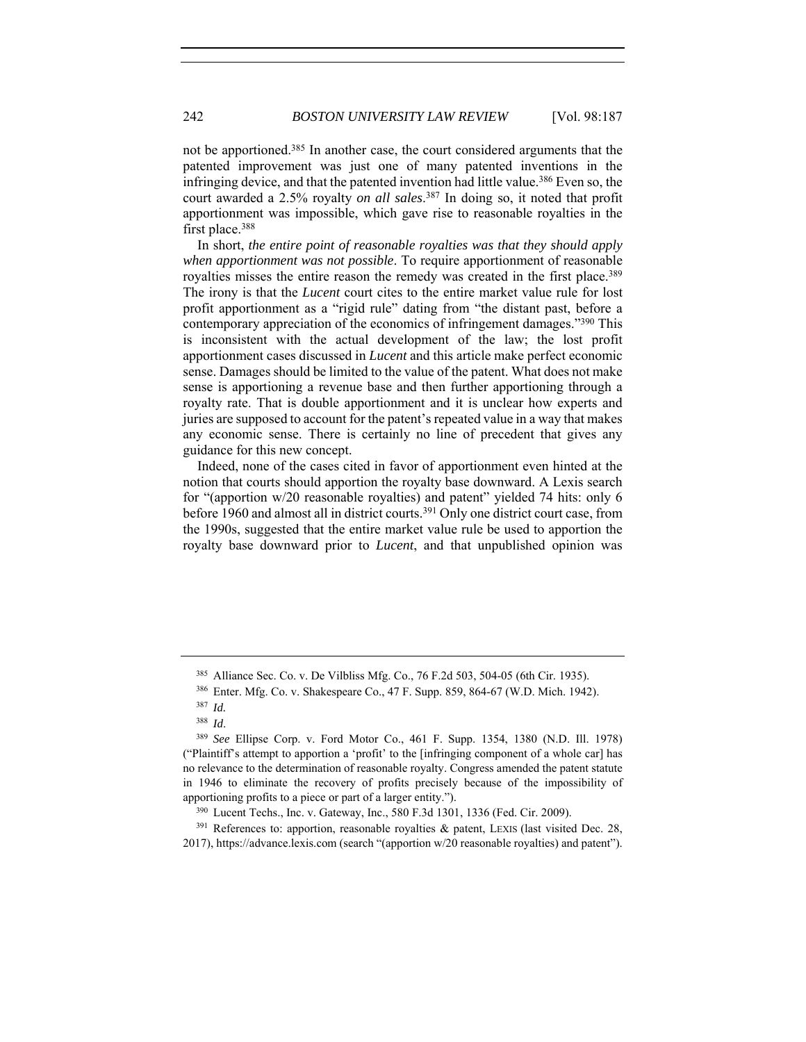not be apportioned.[385] In another case, the court considered arguments that the patented improvement was just one of many patented inventions in the infringing device, and that the patented invention had little value.[386] Even so, the court awarded a 2.5% royalty *on all sales*.[387] In doing so, it noted that profit apportionment was impossible, which gave rise to reasonable royalties in the first place.[388]

In short, *the entire point of reasonable royalties was that they should apply when apportionment was not possible*. To require apportionment of reasonable royalties misses the entire reason the remedy was created in the first place.[389] The irony is that the *Lucent* court cites to the entire market value rule for lost profit apportionment as a "rigid rule" dating from "the distant past, before a contemporary appreciation of the economics of infringement damages."[390] This is inconsistent with the actual development of the law; the lost profit apportionment cases discussed in *Lucent* and this article make perfect economic sense. Damages should be limited to the value of the patent. What does not make sense is apportioning a revenue base and then further apportioning through a royalty rate. That is double apportionment and it is unclear how experts and juries are supposed to account for the patent's repeated value in a way that makes any economic sense. There is certainly no line of precedent that gives any guidance for this new concept.

Indeed, none of the cases cited in favor of apportionment even hinted at the notion that courts should apportion the royalty base downward. A Lexis search for "(apportion w/20 reasonable royalties) and patent" yielded 74 hits: only 6 before 1960 and almost all in district courts.[391] Only one district court case, from the 1990s, suggested that the entire market value rule be used to apportion the royalty base downward prior to *Lucent*, and that unpublished opinion was

---

[385] Alliance Sec. Co. v. De Vilbliss Mfg. Co., 76 F.2d 503, 504-05 (6th Cir. 1935).

[386] Enter. Mfg. Co. v. Shakespeare Co., 47 F. Supp. 859, 864-67 (W.D. Mich. 1942).

[387] *Id.*

[388] *Id*.

[389] *See* Ellipse Corp. v. Ford Motor Co., 461 F. Supp. 1354, 1380 (N.D. Ill. 1978) ("Plaintiff's attempt to apportion a 'profit' to the [infringing component of a whole car] has no relevance to the determination of reasonable royalty. Congress amended the patent statute in 1946 to eliminate the recovery of profits precisely because of the impossibility of apportioning profits to a piece or part of a larger entity.").

[390] Lucent Techs., Inc. v. Gateway, Inc., 580 F.3d 1301, 1336 (Fed. Cir. 2009).

[391] References to: apportion, reasonable royalties & patent, LEXIS (last visited Dec. 28, 2017), https://advance.lexis.com (search "(apportion w/20 reasonable royalties) and patent").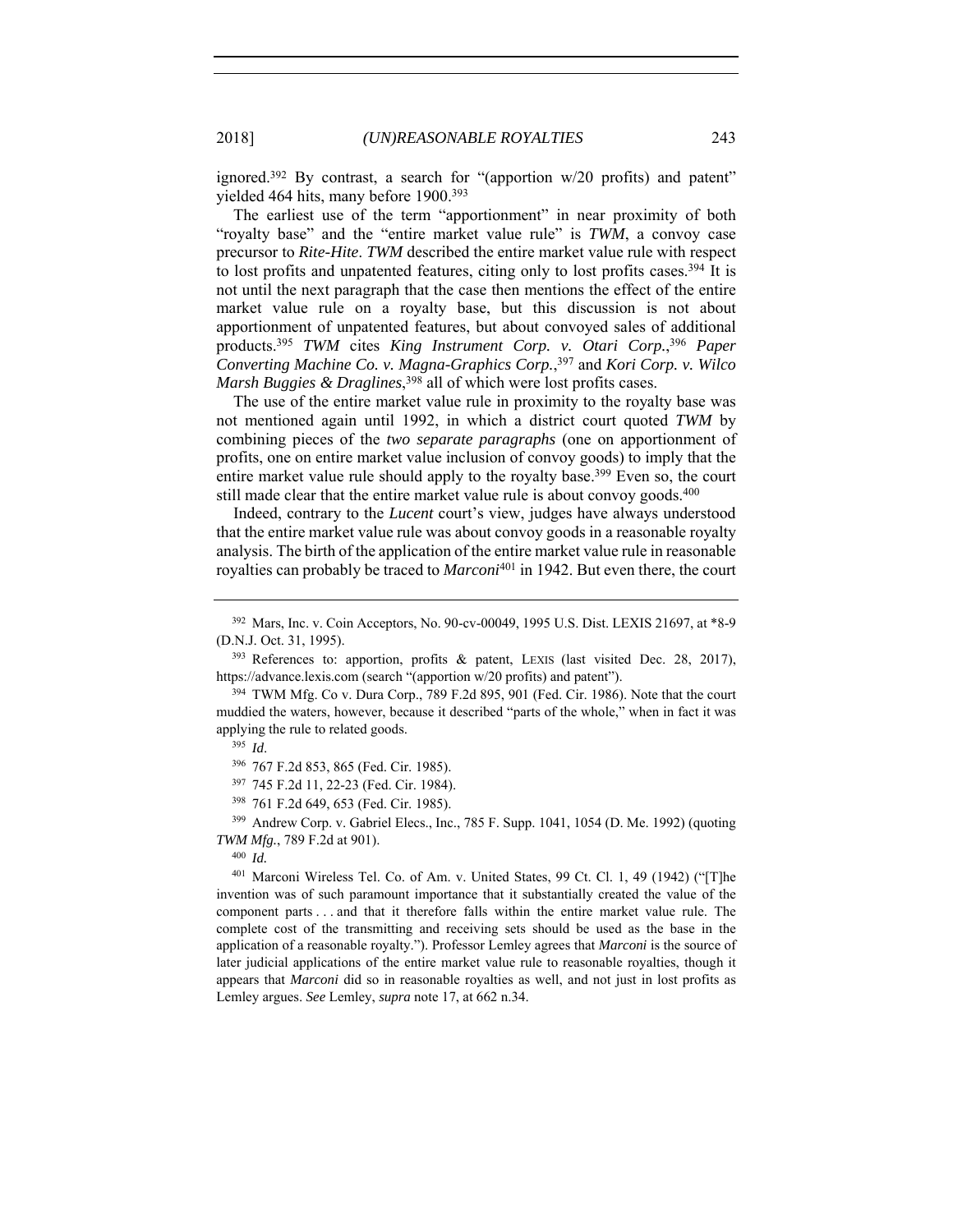ignored.[392] By contrast, a search for "(apportion w/20 profits) and patent" yielded 464 hits, many before 1900.[393]

The earliest use of the term "apportionment" in near proximity of both "royalty base" and the "entire market value rule" is *TWM*, a convoy case precursor to *Rite-Hite*. *TWM* described the entire market value rule with respect to lost profits and unpatented features, citing only to lost profits cases.[394] It is not until the next paragraph that the case then mentions the effect of the entire market value rule on a royalty base, but this discussion is not about apportionment of unpatented features, but about convoyed sales of additional products.[395] *TWM* cites *King Instrument Corp. v. Otari Corp.*,[396] *Paper Converting Machine Co. v. Magna-Graphics Corp.*,[397] and *Kori Corp. v. Wilco Marsh Buggies & Draglines*,[398] all of which were lost profits cases.

The use of the entire market value rule in proximity to the royalty base was not mentioned again until 1992, in which a district court quoted *TWM* by combining pieces of the *two separate paragraphs* (one on apportionment of profits, one on entire market value inclusion of convoy goods) to imply that the entire market value rule should apply to the royalty base.[399] Even so, the court still made clear that the entire market value rule is about convoy goods.[400]

Indeed, contrary to the *Lucent* court's view, judges have always understood that the entire market value rule was about convoy goods in a reasonable royalty analysis. The birth of the application of the entire market value rule in reasonable royalties can probably be traced to *Marconi*[401] in 1942. But even there, the court

---

[392] Mars, Inc. v. Coin Acceptors, No. 90-cv-00049, 1995 U.S. Dist. LEXIS 21697, at *8-9 (D.N.J. Oct. 31, 1995).

[393] References to: apportion, profits & patent, LEXIS (last visited Dec. 28, 2017), https://advance.lexis.com (search "(apportion w/20 profits) and patent").

[394] TWM Mfg. Co v. Dura Corp., 789 F.2d 895, 901 (Fed. Cir. 1986). Note that the court muddied the waters, however, because it described "parts of the whole," when in fact it was applying the rule to related goods.

[395] *Id*.

[396] 767 F.2d 853, 865 (Fed. Cir. 1985).

[397] 745 F.2d 11, 22-23 (Fed. Cir. 1984).

[398] 761 F.2d 649, 653 (Fed. Cir. 1985).

[399] Andrew Corp. v. Gabriel Elecs., Inc., 785 F. Supp. 1041, 1054 (D. Me. 1992) (quoting *TWM Mfg.*, 789 F.2d at 901).

[400] *Id.*

[401] Marconi Wireless Tel. Co. of Am. v. United States, 99 Ct. Cl. 1, 49 (1942) ("[T]he invention was of such paramount importance that it substantially created the value of the component parts . . . and that it therefore falls within the entire market value rule. The complete cost of the transmitting and receiving sets should be used as the base in the application of a reasonable royalty."). Professor Lemley agrees that *Marconi* is the source of later judicial applications of the entire market value rule to reasonable royalties, though it appears that *Marconi* did so in reasonable royalties as well, and not just in lost profits as Lemley argues. *See* Lemley, *supra* note 17, at 662 n.34.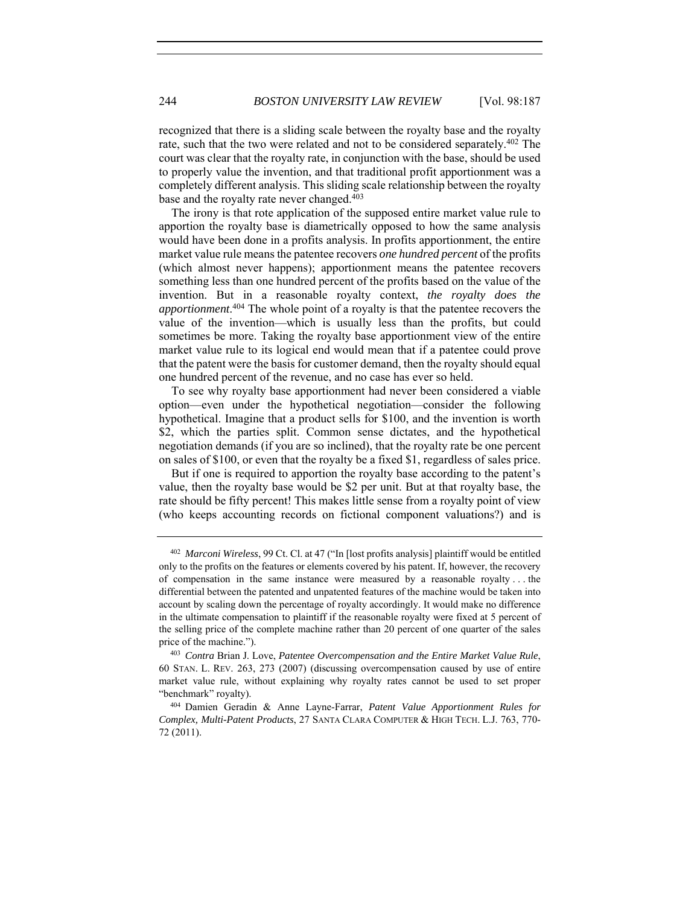recognized that there is a sliding scale between the royalty base and the royalty rate, such that the two were related and not to be considered separately.[402] The court was clear that the royalty rate, in conjunction with the base, should be used to properly value the invention, and that traditional profit apportionment was a completely different analysis. This sliding scale relationship between the royalty base and the royalty rate never changed.[403]

The irony is that rote application of the supposed entire market value rule to apportion the royalty base is diametrically opposed to how the same analysis would have been done in a profits analysis. In profits apportionment, the entire market value rule means the patentee recovers *one hundred percent* of the profits (which almost never happens); apportionment means the patentee recovers something less than one hundred percent of the profits based on the value of the invention. But in a reasonable royalty context, *the royalty does the apportionment*.[404] The whole point of a royalty is that the patentee recovers the value of the invention—which is usually less than the profits, but could sometimes be more. Taking the royalty base apportionment view of the entire market value rule to its logical end would mean that if a patentee could prove that the patent were the basis for customer demand, then the royalty should equal one hundred percent of the revenue, and no case has ever so held.

To see why royalty base apportionment had never been considered a viable option—even under the hypothetical negotiation—consider the following hypothetical. Imagine that a product sells for $100, and the invention is worth $2, which the parties split. Common sense dictates, and the hypothetical negotiation demands (if you are so inclined), that the royalty rate be one percent on sales of $100, or even that the royalty be a fixed $1, regardless of sales price.

But if one is required to apportion the royalty base according to the patent's value, then the royalty base would be $2 per unit. But at that royalty base, the rate should be fifty percent! This makes little sense from a royalty point of view (who keeps accounting records on fictional component valuations?) and is

---

[402] *Marconi Wireless*, 99 Ct. Cl. at 47 ("In [lost profits analysis] plaintiff would be entitled only to the profits on the features or elements covered by his patent. If, however, the recovery of compensation in the same instance were measured by a reasonable royalty . . . the differential between the patented and unpatented features of the machine would be taken into account by scaling down the percentage of royalty accordingly. It would make no difference in the ultimate compensation to plaintiff if the reasonable royalty were fixed at 5 percent of the selling price of the complete machine rather than 20 percent of one quarter of the sales price of the machine.").

[403] *Contra* Brian J. Love, *Patentee Overcompensation and the Entire Market Value Rule*, 60 STAN. L. REV. 263, 273 (2007) (discussing overcompensation caused by use of entire market value rule, without explaining why royalty rates cannot be used to set proper "benchmark" royalty).

[404] Damien Geradin & Anne Layne-Farrar, *Patent Value Apportionment Rules for Complex, Multi-Patent Products*, 27 SANTA CLARA COMPUTER & HIGH TECH. L.J. 763, 770-72 (2011).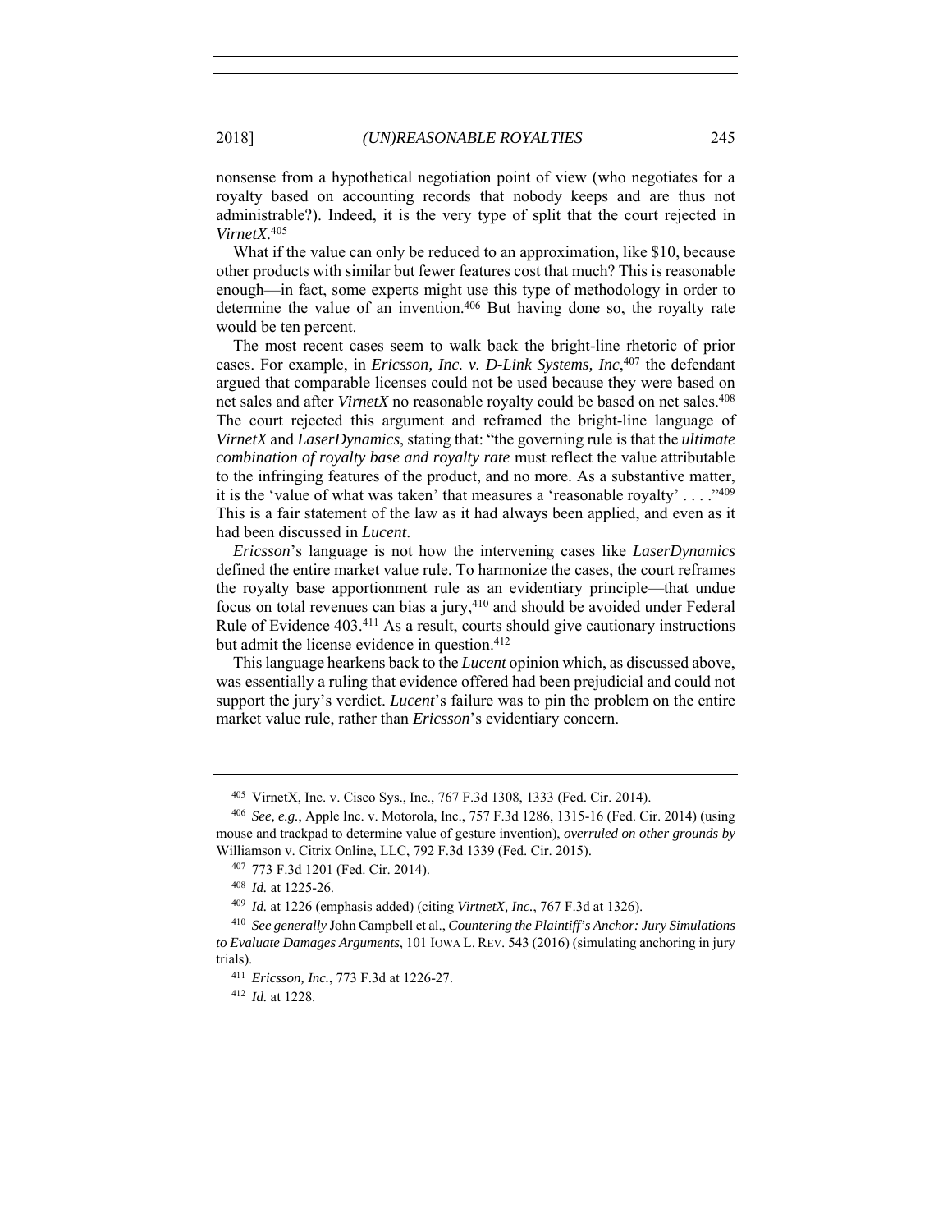nonsense from a hypothetical negotiation point of view (who negotiates for a royalty based on accounting records that nobody keeps and are thus not administrable?). Indeed, it is the very type of split that the court rejected in *VirnetX*.[405]

What if the value can only be reduced to an approximation, like $10, because other products with similar but fewer features cost that much? This is reasonable enough—in fact, some experts might use this type of methodology in order to determine the value of an invention.[406] But having done so, the royalty rate would be ten percent.

The most recent cases seem to walk back the bright-line rhetoric of prior cases. For example, in *Ericsson, Inc. v. D-Link Systems, Inc*,[407] the defendant argued that comparable licenses could not be used because they were based on net sales and after *VirnetX* no reasonable royalty could be based on net sales.[408] The court rejected this argument and reframed the bright-line language of *VirnetX* and *LaserDynamics*, stating that: "the governing rule is that the *ultimate combination of royalty base and royalty rate* must reflect the value attributable to the infringing features of the product, and no more. As a substantive matter, it is the 'value of what was taken' that measures a 'reasonable royalty' . . . ."[409] This is a fair statement of the law as it had always been applied, and even as it had been discussed in *Lucent*.

*Ericsson*'s language is not how the intervening cases like *LaserDynamics* defined the entire market value rule. To harmonize the cases, the court reframes the royalty base apportionment rule as an evidentiary principle—that undue focus on total revenues can bias a jury,[410] and should be avoided under Federal Rule of Evidence 403.[411] As a result, courts should give cautionary instructions but admit the license evidence in question.[412]

This language hearkens back to the *Lucent* opinion which, as discussed above, was essentially a ruling that evidence offered had been prejudicial and could not support the jury's verdict. *Lucent*'s failure was to pin the problem on the entire market value rule, rather than *Ericsson*'s evidentiary concern.

---

[405] VirnetX, Inc. v. Cisco Sys., Inc., 767 F.3d 1308, 1333 (Fed. Cir. 2014).

[406] *See, e.g.*, Apple Inc. v. Motorola, Inc., 757 F.3d 1286, 1315-16 (Fed. Cir. 2014) (using mouse and trackpad to determine value of gesture invention), *overruled on other grounds by* Williamson v. Citrix Online, LLC, 792 F.3d 1339 (Fed. Cir. 2015).

[407] 773 F.3d 1201 (Fed. Cir. 2014).

[408] *Id.* at 1225-26.

[409] *Id.* at 1226 (emphasis added) (citing *VirtnetX, Inc.*, 767 F.3d at 1326).

[410] *See generally* John Campbell et al., *Countering the Plaintiff's Anchor: Jury Simulations to Evaluate Damages Arguments*, 101 IOWA L. REV. 543 (2016) (simulating anchoring in jury trials).

[411] *Ericsson, Inc.*, 773 F.3d at 1226-27.

[412] *Id.* at 1228.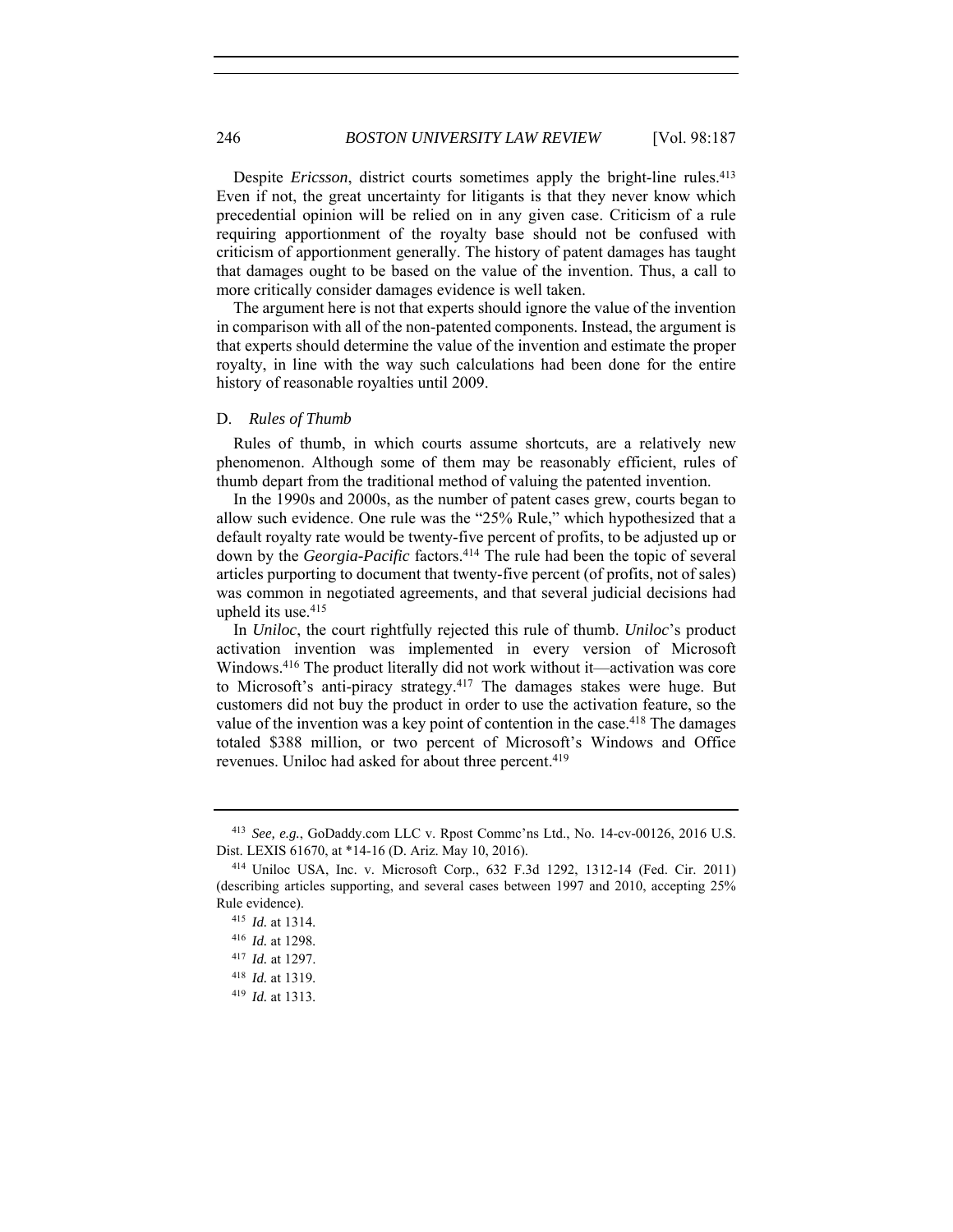Despite *Ericsson*, district courts sometimes apply the bright-line rules.[413] Even if not, the great uncertainty for litigants is that they never know which precedential opinion will be relied on in any given case. Criticism of a rule requiring apportionment of the royalty base should not be confused with criticism of apportionment generally. The history of patent damages has taught that damages ought to be based on the value of the invention. Thus, a call to more critically consider damages evidence is well taken.

The argument here is not that experts should ignore the value of the invention in comparison with all of the non-patented components. Instead, the argument is that experts should determine the value of the invention and estimate the proper royalty, in line with the way such calculations had been done for the entire history of reasonable royalties until 2009.

### D. *Rules of Thumb*

Rules of thumb, in which courts assume shortcuts, are a relatively new phenomenon. Although some of them may be reasonably efficient, rules of thumb depart from the traditional method of valuing the patented invention.

In the 1990s and 2000s, as the number of patent cases grew, courts began to allow such evidence. One rule was the "25% Rule," which hypothesized that a default royalty rate would be twenty-five percent of profits, to be adjusted up or down by the *Georgia-Pacific* factors.[414] The rule had been the topic of several articles purporting to document that twenty-five percent (of profits, not of sales) was common in negotiated agreements, and that several judicial decisions had upheld its use.[415]

In *Uniloc*, the court rightfully rejected this rule of thumb. *Uniloc*'s product activation invention was implemented in every version of Microsoft Windows.[416] The product literally did not work without it—activation was core to Microsoft's anti-piracy strategy.[417] The damages stakes were huge. But customers did not buy the product in order to use the activation feature, so the value of the invention was a key point of contention in the case.[418] The damages totaled $388 million, or two percent of Microsoft's Windows and Office revenues. Uniloc had asked for about three percent.[419]

---

[413] *See, e.g.*, GoDaddy.com LLC v. Rpost Commc'ns Ltd., No. 14-cv-00126, 2016 U.S. Dist. LEXIS 61670, at *14-16 (D. Ariz. May 10, 2016).

[414] Uniloc USA, Inc. v. Microsoft Corp., 632 F.3d 1292, 1312-14 (Fed. Cir. 2011) (describing articles supporting, and several cases between 1997 and 2010, accepting 25% Rule evidence).

[415] *Id.* at 1314.

[416] *Id.* at 1298.

[417] *Id.* at 1297.

[418] *Id.* at 1319.

[419] *Id.* at 1313.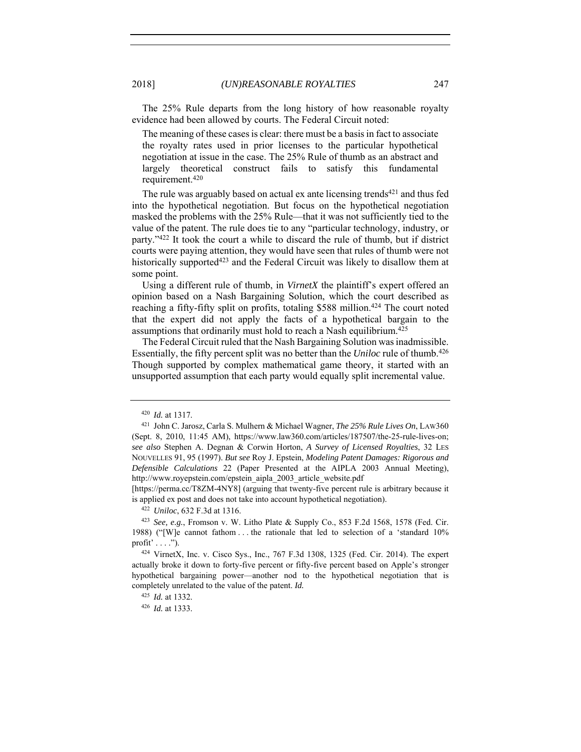The 25% Rule departs from the long history of how reasonable royalty evidence had been allowed by courts. The Federal Circuit noted:

> The meaning of these cases is clear: there must be a basis in fact to associate the royalty rates used in prior licenses to the particular hypothetical negotiation at issue in the case. The 25% Rule of thumb as an abstract and largely theoretical construct fails to satisfy this fundamental requirement.[420]

The rule was arguably based on actual ex ante licensing trends[421] and thus fed into the hypothetical negotiation. But focus on the hypothetical negotiation masked the problems with the 25% Rule—that it was not sufficiently tied to the value of the patent. The rule does tie to any "particular technology, industry, or party."[422] It took the court a while to discard the rule of thumb, but if district courts were paying attention, they would have seen that rules of thumb were not historically supported[423] and the Federal Circuit was likely to disallow them at some point.

Using a different rule of thumb, in *VirnetX* the plaintiff's expert offered an opinion based on a Nash Bargaining Solution, which the court described as reaching a fifty-fifty split on profits, totaling $588 million.[424] The court noted that the expert did not apply the facts of a hypothetical bargain to the assumptions that ordinarily must hold to reach a Nash equilibrium.[425]

The Federal Circuit ruled that the Nash Bargaining Solution was inadmissible. Essentially, the fifty percent split was no better than the *Uniloc* rule of thumb.[426] Though supported by complex mathematical game theory, it started with an unsupported assumption that each party would equally split incremental value.

---

[420] *Id.* at 1317.

[421] John C. Jarosz, Carla S. Mulhern & Michael Wagner, *The 25% Rule Lives On*, LAW360 (Sept. 8, 2010, 11:45 AM), https://www.law360.com/articles/187507/the-25-rule-lives-on; *see also* Stephen A. Degnan & Corwin Horton, *A Survey of Licensed Royalties*, 32 LES NOUVELLES 91, 95 (1997). *But see* Roy J. Epstein, *Modeling Patent Damages: Rigorous and Defensible Calculations* 22 (Paper Presented at the AIPLA 2003 Annual Meeting), http://www.royepstein.com/epstein_aipla_2003_article_website.pdf [https://perma.cc/T8ZM-4NY8] (arguing that twenty-five percent rule is arbitrary because it is applied ex post and does not take into account hypothetical negotiation).

[422] *Uniloc*, 632 F.3d at 1316.

[423] *See, e.g.*, Fromson v. W. Litho Plate & Supply Co., 853 F.2d 1568, 1578 (Fed. Cir. 1988) ("[W]e cannot fathom . . . the rationale that led to selection of a 'standard 10% profit' . . . .").

[424] VirnetX, Inc. v. Cisco Sys., Inc., 767 F.3d 1308, 1325 (Fed. Cir. 2014). The expert actually broke it down to forty-five percent or fifty-five percent based on Apple's stronger hypothetical bargaining power—another nod to the hypothetical negotiation that is completely unrelated to the value of the patent. *Id.*

[425] *Id.* at 1332.

[426] *Id.* at 1333.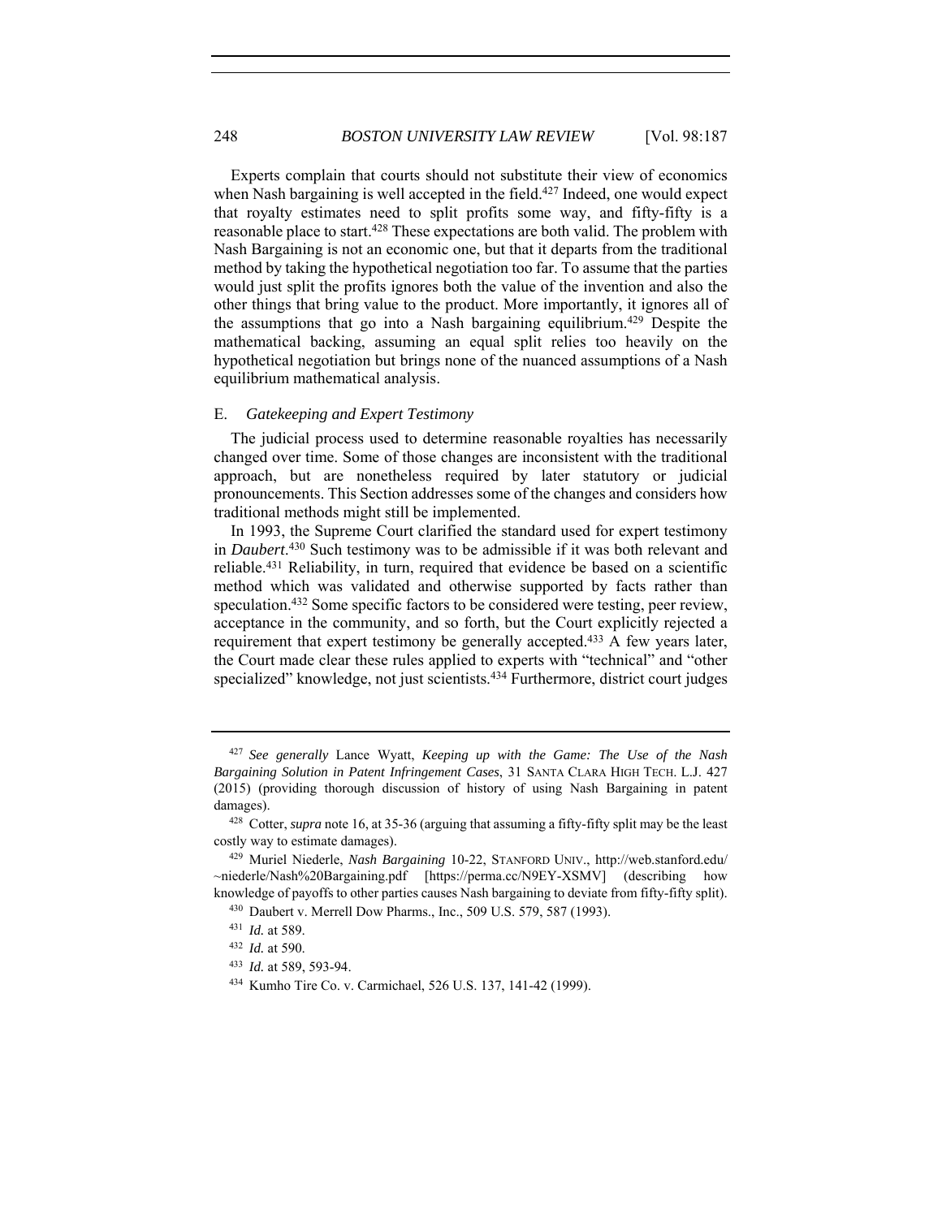Experts complain that courts should not substitute their view of economics when Nash bargaining is well accepted in the field.[427] Indeed, one would expect that royalty estimates need to split profits some way, and fifty-fifty is a reasonable place to start.[428] These expectations are both valid. The problem with Nash Bargaining is not an economic one, but that it departs from the traditional method by taking the hypothetical negotiation too far. To assume that the parties would just split the profits ignores both the value of the invention and also the other things that bring value to the product. More importantly, it ignores all of the assumptions that go into a Nash bargaining equilibrium.[429] Despite the mathematical backing, assuming an equal split relies too heavily on the hypothetical negotiation but brings none of the nuanced assumptions of a Nash equilibrium mathematical analysis.

### E. *Gatekeeping and Expert Testimony*

The judicial process used to determine reasonable royalties has necessarily changed over time. Some of those changes are inconsistent with the traditional approach, but are nonetheless required by later statutory or judicial pronouncements. This Section addresses some of the changes and considers how traditional methods might still be implemented.

In 1993, the Supreme Court clarified the standard used for expert testimony in *Daubert*.[430] Such testimony was to be admissible if it was both relevant and reliable.[431] Reliability, in turn, required that evidence be based on a scientific method which was validated and otherwise supported by facts rather than speculation.[432] Some specific factors to be considered were testing, peer review, acceptance in the community, and so forth, but the Court explicitly rejected a requirement that expert testimony be generally accepted.[433] A few years later, the Court made clear these rules applied to experts with "technical" and "other specialized" knowledge, not just scientists.[434] Furthermore, district court judges

---

[427] *See generally* Lance Wyatt, *Keeping up with the Game: The Use of the Nash Bargaining Solution in Patent Infringement Cases*, 31 SANTA CLARA HIGH TECH. L.J. 427 (2015) (providing thorough discussion of history of using Nash Bargaining in patent damages).

[428] Cotter, *supra* note 16, at 35-36 (arguing that assuming a fifty-fifty split may be the least costly way to estimate damages).

[429] Muriel Niederle, *Nash Bargaining* 10-22, STANFORD UNIV., http://web.stanford.edu/~niederle/Nash%20Bargaining.pdf [https://perma.cc/N9EY-XSMV] (describing how knowledge of payoffs to other parties causes Nash bargaining to deviate from fifty-fifty split).

[430] Daubert v. Merrell Dow Pharms., Inc., 509 U.S. 579, 587 (1993).

[431] *Id.* at 589.

[432] *Id.* at 590.

[433] *Id.* at 589, 593-94.

[434] Kumho Tire Co. v. Carmichael, 526 U.S. 137, 141-42 (1999).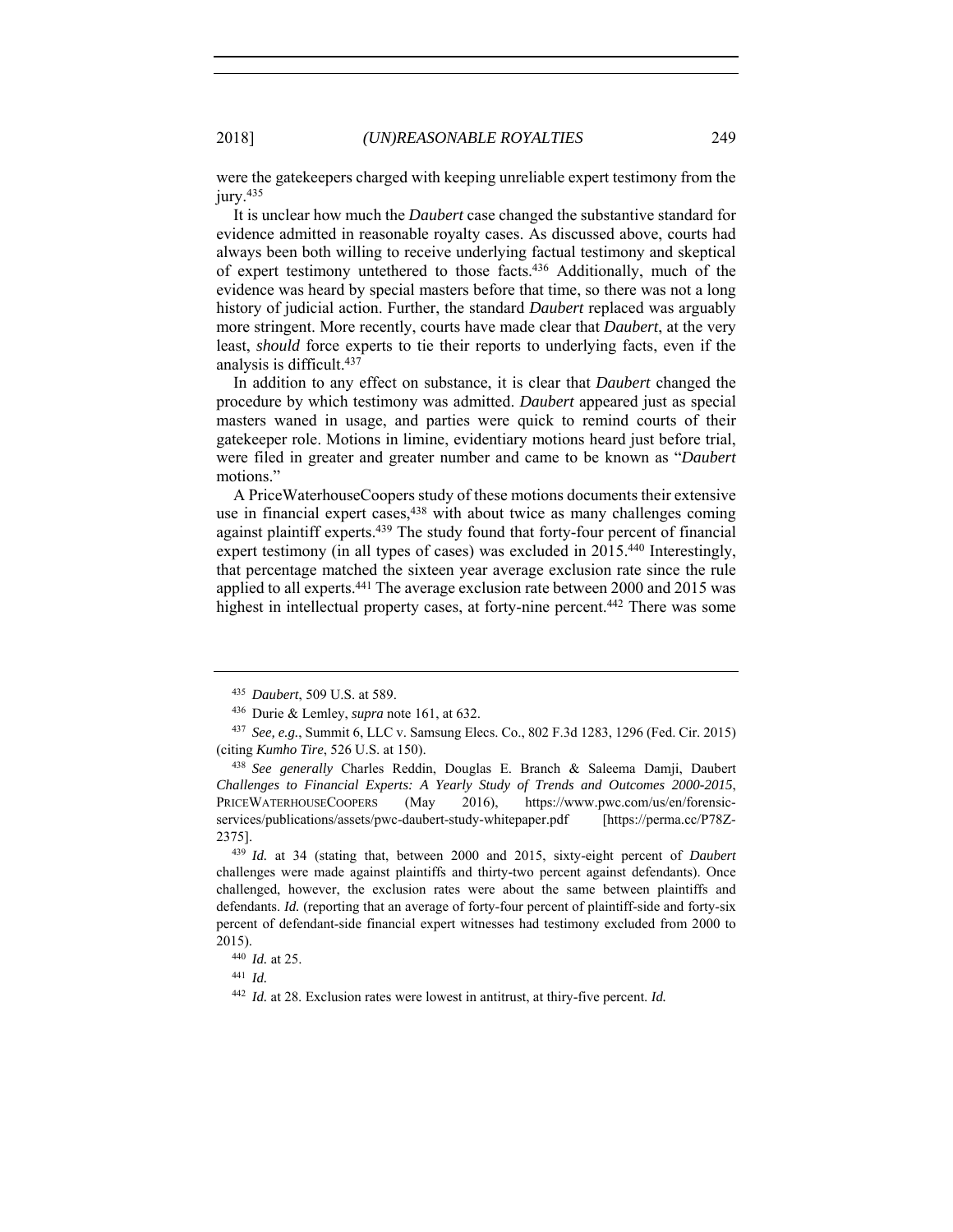were the gatekeepers charged with keeping unreliable expert testimony from the jury.[435]

It is unclear how much the *Daubert* case changed the substantive standard for evidence admitted in reasonable royalty cases. As discussed above, courts had always been both willing to receive underlying factual testimony and skeptical of expert testimony untethered to those facts.[436] Additionally, much of the evidence was heard by special masters before that time, so there was not a long history of judicial action. Further, the standard *Daubert* replaced was arguably more stringent. More recently, courts have made clear that *Daubert*, at the very least, *should* force experts to tie their reports to underlying facts, even if the analysis is difficult.[437]

In addition to any effect on substance, it is clear that *Daubert* changed the procedure by which testimony was admitted. *Daubert* appeared just as special masters waned in usage, and parties were quick to remind courts of their gatekeeper role. Motions in limine, evidentiary motions heard just before trial, were filed in greater and greater number and came to be known as "*Daubert* motions."

A PriceWaterhouseCoopers study of these motions documents their extensive use in financial expert cases,[438] with about twice as many challenges coming against plaintiff experts.[439] The study found that forty-four percent of financial expert testimony (in all types of cases) was excluded in 2015.[440] Interestingly, that percentage matched the sixteen year average exclusion rate since the rule applied to all experts.[441] The average exclusion rate between 2000 and 2015 was highest in intellectual property cases, at forty-nine percent.[442] There was some

---

[435] *Daubert*, 509 U.S. at 589.

[436] Durie & Lemley, *supra* note 161, at 632.

[437] *See, e.g.*, Summit 6, LLC v. Samsung Elecs. Co., 802 F.3d 1283, 1296 (Fed. Cir. 2015) (citing *Kumho Tire*, 526 U.S. at 150).

[438] *See generally* Charles Reddin, Douglas E. Branch & Saleema Damji, Daubert *Challenges to Financial Experts: A Yearly Study of Trends and Outcomes 2000-2015*, PRICEWATERHOUSECOOPERS (May 2016), https://www.pwc.com/us/en/forensic-services/publications/assets/pwc-daubert-study-whitepaper.pdf [https://perma.cc/P78Z-2375].

[439] *Id.* at 34 (stating that, between 2000 and 2015, sixty-eight percent of *Daubert* challenges were made against plaintiffs and thirty-two percent against defendants). Once challenged, however, the exclusion rates were about the same between plaintiffs and defendants. *Id.* (reporting that an average of forty-four percent of plaintiff-side and forty-six percent of defendant-side financial expert witnesses had testimony excluded from 2000 to 2015).

[440] *Id.* at 25.

[441] *Id.*

[442] *Id.* at 28. Exclusion rates were lowest in antitrust, at thiry-five percent. *Id.*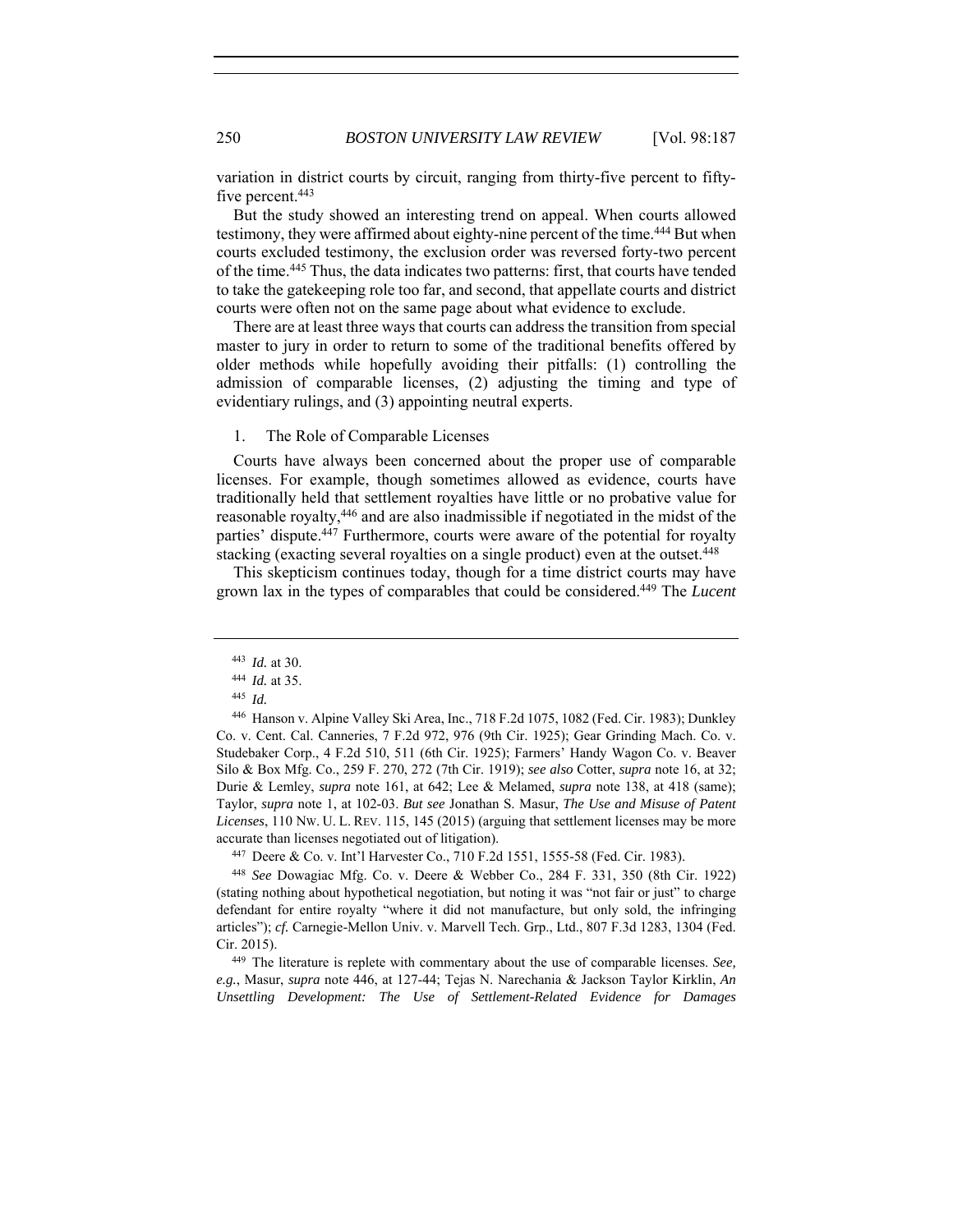variation in district courts by circuit, ranging from thirty-five percent to fifty-five percent.[443]

But the study showed an interesting trend on appeal. When courts allowed testimony, they were affirmed about eighty-nine percent of the time.[444] But when courts excluded testimony, the exclusion order was reversed forty-two percent of the time.[445] Thus, the data indicates two patterns: first, that courts have tended to take the gatekeeping role too far, and second, that appellate courts and district courts were often not on the same page about what evidence to exclude.

There are at least three ways that courts can address the transition from special master to jury in order to return to some of the traditional benefits offered by older methods while hopefully avoiding their pitfalls: (1) controlling the admission of comparable licenses, (2) adjusting the timing and type of evidentiary rulings, and (3) appointing neutral experts.

### 1. The Role of Comparable Licenses

Courts have always been concerned about the proper use of comparable licenses. For example, though sometimes allowed as evidence, courts have traditionally held that settlement royalties have little or no probative value for reasonable royalty,[446] and are also inadmissible if negotiated in the midst of the parties' dispute.[447] Furthermore, courts were aware of the potential for royalty stacking (exacting several royalties on a single product) even at the outset.[448]

This skepticism continues today, though for a time district courts may have grown lax in the types of comparables that could be considered.[449] The *Lucent*

---

[443] *Id.* at 30.

[444] *Id.* at 35.

[445] *Id.*

[446] Hanson v. Alpine Valley Ski Area, Inc., 718 F.2d 1075, 1082 (Fed. Cir. 1983); Dunkley Co. v. Cent. Cal. Canneries, 7 F.2d 972, 976 (9th Cir. 1925); Gear Grinding Mach. Co. v. Studebaker Corp., 4 F.2d 510, 511 (6th Cir. 1925); Farmers' Handy Wagon Co. v. Beaver Silo & Box Mfg. Co., 259 F. 270, 272 (7th Cir. 1919); *see also* Cotter, *supra* note 16, at 32; Durie & Lemley, *supra* note 161, at 642; Lee & Melamed, *supra* note 138, at 418 (same); Taylor, *supra* note 1, at 102-03. *But see* Jonathan S. Masur, *The Use and Misuse of Patent Licenses*, 110 NW. U. L. REV. 115, 145 (2015) (arguing that settlement licenses may be more accurate than licenses negotiated out of litigation).

[447] Deere & Co. v. Int'l Harvester Co., 710 F.2d 1551, 1555-58 (Fed. Cir. 1983).

[448] *See* Dowagiac Mfg. Co. v. Deere & Webber Co., 284 F. 331, 350 (8th Cir. 1922) (stating nothing about hypothetical negotiation, but noting it was "not fair or just" to charge defendant for entire royalty "where it did not manufacture, but only sold, the infringing articles"); *cf.* Carnegie-Mellon Univ. v. Marvell Tech. Grp., Ltd., 807 F.3d 1283, 1304 (Fed. Cir. 2015).

[449] The literature is replete with commentary about the use of comparable licenses. *See, e.g.*, Masur, *supra* note 446, at 127-44; Tejas N. Narechania & Jackson Taylor Kirklin, *An Unsettling Development: The Use of Settlement-Related Evidence for Damages*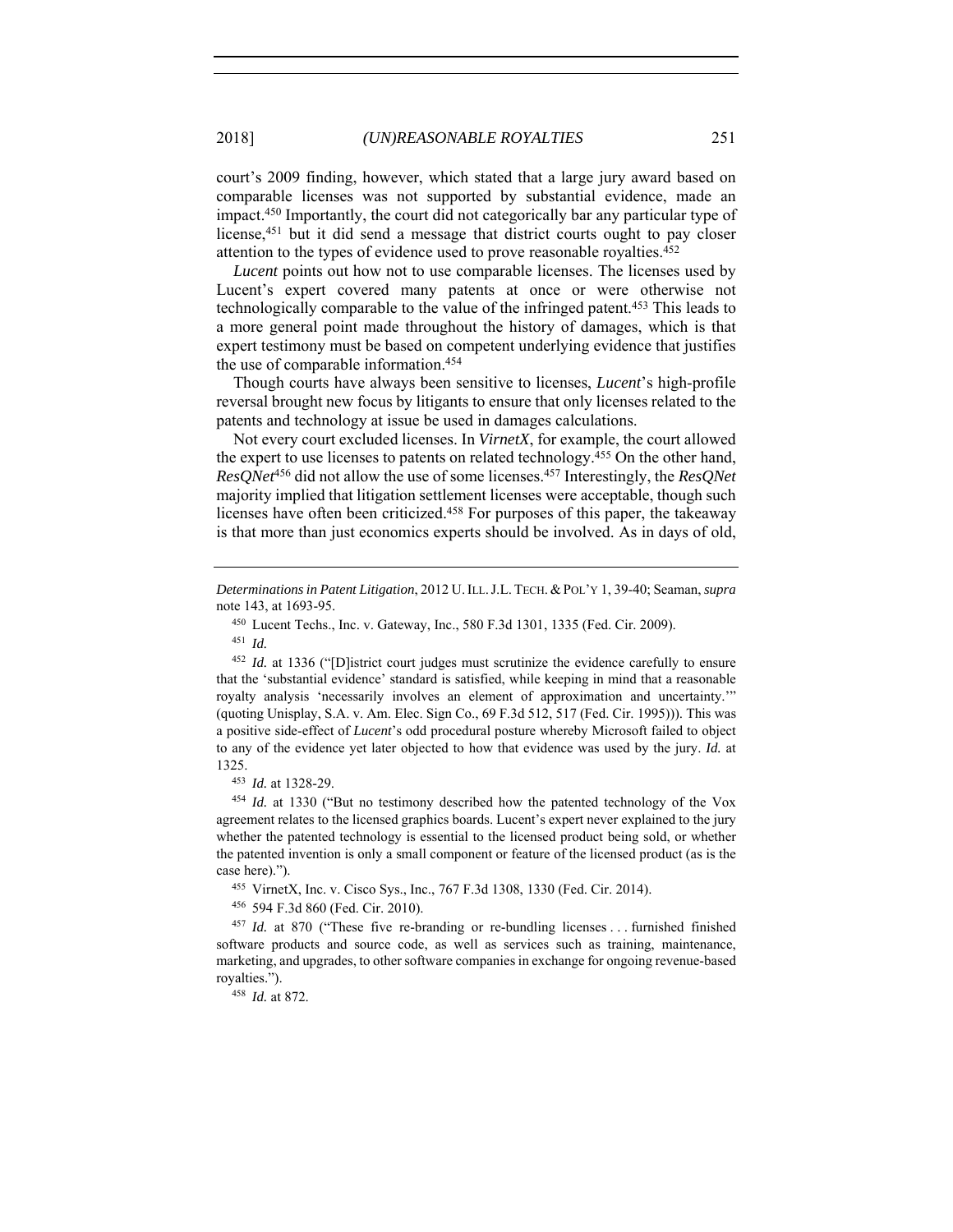court's 2009 finding, however, which stated that a large jury award based on comparable licenses was not supported by substantial evidence, made an impact.[450] Importantly, the court did not categorically bar any particular type of license,[451] but it did send a message that district courts ought to pay closer attention to the types of evidence used to prove reasonable royalties.[452]

*Lucent* points out how not to use comparable licenses. The licenses used by Lucent's expert covered many patents at once or were otherwise not technologically comparable to the value of the infringed patent.[453] This leads to a more general point made throughout the history of damages, which is that expert testimony must be based on competent underlying evidence that justifies the use of comparable information.[454]

Though courts have always been sensitive to licenses, *Lucent*'s high-profile reversal brought new focus by litigants to ensure that only licenses related to the patents and technology at issue be used in damages calculations.

Not every court excluded licenses. In *VirnetX*, for example, the court allowed the expert to use licenses to patents on related technology.[455] On the other hand, *ResQNet*[456] did not allow the use of some licenses.[457] Interestingly, the *ResQNet* majority implied that litigation settlement licenses were acceptable, though such licenses have often been criticized.[458] For purposes of this paper, the takeaway is that more than just economics experts should be involved. As in days of old,

---

*Determinations in Patent Litigation*, 2012 U. ILL. J.L. TECH. & POL'Y 1, 39-40; Seaman, *supra* note 143, at 1693-95.

[450] Lucent Techs., Inc. v. Gateway, Inc., 580 F.3d 1301, 1335 (Fed. Cir. 2009).

[451] *Id.*

[452] *Id.* at 1336 ("[D]istrict court judges must scrutinize the evidence carefully to ensure that the 'substantial evidence' standard is satisfied, while keeping in mind that a reasonable royalty analysis 'necessarily involves an element of approximation and uncertainty.'" (quoting Unisplay, S.A. v. Am. Elec. Sign Co., 69 F.3d 512, 517 (Fed. Cir. 1995))). This was a positive side-effect of *Lucent*'s odd procedural posture whereby Microsoft failed to object to any of the evidence yet later objected to how that evidence was used by the jury. *Id.* at 1325.

[453] *Id.* at 1328-29.

[454] *Id.* at 1330 ("But no testimony described how the patented technology of the Vox agreement relates to the licensed graphics boards. Lucent's expert never explained to the jury whether the patented technology is essential to the licensed product being sold, or whether the patented invention is only a small component or feature of the licensed product (as is the case here).").

[455] VirnetX, Inc. v. Cisco Sys., Inc., 767 F.3d 1308, 1330 (Fed. Cir. 2014).

[456] 594 F.3d 860 (Fed. Cir. 2010).

[457] *Id.* at 870 ("These five re-branding or re-bundling licenses . . . furnished finished software products and source code, as well as services such as training, maintenance, marketing, and upgrades, to other software companies in exchange for ongoing revenue-based royalties.").

[458] *Id.* at 872.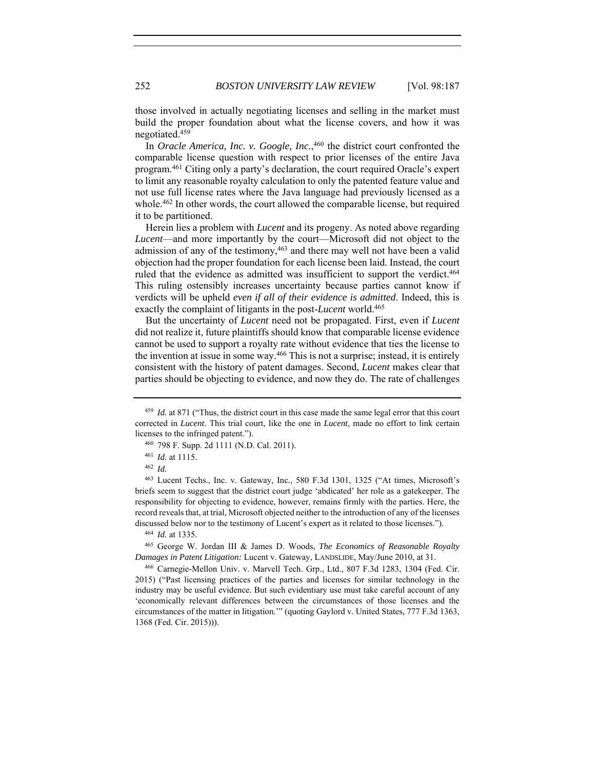those involved in actually negotiating licenses and selling in the market must build the proper foundation about what the license covers, and how it was negotiated.[459]

In *Oracle America, Inc. v. Google, Inc.*,[460] the district court confronted the comparable license question with respect to prior licenses of the entire Java program.[461] Citing only a party's declaration, the court required Oracle's expert to limit any reasonable royalty calculation to only the patented feature value and not use full license rates where the Java language had previously licensed as a whole.[462] In other words, the court allowed the comparable license, but required it to be partitioned.

Herein lies a problem with *Lucent* and its progeny. As noted above regarding *Lucent*—and more importantly by the court—Microsoft did not object to the admission of any of the testimony,[463] and there may well not have been a valid objection had the proper foundation for each license been laid. Instead, the court ruled that the evidence as admitted was insufficient to support the verdict.[464] This ruling ostensibly increases uncertainty because parties cannot know if verdicts will be upheld *even if all of their evidence is admitted*. Indeed, this is exactly the complaint of litigants in the post-*Lucent* world.[465]

But the uncertainty of *Lucent* need not be propagated. First, even if *Lucent* did not realize it, future plaintiffs should know that comparable license evidence cannot be used to support a royalty rate without evidence that ties the license to the invention at issue in some way.[466] This is not a surprise; instead, it is entirely consistent with the history of patent damages. Second, *Lucent* makes clear that parties should be objecting to evidence, and now they do. The rate of challenges

---

[459] *Id.* at 871 ("Thus, the district court in this case made the same legal error that this court corrected in *Lucent*. This trial court, like the one in *Lucent*, made no effort to link certain licenses to the infringed patent.").

[460] 798 F. Supp. 2d 1111 (N.D. Cal. 2011).

[461] *Id.* at 1115.

[462] *Id.*

[463] Lucent Techs., Inc. v. Gateway, Inc., 580 F.3d 1301, 1325 ("At times, Microsoft's briefs seem to suggest that the district court judge 'abdicated' her role as a gatekeeper. The responsibility for objecting to evidence, however, remains firmly with the parties. Here, the record reveals that, at trial, Microsoft objected neither to the introduction of any of the licenses discussed below nor to the testimony of Lucent's expert as it related to those licenses.").

[464] *Id.* at 1335.

[465] George W. Jordan III & James D. Woods, *The Economics of Reasonable Royalty Damages in Patent Litigation:* Lucent v. Gateway, LANDSLIDE, May/June 2010, at 31.

[466] Carnegie-Mellon Univ. v. Marvell Tech. Grp., Ltd., 807 F.3d 1283, 1304 (Fed. Cir. 2015) ("Past licensing practices of the parties and licenses for similar technology in the industry may be useful evidence. But such evidentiary use must take careful account of any 'economically relevant differences between the circumstances of those licenses and the circumstances of the matter in litigation.'" (quoting Gaylord v. United States, 777 F.3d 1363, 1368 (Fed. Cir. 2015))).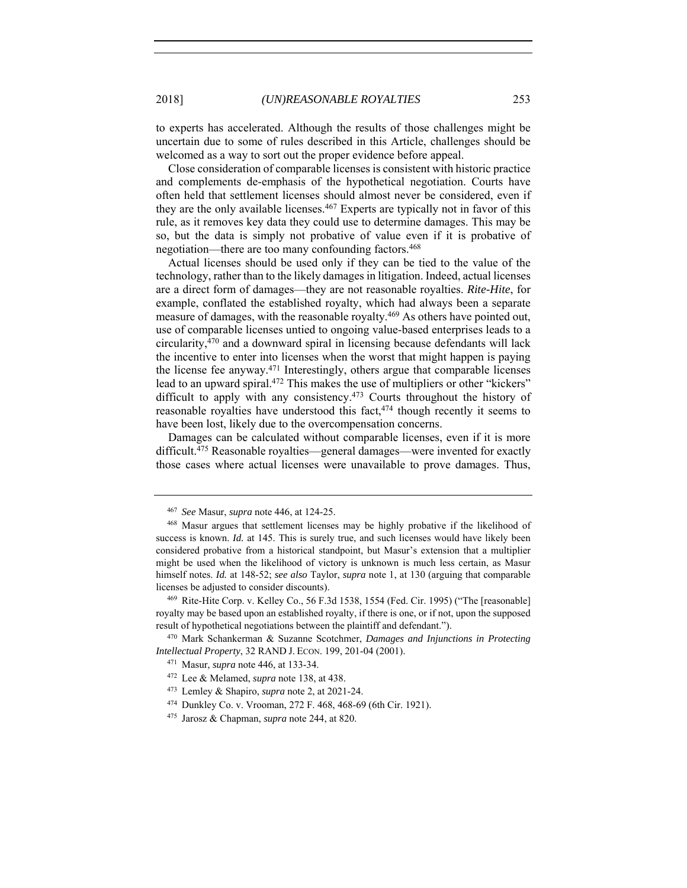to experts has accelerated. Although the results of those challenges might be uncertain due to some of rules described in this Article, challenges should be welcomed as a way to sort out the proper evidence before appeal.

Close consideration of comparable licenses is consistent with historic practice and complements de-emphasis of the hypothetical negotiation. Courts have often held that settlement licenses should almost never be considered, even if they are the only available licenses.[467] Experts are typically not in favor of this rule, as it removes key data they could use to determine damages. This may be so, but the data is simply not probative of value even if it is probative of negotiation—there are too many confounding factors.[468]

Actual licenses should be used only if they can be tied to the value of the technology, rather than to the likely damages in litigation. Indeed, actual licenses are a direct form of damages—they are not reasonable royalties. *Rite-Hite*, for example, conflated the established royalty, which had always been a separate measure of damages, with the reasonable royalty.[469] As others have pointed out, use of comparable licenses untied to ongoing value-based enterprises leads to a circularity,[470] and a downward spiral in licensing because defendants will lack the incentive to enter into licenses when the worst that might happen is paying the license fee anyway.[471] Interestingly, others argue that comparable licenses lead to an upward spiral.[472] This makes the use of multipliers or other "kickers" difficult to apply with any consistency.[473] Courts throughout the history of reasonable royalties have understood this fact,[474] though recently it seems to have been lost, likely due to the overcompensation concerns.

Damages can be calculated without comparable licenses, even if it is more difficult.[475] Reasonable royalties—general damages—were invented for exactly those cases where actual licenses were unavailable to prove damages. Thus,

---

[467] *See* Masur, *supra* note 446, at 124-25.

[468] Masur argues that settlement licenses may be highly probative if the likelihood of success is known. *Id.* at 145. This is surely true, and such licenses would have likely been considered probative from a historical standpoint, but Masur's extension that a multiplier might be used when the likelihood of victory is unknown is much less certain, as Masur himself notes. *Id.* at 148-52; *see also* Taylor, *supra* note 1, at 130 (arguing that comparable licenses be adjusted to consider discounts).

[469] Rite-Hite Corp. v. Kelley Co., 56 F.3d 1538, 1554 (Fed. Cir. 1995) ("The [reasonable] royalty may be based upon an established royalty, if there is one, or if not, upon the supposed result of hypothetical negotiations between the plaintiff and defendant.").

[470] Mark Schankerman & Suzanne Scotchmer, *Damages and Injunctions in Protecting Intellectual Property*, 32 RAND J. ECON. 199, 201-04 (2001).

[471] Masur, *supra* note 446, at 133-34.

[472] Lee & Melamed, *supra* note 138, at 438.

[473] Lemley & Shapiro, *supra* note 2, at 2021-24.

[474] Dunkley Co. v. Vrooman, 272 F. 468, 468-69 (6th Cir. 1921).

[475] Jarosz & Chapman, *supra* note 244, at 820.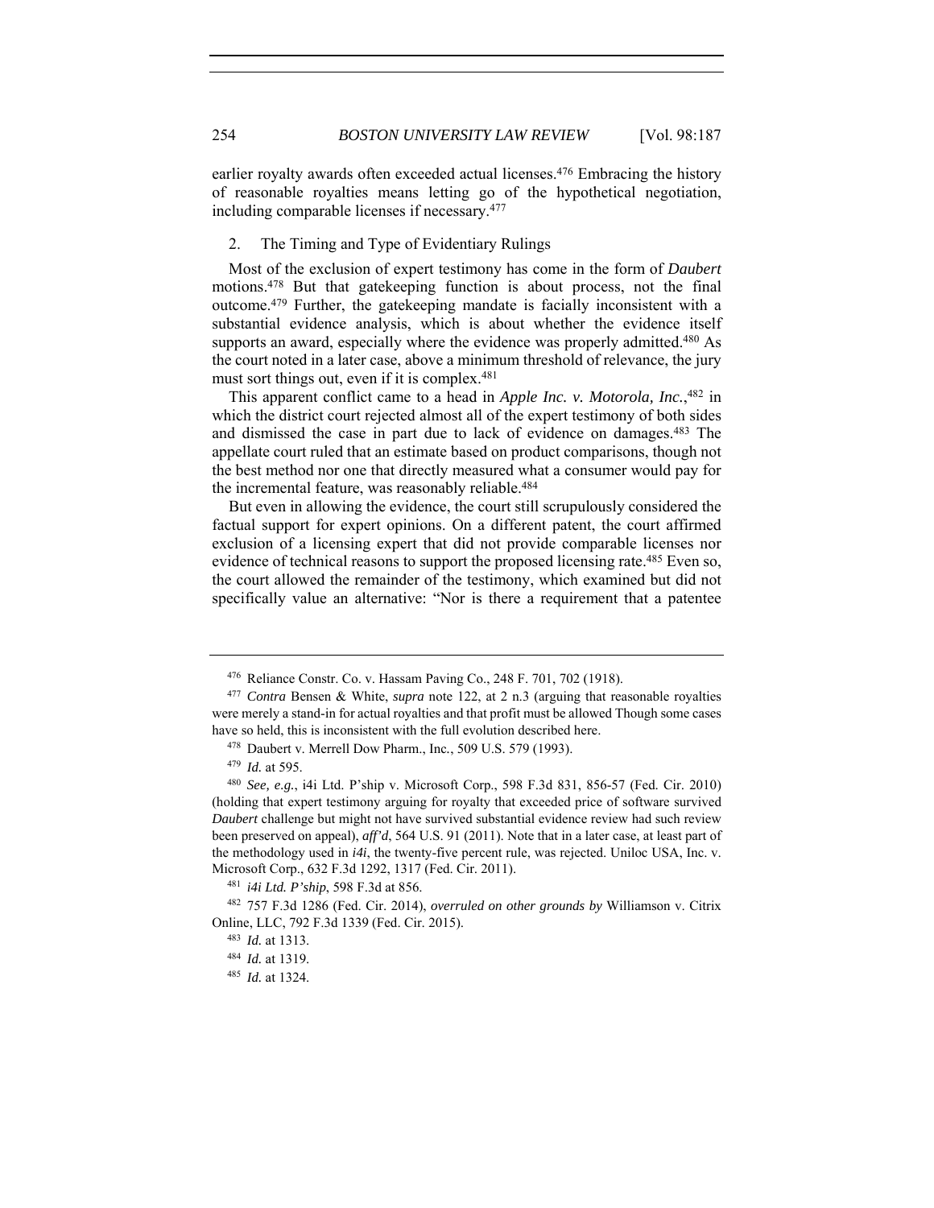earlier royalty awards often exceeded actual licenses.[476] Embracing the history of reasonable royalties means letting go of the hypothetical negotiation, including comparable licenses if necessary.[477]

### 2. The Timing and Type of Evidentiary Rulings

Most of the exclusion of expert testimony has come in the form of *Daubert* motions.[478] But that gatekeeping function is about process, not the final outcome.[479] Further, the gatekeeping mandate is facially inconsistent with a substantial evidence analysis, which is about whether the evidence itself supports an award, especially where the evidence was properly admitted.[480] As the court noted in a later case, above a minimum threshold of relevance, the jury must sort things out, even if it is complex.[481]

This apparent conflict came to a head in *Apple Inc. v. Motorola, Inc.*,[482] in which the district court rejected almost all of the expert testimony of both sides and dismissed the case in part due to lack of evidence on damages.[483] The appellate court ruled that an estimate based on product comparisons, though not the best method nor one that directly measured what a consumer would pay for the incremental feature, was reasonably reliable.[484]

But even in allowing the evidence, the court still scrupulously considered the factual support for expert opinions. On a different patent, the court affirmed exclusion of a licensing expert that did not provide comparable licenses nor evidence of technical reasons to support the proposed licensing rate.[485] Even so, the court allowed the remainder of the testimony, which examined but did not specifically value an alternative: "Nor is there a requirement that a patentee

---

[476] Reliance Constr. Co. v. Hassam Paving Co., 248 F. 701, 702 (1918).

[477] *Contra* Bensen & White, *supra* note 122, at 2 n.3 (arguing that reasonable royalties were merely a stand-in for actual royalties and that profit must be allowed Though some cases have so held, this is inconsistent with the full evolution described here.

[478] Daubert v. Merrell Dow Pharm., Inc., 509 U.S. 579 (1993).

[479] *Id.* at 595.

[480] *See, e.g.*, i4i Ltd. P'ship v. Microsoft Corp., 598 F.3d 831, 856-57 (Fed. Cir. 2010) (holding that expert testimony arguing for royalty that exceeded price of software survived *Daubert* challenge but might not have survived substantial evidence review had such review been preserved on appeal), *aff'd*, 564 U.S. 91 (2011). Note that in a later case, at least part of the methodology used in *i4i*, the twenty-five percent rule, was rejected. Uniloc USA, Inc. v. Microsoft Corp., 632 F.3d 1292, 1317 (Fed. Cir. 2011).

[481] *i4i Ltd. P'ship*, 598 F.3d at 856.

[482] 757 F.3d 1286 (Fed. Cir. 2014), *overruled on other grounds by* Williamson v. Citrix Online, LLC, 792 F.3d 1339 (Fed. Cir. 2015).

[483] *Id.* at 1313.

[484] *Id.* at 1319.

[485] *Id.* at 1324.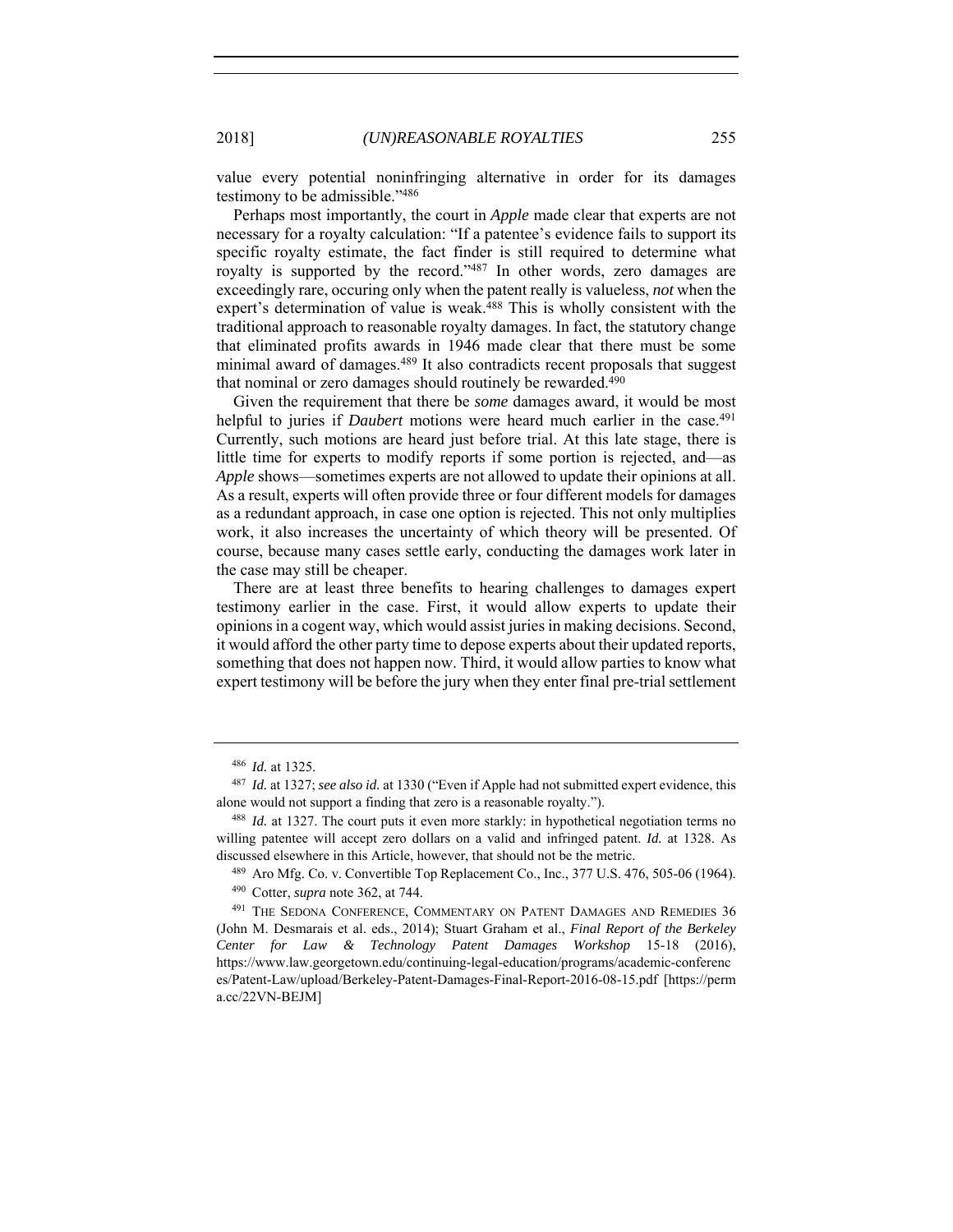value every potential noninfringing alternative in order for its damages testimony to be admissible."[486]

Perhaps most importantly, the court in *Apple* made clear that experts are not necessary for a royalty calculation: "If a patentee's evidence fails to support its specific royalty estimate, the fact finder is still required to determine what royalty is supported by the record."[487] In other words, zero damages are exceedingly rare, occuring only when the patent really is valueless, *not* when the expert's determination of value is weak.[488] This is wholly consistent with the traditional approach to reasonable royalty damages. In fact, the statutory change that eliminated profits awards in 1946 made clear that there must be some minimal award of damages.[489] It also contradicts recent proposals that suggest that nominal or zero damages should routinely be rewarded.[490]

Given the requirement that there be *some* damages award, it would be most helpful to juries if *Daubert* motions were heard much earlier in the case.[491] Currently, such motions are heard just before trial. At this late stage, there is little time for experts to modify reports if some portion is rejected, and—as *Apple* shows—sometimes experts are not allowed to update their opinions at all. As a result, experts will often provide three or four different models for damages as a redundant approach, in case one option is rejected. This not only multiplies work, it also increases the uncertainty of which theory will be presented. Of course, because many cases settle early, conducting the damages work later in the case may still be cheaper.

There are at least three benefits to hearing challenges to damages expert testimony earlier in the case. First, it would allow experts to update their opinions in a cogent way, which would assist juries in making decisions. Second, it would afford the other party time to depose experts about their updated reports, something that does not happen now. Third, it would allow parties to know what expert testimony will be before the jury when they enter final pre-trial settlement

---

[486] *Id.* at 1325.

[487] *Id.* at 1327; *see also id.* at 1330 ("Even if Apple had not submitted expert evidence, this alone would not support a finding that zero is a reasonable royalty.").

[488] *Id.* at 1327. The court puts it even more starkly: in hypothetical negotiation terms no willing patentee will accept zero dollars on a valid and infringed patent. *Id.* at 1328. As discussed elsewhere in this Article, however, that should not be the metric.

[489] Aro Mfg. Co. v. Convertible Top Replacement Co., Inc., 377 U.S. 476, 505-06 (1964).

[490] Cotter, *supra* note 362, at 744.

[491] THE SEDONA CONFERENCE, COMMENTARY ON PATENT DAMAGES AND REMEDIES 36 (John M. Desmarais et al. eds., 2014); Stuart Graham et al., *Final Report of the Berkeley Center for Law & Technology Patent Damages Workshop* 15-18 (2016), https://www.law.georgetown.edu/continuing-legal-education/programs/academic-conferences/Patent-Law/upload/Berkeley-Patent-Damages-Final-Report-2016-08-15.pdf [https://perma.cc/22VN-BEJM]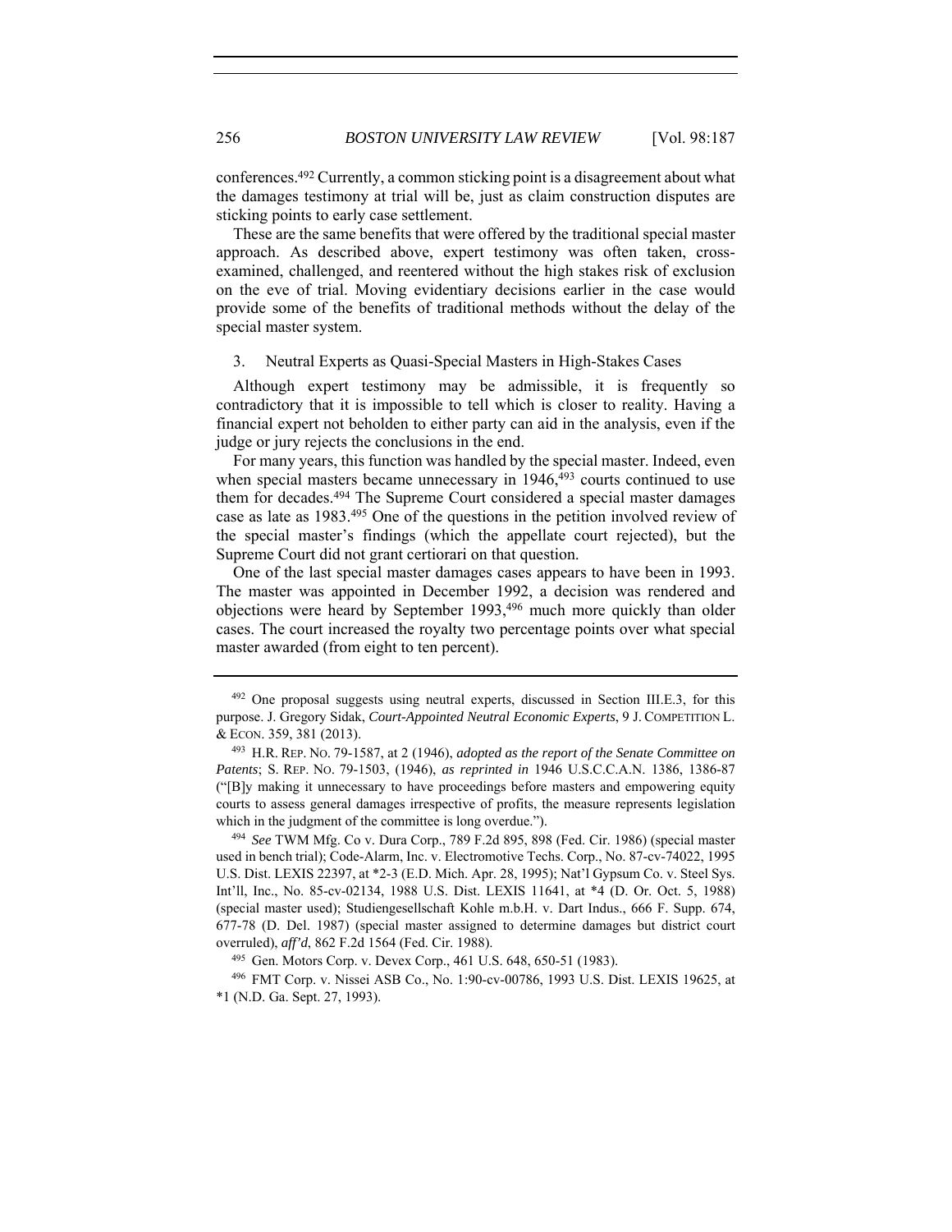conferences.[492] Currently, a common sticking point is a disagreement about what the damages testimony at trial will be, just as claim construction disputes are sticking points to early case settlement.

These are the same benefits that were offered by the traditional special master approach. As described above, expert testimony was often taken, cross-examined, challenged, and reentered without the high stakes risk of exclusion on the eve of trial. Moving evidentiary decisions earlier in the case would provide some of the benefits of traditional methods without the delay of the special master system.

### 3. Neutral Experts as Quasi-Special Masters in High-Stakes Cases

Although expert testimony may be admissible, it is frequently so contradictory that it is impossible to tell which is closer to reality. Having a financial expert not beholden to either party can aid in the analysis, even if the judge or jury rejects the conclusions in the end.

For many years, this function was handled by the special master. Indeed, even when special masters became unnecessary in 1946,[493] courts continued to use them for decades.[494] The Supreme Court considered a special master damages case as late as 1983.[495] One of the questions in the petition involved review of the special master's findings (which the appellate court rejected), but the Supreme Court did not grant certiorari on that question.

One of the last special master damages cases appears to have been in 1993. The master was appointed in December 1992, a decision was rendered and objections were heard by September 1993,[496] much more quickly than older cases. The court increased the royalty two percentage points over what special master awarded (from eight to ten percent).

---

[492] One proposal suggests using neutral experts, discussed in Section III.E.3, for this purpose. J. Gregory Sidak, *Court-Appointed Neutral Economic Experts*, 9 J. COMPETITION L. & ECON. 359, 381 (2013).

[493] H.R. REP. NO. 79-1587, at 2 (1946), *adopted as the report of the Senate Committee on Patents*; S. REP. NO. 79-1503, (1946), *as reprinted in* 1946 U.S.C.C.A.N. 1386, 1386-87 ("[B]y making it unnecessary to have proceedings before masters and empowering equity courts to assess general damages irrespective of profits, the measure represents legislation which in the judgment of the committee is long overdue.").

[494] *See* TWM Mfg. Co v. Dura Corp., 789 F.2d 895, 898 (Fed. Cir. 1986) (special master used in bench trial); Code-Alarm, Inc. v. Electromotive Techs. Corp., No. 87-cv-74022, 1995 U.S. Dist. LEXIS 22397, at *2-3 (E.D. Mich. Apr. 28, 1995); Nat'l Gypsum Co. v. Steel Sys. Int'll, Inc., No. 85-cv-02134, 1988 U.S. Dist. LEXIS 11641, at *4 (D. Or. Oct. 5, 1988) (special master used); Studiengesellschaft Kohle m.b.H. v. Dart Indus., 666 F. Supp. 674, 677-78 (D. Del. 1987) (special master assigned to determine damages but district court overruled), *aff'd*, 862 F.2d 1564 (Fed. Cir. 1988).

[495] Gen. Motors Corp. v. Devex Corp., 461 U.S. 648, 650-51 (1983).

[496] FMT Corp. v. Nissei ASB Co., No. 1:90-cv-00786, 1993 U.S. Dist. LEXIS 19625, at *1 (N.D. Ga. Sept. 27, 1993).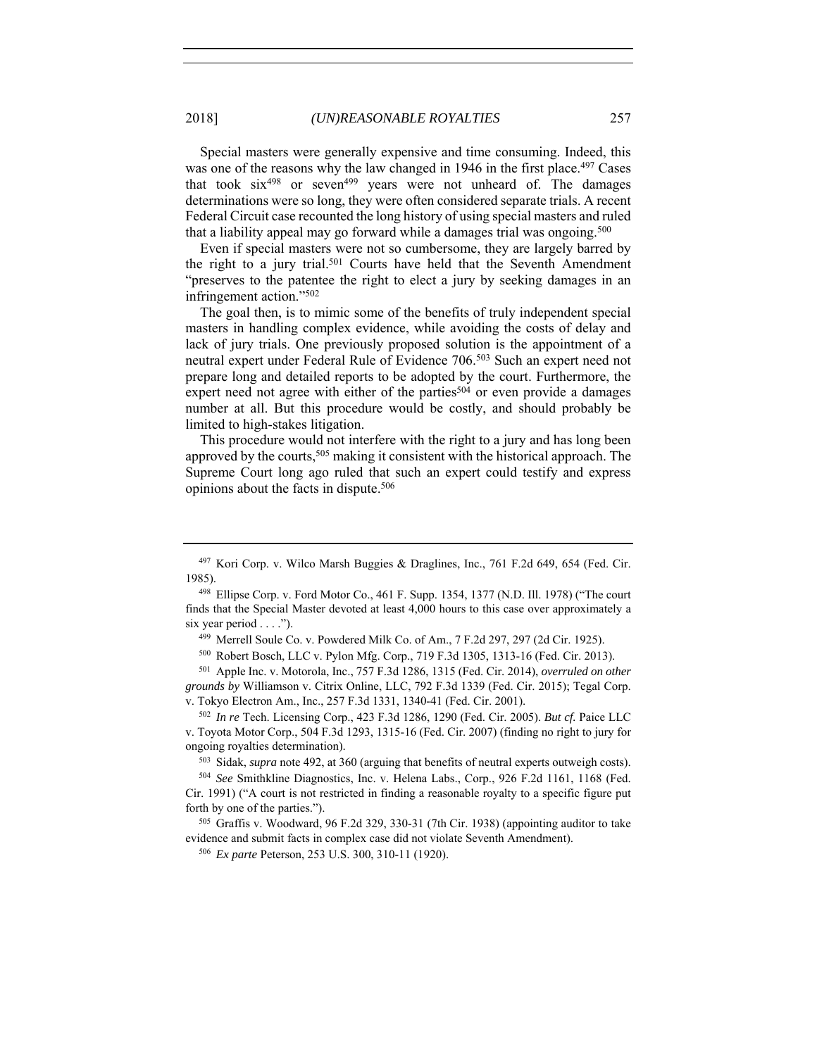Special masters were generally expensive and time consuming. Indeed, this was one of the reasons why the law changed in 1946 in the first place.[497] Cases that took six[498] or seven[499] years were not unheard of. The damages determinations were so long, they were often considered separate trials. A recent Federal Circuit case recounted the long history of using special masters and ruled that a liability appeal may go forward while a damages trial was ongoing.[500]

Even if special masters were not so cumbersome, they are largely barred by the right to a jury trial.[501] Courts have held that the Seventh Amendment "preserves to the patentee the right to elect a jury by seeking damages in an infringement action."[502]

The goal then, is to mimic some of the benefits of truly independent special masters in handling complex evidence, while avoiding the costs of delay and lack of jury trials. One previously proposed solution is the appointment of a neutral expert under Federal Rule of Evidence 706.[503] Such an expert need not prepare long and detailed reports to be adopted by the court. Furthermore, the expert need not agree with either of the parties[504] or even provide a damages number at all. But this procedure would be costly, and should probably be limited to high-stakes litigation.

This procedure would not interfere with the right to a jury and has long been approved by the courts,[505] making it consistent with the historical approach. The Supreme Court long ago ruled that such an expert could testify and express opinions about the facts in dispute.[506]

---

[497] Kori Corp. v. Wilco Marsh Buggies & Draglines, Inc., 761 F.2d 649, 654 (Fed. Cir. 1985).

[498] Ellipse Corp. v. Ford Motor Co., 461 F. Supp. 1354, 1377 (N.D. Ill. 1978) ("The court finds that the Special Master devoted at least 4,000 hours to this case over approximately a six year period . . . .").

[499] Merrell Soule Co. v. Powdered Milk Co. of Am., 7 F.2d 297, 297 (2d Cir. 1925).

[500] Robert Bosch, LLC v. Pylon Mfg. Corp., 719 F.3d 1305, 1313-16 (Fed. Cir. 2013).

[501] Apple Inc. v. Motorola, Inc., 757 F.3d 1286, 1315 (Fed. Cir. 2014), *overruled on other grounds by* Williamson v. Citrix Online, LLC, 792 F.3d 1339 (Fed. Cir. 2015); Tegal Corp. v. Tokyo Electron Am., Inc., 257 F.3d 1331, 1340-41 (Fed. Cir. 2001).

[502] *In re* Tech. Licensing Corp., 423 F.3d 1286, 1290 (Fed. Cir. 2005). *But cf.* Paice LLC v. Toyota Motor Corp., 504 F.3d 1293, 1315-16 (Fed. Cir. 2007) (finding no right to jury for ongoing royalties determination).

[503] Sidak, *supra* note 492, at 360 (arguing that benefits of neutral experts outweigh costs).

[504] *See* Smithkline Diagnostics, Inc. v. Helena Labs., Corp., 926 F.2d 1161, 1168 (Fed. Cir. 1991) ("A court is not restricted in finding a reasonable royalty to a specific figure put forth by one of the parties.").

[505] Graffis v. Woodward, 96 F.2d 329, 330-31 (7th Cir. 1938) (appointing auditor to take evidence and submit facts in complex case did not violate Seventh Amendment).

[506] *Ex parte* Peterson, 253 U.S. 300, 310-11 (1920).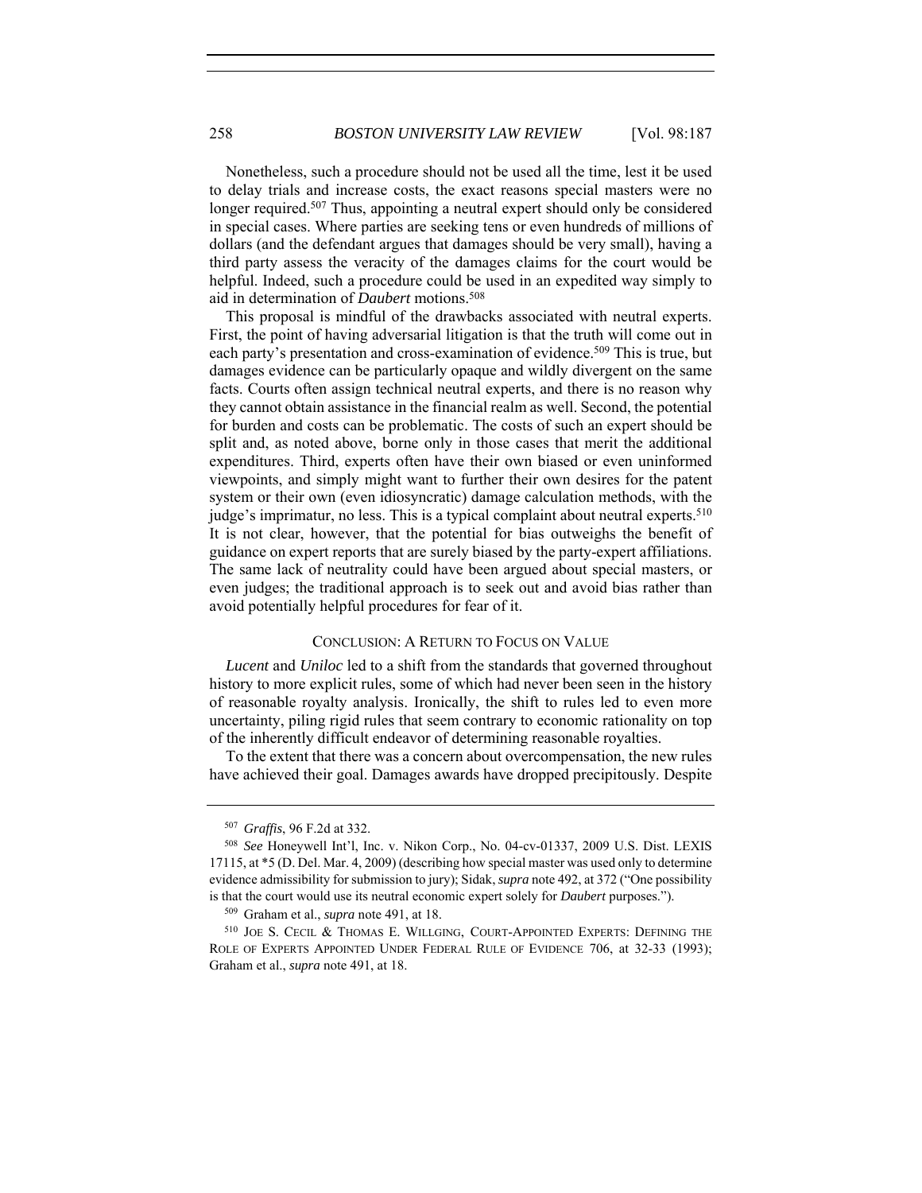Nonetheless, such a procedure should not be used all the time, lest it be used to delay trials and increase costs, the exact reasons special masters were no longer required.[507] Thus, appointing a neutral expert should only be considered in special cases. Where parties are seeking tens or even hundreds of millions of dollars (and the defendant argues that damages should be very small), having a third party assess the veracity of the damages claims for the court would be helpful. Indeed, such a procedure could be used in an expedited way simply to aid in determination of *Daubert* motions.[508]

This proposal is mindful of the drawbacks associated with neutral experts. First, the point of having adversarial litigation is that the truth will come out in each party's presentation and cross-examination of evidence.[509] This is true, but damages evidence can be particularly opaque and wildly divergent on the same facts. Courts often assign technical neutral experts, and there is no reason why they cannot obtain assistance in the financial realm as well. Second, the potential for burden and costs can be problematic. The costs of such an expert should be split and, as noted above, borne only in those cases that merit the additional expenditures. Third, experts often have their own biased or even uninformed viewpoints, and simply might want to further their own desires for the patent system or their own (even idiosyncratic) damage calculation methods, with the judge's imprimatur, no less. This is a typical complaint about neutral experts.[510] It is not clear, however, that the potential for bias outweighs the benefit of guidance on expert reports that are surely biased by the party-expert affiliations. The same lack of neutrality could have been argued about special masters, or even judges; the traditional approach is to seek out and avoid bias rather than avoid potentially helpful procedures for fear of it.

## CONCLUSION: A RETURN TO FOCUS ON VALUE

*Lucent* and *Uniloc* led to a shift from the standards that governed throughout history to more explicit rules, some of which had never been seen in the history of reasonable royalty analysis. Ironically, the shift to rules led to even more uncertainty, piling rigid rules that seem contrary to economic rationality on top of the inherently difficult endeavor of determining reasonable royalties.

To the extent that there was a concern about overcompensation, the new rules have achieved their goal. Damages awards have dropped precipitously. Despite

---

[507] *Graffis*, 96 F.2d at 332.

[508] *See* Honeywell Int'l, Inc. v. Nikon Corp., No. 04-cv-01337, 2009 U.S. Dist. LEXIS 17115, at *5 (D. Del. Mar. 4, 2009) (describing how special master was used only to determine evidence admissibility for submission to jury); Sidak, *supra* note 492, at 372 ("One possibility is that the court would use its neutral economic expert solely for *Daubert* purposes.").

[509] Graham et al., *supra* note 491, at 18.

[510] JOE S. CECIL & THOMAS E. WILLGING, COURT-APPOINTED EXPERTS: DEFINING THE ROLE OF EXPERTS APPOINTED UNDER FEDERAL RULE OF EVIDENCE 706, at 32-33 (1993); Graham et al., *supra* note 491, at 18.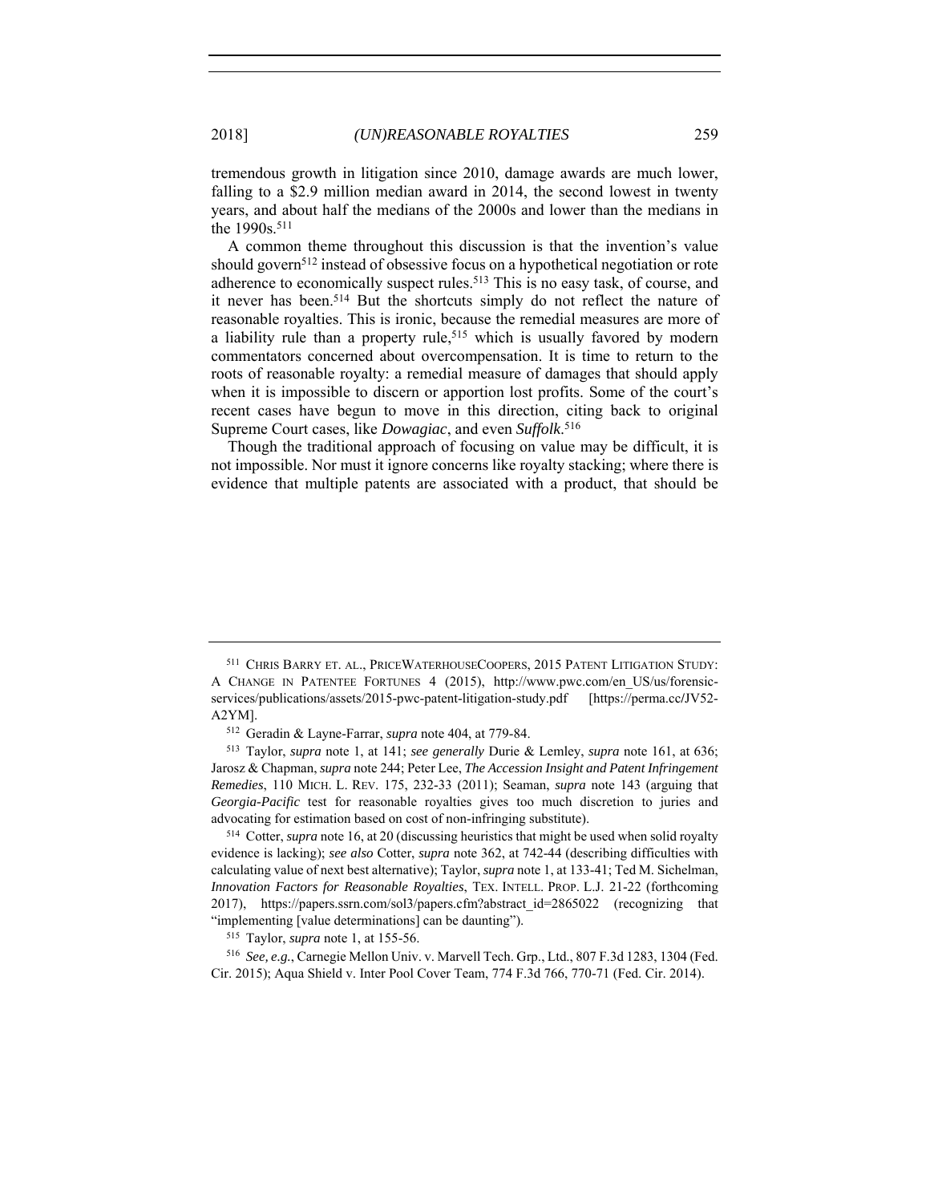tremendous growth in litigation since 2010, damage awards are much lower, falling to a $2.9 million median award in 2014, the second lowest in twenty years, and about half the medians of the 2000s and lower than the medians in the 1990s.[511]

A common theme throughout this discussion is that the invention's value should govern[512] instead of obsessive focus on a hypothetical negotiation or rote adherence to economically suspect rules.[513] This is no easy task, of course, and it never has been.[514] But the shortcuts simply do not reflect the nature of reasonable royalties. This is ironic, because the remedial measures are more of a liability rule than a property rule,[515] which is usually favored by modern commentators concerned about overcompensation. It is time to return to the roots of reasonable royalty: a remedial measure of damages that should apply when it is impossible to discern or apportion lost profits. Some of the court's recent cases have begun to move in this direction, citing back to original Supreme Court cases, like *Dowagiac*, and even *Suffolk*.[516]

Though the traditional approach of focusing on value may be difficult, it is not impossible. Nor must it ignore concerns like royalty stacking; where there is evidence that multiple patents are associated with a product, that should be

---

[511] CHRIS BARRY ET. AL., PRICEWATERHOUSECOOPERS, 2015 PATENT LITIGATION STUDY: A CHANGE IN PATENTEE FORTUNES 4 (2015), http://www.pwc.com/en_US/us/forensic-services/publications/assets/2015-pwc-patent-litigation-study.pdf [https://perma.cc/JV52-A2YM].

[512] Geradin & Layne-Farrar, *supra* note 404, at 779-84.

[513] Taylor, *supra* note 1, at 141; *see generally* Durie & Lemley, *supra* note 161, at 636; Jarosz & Chapman, *supra* note 244; Peter Lee, *The Accession Insight and Patent Infringement Remedies*, 110 MICH. L. REV. 175, 232-33 (2011); Seaman, *supra* note 143 (arguing that *Georgia-Pacific* test for reasonable royalties gives too much discretion to juries and advocating for estimation based on cost of non-infringing substitute).

[514] Cotter, *supra* note 16, at 20 (discussing heuristics that might be used when solid royalty evidence is lacking); *see also* Cotter, *supra* note 362, at 742-44 (describing difficulties with calculating value of next best alternative); Taylor, *supra* note 1, at 133-41; Ted M. Sichelman, *Innovation Factors for Reasonable Royalties*, TEX. INTELL. PROP. L.J. 21-22 (forthcoming 2017), https://papers.ssrn.com/sol3/papers.cfm?abstract_id=2865022 (recognizing that "implementing [value determinations] can be daunting").

[515] Taylor, *supra* note 1, at 155-56.

[516] *See, e.g.*, Carnegie Mellon Univ. v. Marvell Tech. Grp., Ltd., 807 F.3d 1283, 1304 (Fed. Cir. 2015); Aqua Shield v. Inter Pool Cover Team, 774 F.3d 766, 770-71 (Fed. Cir. 2014).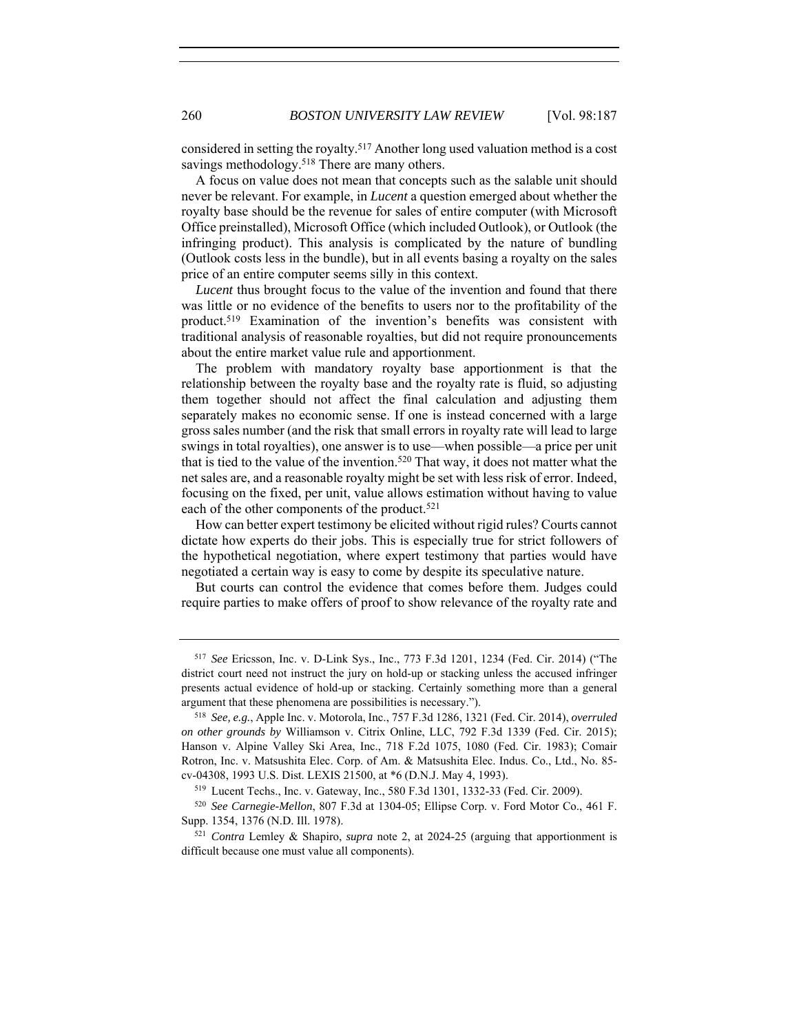considered in setting the royalty.[517] Another long used valuation method is a cost savings methodology.[518] There are many others.

A focus on value does not mean that concepts such as the salable unit should never be relevant. For example, in *Lucent* a question emerged about whether the royalty base should be the revenue for sales of entire computer (with Microsoft Office preinstalled), Microsoft Office (which included Outlook), or Outlook (the infringing product). This analysis is complicated by the nature of bundling (Outlook costs less in the bundle), but in all events basing a royalty on the sales price of an entire computer seems silly in this context.

*Lucent* thus brought focus to the value of the invention and found that there was little or no evidence of the benefits to users nor to the profitability of the product.[519] Examination of the invention's benefits was consistent with traditional analysis of reasonable royalties, but did not require pronouncements about the entire market value rule and apportionment.

The problem with mandatory royalty base apportionment is that the relationship between the royalty base and the royalty rate is fluid, so adjusting them together should not affect the final calculation and adjusting them separately makes no economic sense. If one is instead concerned with a large gross sales number (and the risk that small errors in royalty rate will lead to large swings in total royalties), one answer is to use—when possible—a price per unit that is tied to the value of the invention.[520] That way, it does not matter what the net sales are, and a reasonable royalty might be set with less risk of error. Indeed, focusing on the fixed, per unit, value allows estimation without having to value each of the other components of the product.[521]

How can better expert testimony be elicited without rigid rules? Courts cannot dictate how experts do their jobs. This is especially true for strict followers of the hypothetical negotiation, where expert testimony that parties would have negotiated a certain way is easy to come by despite its speculative nature.

But courts can control the evidence that comes before them. Judges could require parties to make offers of proof to show relevance of the royalty rate and

---

[517] *See* Ericsson, Inc. v. D-Link Sys., Inc., 773 F.3d 1201, 1234 (Fed. Cir. 2014) ("The district court need not instruct the jury on hold-up or stacking unless the accused infringer presents actual evidence of hold-up or stacking. Certainly something more than a general argument that these phenomena are possibilities is necessary.").

[518] *See, e.g.*, Apple Inc. v. Motorola, Inc., 757 F.3d 1286, 1321 (Fed. Cir. 2014), *overruled on other grounds by* Williamson v. Citrix Online, LLC, 792 F.3d 1339 (Fed. Cir. 2015); Hanson v. Alpine Valley Ski Area, Inc., 718 F.2d 1075, 1080 (Fed. Cir. 1983); Comair Rotron, Inc. v. Matsushita Elec. Corp. of Am. & Matsushita Elec. Indus. Co., Ltd., No. 85-cv-04308, 1993 U.S. Dist. LEXIS 21500, at *6 (D.N.J. May 4, 1993).

[519] Lucent Techs., Inc. v. Gateway, Inc., 580 F.3d 1301, 1332-33 (Fed. Cir. 2009).

[520] *See Carnegie-Mellon*, 807 F.3d at 1304-05; Ellipse Corp. v. Ford Motor Co., 461 F. Supp. 1354, 1376 (N.D. Ill. 1978).

[521] *Contra* Lemley & Shapiro, *supra* note 2, at 2024-25 (arguing that apportionment is difficult because one must value all components).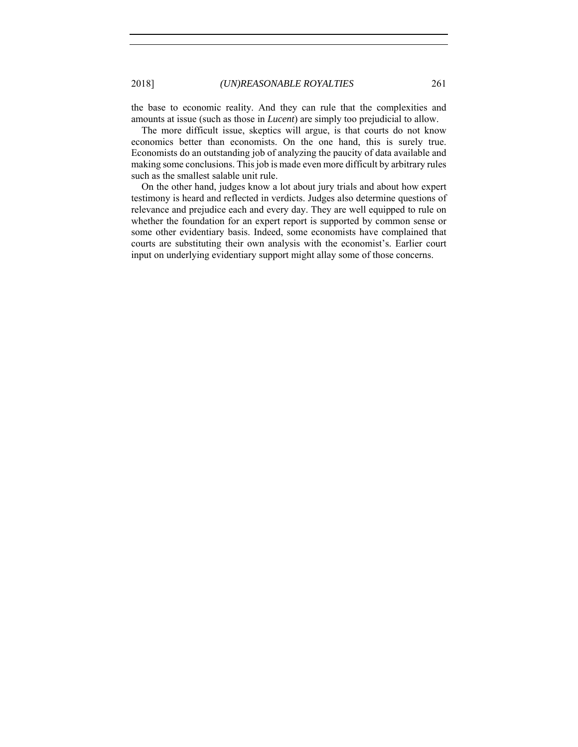the base to economic reality. And they can rule that the complexities and amounts at issue (such as those in *Lucent*) are simply too prejudicial to allow.

The more difficult issue, skeptics will argue, is that courts do not know economics better than economists. On the one hand, this is surely true. Economists do an outstanding job of analyzing the paucity of data available and making some conclusions. This job is made even more difficult by arbitrary rules such as the smallest salable unit rule.

On the other hand, judges know a lot about jury trials and about how expert testimony is heard and reflected in verdicts. Judges also determine questions of relevance and prejudice each and every day. They are well equipped to rule on whether the foundation for an expert report is supported by common sense or some other evidentiary basis. Indeed, some economists have complained that courts are substituting their own analysis with the economist's. Earlier court input on underlying evidentiary support might allay some of those concerns.